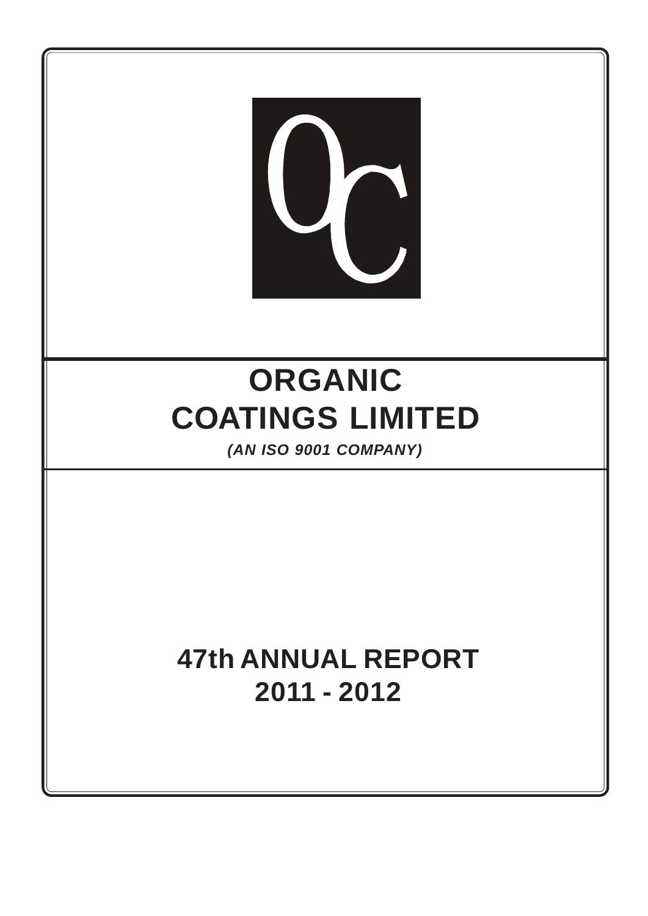# ORGANIC COATINGS LIMITED

***(AN ISO 9001 COMPANY)***

## 47th ANNUAL REPORT 2011 - 2012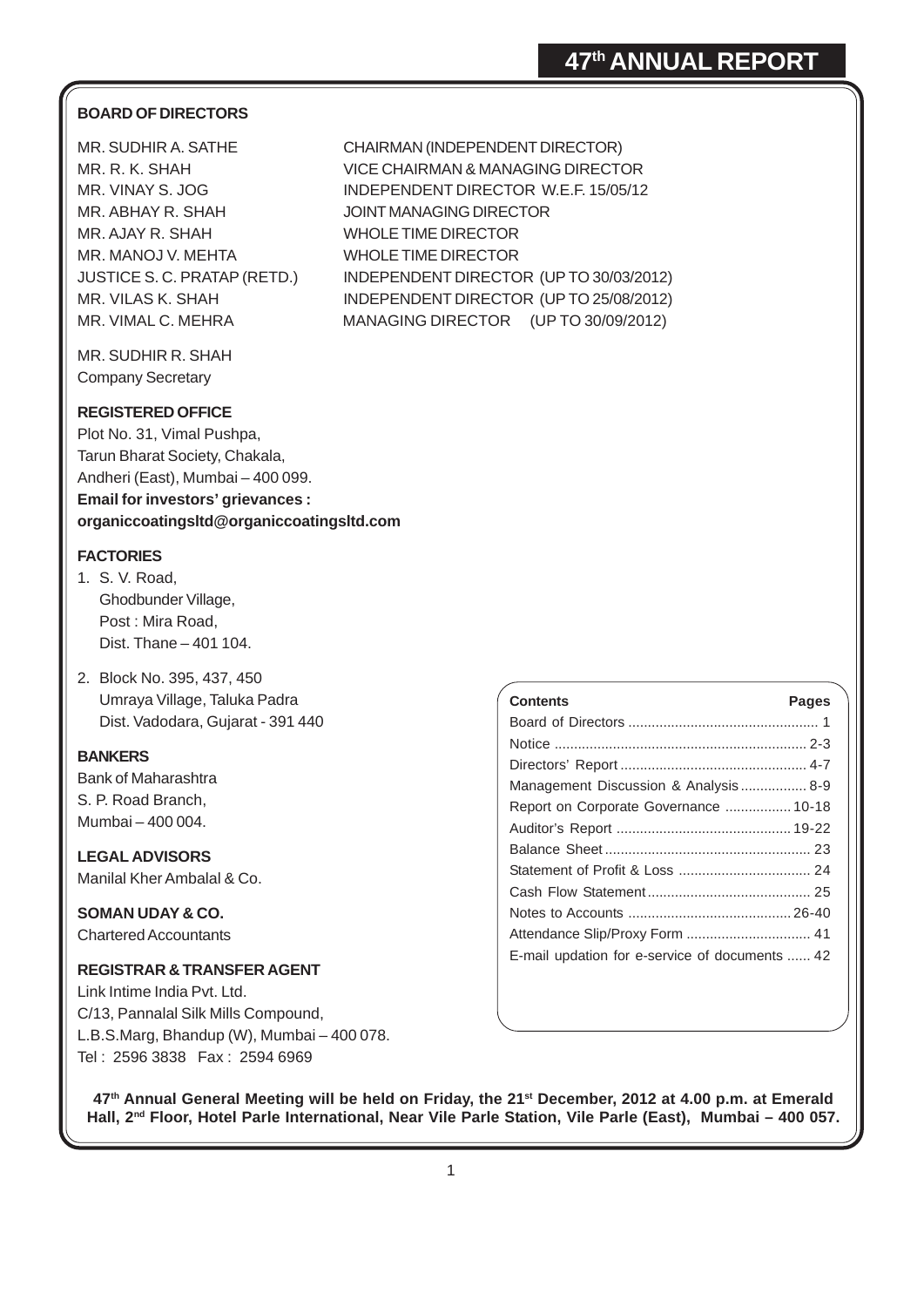# 47th ANNUAL REPORT

## BOARD OF DIRECTORS

| | |
|---|---|
| MR. SUDHIR A. SATHE | CHAIRMAN (INDEPENDENT DIRECTOR) |
| MR. R. K. SHAH | VICE CHAIRMAN & MANAGING DIRECTOR |
| MR. VINAY S. JOG | INDEPENDENT DIRECTOR W.E.F. 15/05/12 |
| MR. ABHAY R. SHAH | JOINT MANAGING DIRECTOR |
| MR. AJAY R. SHAH | WHOLE TIME DIRECTOR |
| MR. MANOJ V. MEHTA | WHOLE TIME DIRECTOR |
| JUSTICE S. C. PRATAP (RETD.) | INDEPENDENT DIRECTOR (UP TO 30/03/2012) |
| MR. VILAS K. SHAH | INDEPENDENT DIRECTOR (UP TO 25/08/2012) |
| MR. VIMAL C. MEHRA | MANAGING DIRECTOR (UP TO 30/09/2012) |

MR. SUDHIR R. SHAH
Company Secretary

## REGISTERED OFFICE

Plot No. 31, Vimal Pushpa,
Tarun Bharat Society, Chakala,
Andheri (East), Mumbai – 400 099.

**Email for investors' grievances :**
**organiccoatingsltd@organiccoatingsltd.com**

## FACTORIES

1. S. V. Road,
   Ghodbunder Village,
   Post : Mira Road,
   Dist. Thane – 401 104.
2. Block No. 395, 437, 450
   Umraya Village, Taluka Padra
   Dist. Vadodara, Gujarat - 391 440

## BANKERS

Bank of Maharashtra
S. P. Road Branch,
Mumbai – 400 004.

## LEGAL ADVISORS

Manilal Kher Ambalal & Co.

## SOMAN UDAY & CO.

Chartered Accountants

## REGISTRAR & TRANSFER AGENT

Link Intime India Pvt. Ltd.
C/13, Pannalal Silk Mills Compound,
L.B.S.Marg, Bhandup (W), Mumbai – 400 078.
Tel : 2596 3838 Fax : 2594 6969

| Contents | Pages |
|---|---|
| Board of Directors | 1 |
| Notice | 2-3 |
| Directors' Report | 4-7 |
| Management Discussion & Analysis | 8-9 |
| Report on Corporate Governance | 10-18 |
| Auditor's Report | 19-22 |
| Balance Sheet | 23 |
| Statement of Profit & Loss | 24 |
| Cash Flow Statement | 25 |
| Notes to Accounts | 26-40 |
| Attendance Slip/Proxy Form | 41 |
| E-mail updation for e-service of documents | 42 |

**47th Annual General Meeting will be held on Friday, the 21st December, 2012 at 4.00 p.m. at Emerald Hall, 2nd Floor, Hotel Parle International, Near Vile Parle Station, Vile Parle (East), Mumbai – 400 057.**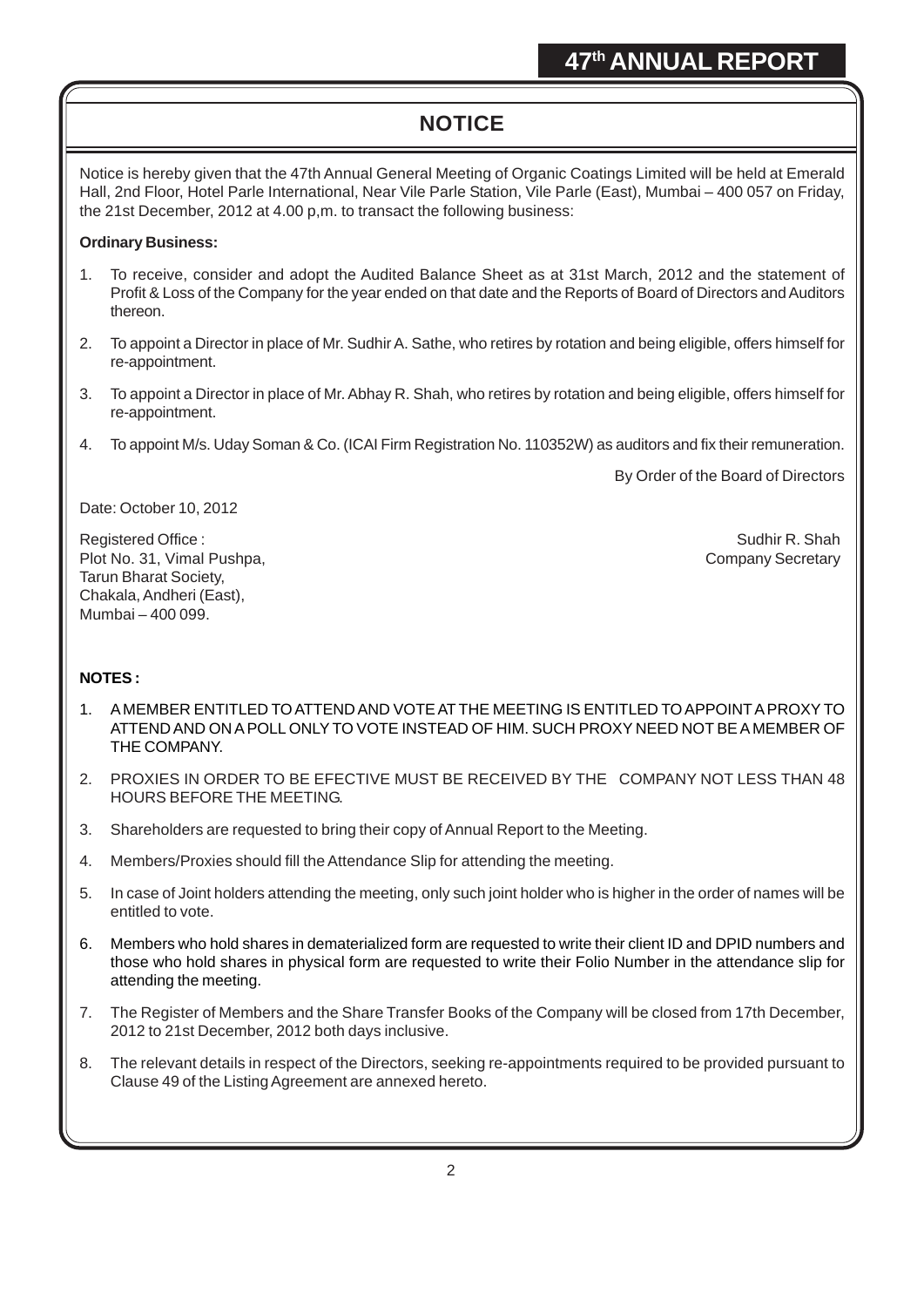# NOTICE

Notice is hereby given that the 47th Annual General Meeting of Organic Coatings Limited will be held at Emerald Hall, 2nd Floor, Hotel Parle International, Near Vile Parle Station, Vile Parle (East), Mumbai – 400 057 on Friday, the 21st December, 2012 at 4.00 p,m. to transact the following business:

**Ordinary Business:**

1. To receive, consider and adopt the Audited Balance Sheet as at 31st March, 2012 and the statement of Profit & Loss of the Company for the year ended on that date and the Reports of Board of Directors and Auditors thereon.
2. To appoint a Director in place of Mr. Sudhir A. Sathe, who retires by rotation and being eligible, offers himself for re-appointment.
3. To appoint a Director in place of Mr. Abhay R. Shah, who retires by rotation and being eligible, offers himself for re-appointment.
4. To appoint M/s. Uday Soman & Co. (ICAI Firm Registration No. 110352W) as auditors and fix their remuneration.

By Order of the Board of Directors

Date: October 10, 2012

Registered Office :
Plot No. 31, Vimal Pushpa,
Tarun Bharat Society,
Chakala, Andheri (East),
Mumbai – 400 099.

Sudhir R. Shah
Company Secretary

**NOTES :**

1. A MEMBER ENTITLED TO ATTEND AND VOTE AT THE MEETING IS ENTITLED TO APPOINT A PROXY TO ATTEND AND ON A POLL ONLY TO VOTE INSTEAD OF HIM. SUCH PROXY NEED NOT BE A MEMBER OF THE COMPANY.
2. PROXIES IN ORDER TO BE EFECTIVE MUST BE RECEIVED BY THE COMPANY NOT LESS THAN 48 HOURS BEFORE THE MEETING.
3. Shareholders are requested to bring their copy of Annual Report to the Meeting.
4. Members/Proxies should fill the Attendance Slip for attending the meeting.
5. In case of Joint holders attending the meeting, only such joint holder who is higher in the order of names will be entitled to vote.
6. Members who hold shares in dematerialized form are requested to write their client ID and DPID numbers and those who hold shares in physical form are requested to write their Folio Number in the attendance slip for attending the meeting.
7. The Register of Members and the Share Transfer Books of the Company will be closed from 17th December, 2012 to 21st December, 2012 both days inclusive.
8. The relevant details in respect of the Directors, seeking re-appointments required to be provided pursuant to Clause 49 of the Listing Agreement are annexed hereto.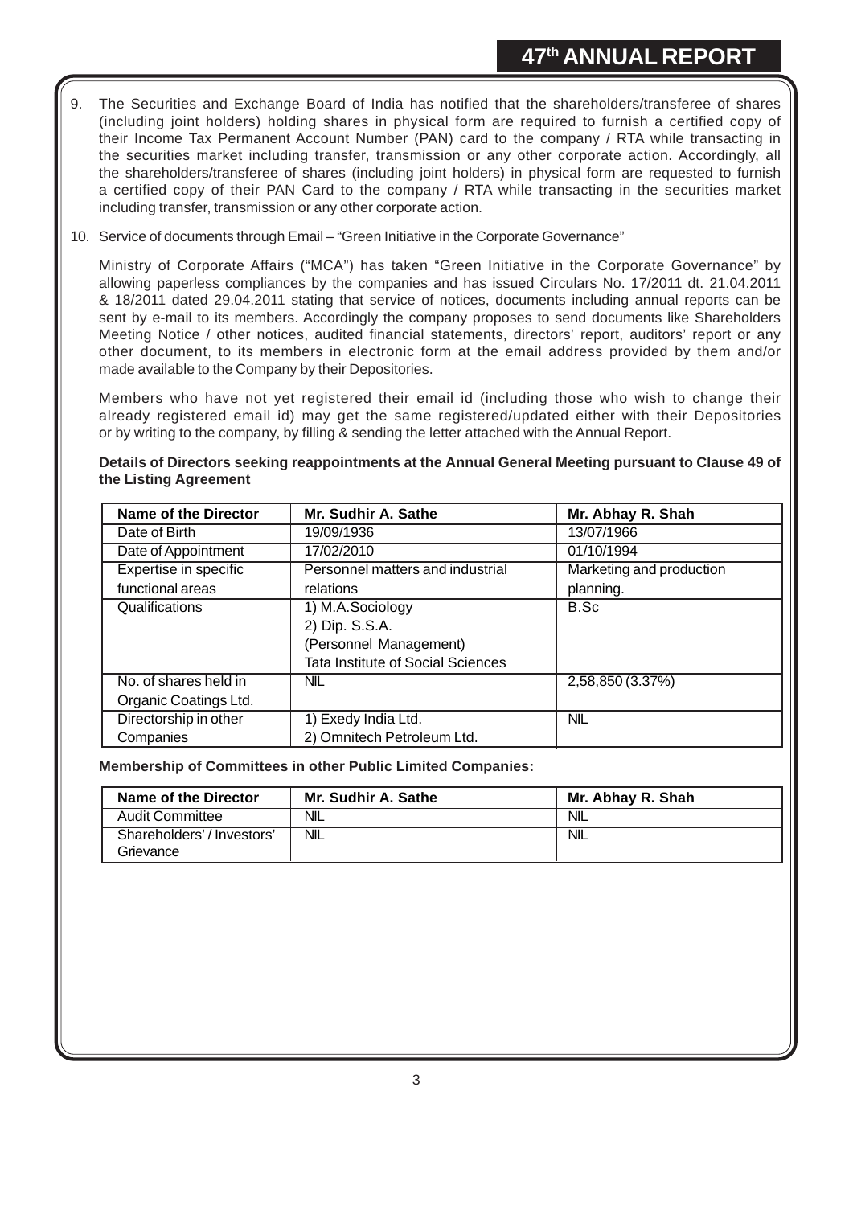9. The Securities and Exchange Board of India has notified that the shareholders/transferee of shares (including joint holders) holding shares in physical form are required to furnish a certified copy of their Income Tax Permanent Account Number (PAN) card to the company / RTA while transacting in the securities market including transfer, transmission or any other corporate action. Accordingly, all the shareholders/transferee of shares (including joint holders) in physical form are requested to furnish a certified copy of their PAN Card to the company / RTA while transacting in the securities market including transfer, transmission or any other corporate action.

10. Service of documents through Email – "Green Initiative in the Corporate Governance"

    Ministry of Corporate Affairs ("MCA") has taken "Green Initiative in the Corporate Governance" by allowing paperless compliances by the companies and has issued Circulars No. 17/2011 dt. 21.04.2011 & 18/2011 dated 29.04.2011 stating that service of notices, documents including annual reports can be sent by e-mail to its members. Accordingly the company proposes to send documents like Shareholders Meeting Notice / other notices, audited financial statements, directors' report, auditors' report or any other document, to its members in electronic form at the email address provided by them and/or made available to the Company by their Depositories.

    Members who have not yet registered their email id (including those who wish to change their already registered email id) may get the same registered/updated either with their Depositories or by writing to the company, by filling & sending the letter attached with the Annual Report.

**Details of Directors seeking reappointments at the Annual General Meeting pursuant to Clause 49 of the Listing Agreement**

| Name of the Director | Mr. Sudhir A. Sathe | Mr. Abhay R. Shah |
|---|---|---|
| Date of Birth | 19/09/1936 | 13/07/1966 |
| Date of Appointment | 17/02/2010 | 01/10/1994 |
| Expertise in specific functional areas | Personnel matters and industrial relations | Marketing and production planning. |
| Qualifications | 1) M.A.Sociology<br>2) Dip. S.S.A.<br>(Personnel Management)<br>Tata Institute of Social Sciences | B.Sc |
| No. of shares held in Organic Coatings Ltd. | NIL | 2,58,850 (3.37%) |
| Directorship in other Companies | 1) Exedy India Ltd.<br>2) Omnitech Petroleum Ltd. | NIL |

**Membership of Committees in other Public Limited Companies:**

| Name of the Director | Mr. Sudhir A. Sathe | Mr. Abhay R. Shah |
|---|---|---|
| Audit Committee | NIL | NIL |
| Shareholders' / Investors' Grievance | NIL | NIL |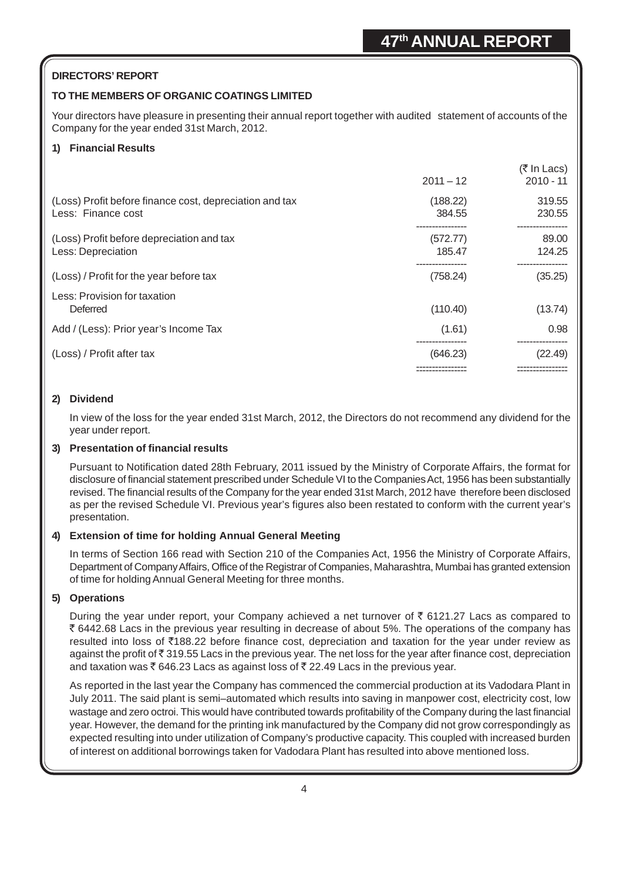## DIRECTORS' REPORT

### TO THE MEMBERS OF ORGANIC COATINGS LIMITED

Your directors have pleasure in presenting their annual report together with audited statement of accounts of the Company for the year ended 31st March, 2012.

### 1) Financial Results

| | 2011 – 12 | (₹ In Lacs) 2010 - 11 |
|---|---|---|
| (Loss) Profit before finance cost, depreciation and tax | (188.22) | 319.55 |
| Less: Finance cost | 384.55 | 230.55 |
| (Loss) Profit before depreciation and tax | (572.77) | 89.00 |
| Less: Depreciation | 185.47 | 124.25 |
| (Loss) / Profit for the year before tax | (758.24) | (35.25) |
| Less: Provision for taxation | | |
| Deferred | (110.40) | (13.74) |
| Add / (Less): Prior year's Income Tax | (1.61) | 0.98 |
| (Loss) / Profit after tax | (646.23) | (22.49) |

### 2) Dividend

In view of the loss for the year ended 31st March, 2012, the Directors do not recommend any dividend for the year under report.

### 3) Presentation of financial results

Pursuant to Notification dated 28th February, 2011 issued by the Ministry of Corporate Affairs, the format for disclosure of financial statement prescribed under Schedule VI to the Companies Act, 1956 has been substantially revised. The financial results of the Company for the year ended 31st March, 2012 have therefore been disclosed as per the revised Schedule VI. Previous year's figures also been restated to conform with the current year's presentation.

### 4) Extension of time for holding Annual General Meeting

In terms of Section 166 read with Section 210 of the Companies Act, 1956 the Ministry of Corporate Affairs, Department of Company Affairs, Office of the Registrar of Companies, Maharashtra, Mumbai has granted extension of time for holding Annual General Meeting for three months.

### 5) Operations

During the year under report, your Company achieved a net turnover of ₹ 6121.27 Lacs as compared to ₹ 6442.68 Lacs in the previous year resulting in decrease of about 5%. The operations of the company has resulted into loss of ₹188.22 before finance cost, depreciation and taxation for the year under review as against the profit of ₹ 319.55 Lacs in the previous year. The net loss for the year after finance cost, depreciation and taxation was ₹ 646.23 Lacs as against loss of ₹ 22.49 Lacs in the previous year.

As reported in the last year the Company has commenced the commercial production at its Vadodara Plant in July 2011. The said plant is semi–automated which results into saving in manpower cost, electricity cost, low wastage and zero octroi. This would have contributed towards profitability of the Company during the last financial year. However, the demand for the printing ink manufactured by the Company did not grow correspondingly as expected resulting into under utilization of Company's productive capacity. This coupled with increased burden of interest on additional borrowings taken for Vadodara Plant has resulted into above mentioned loss.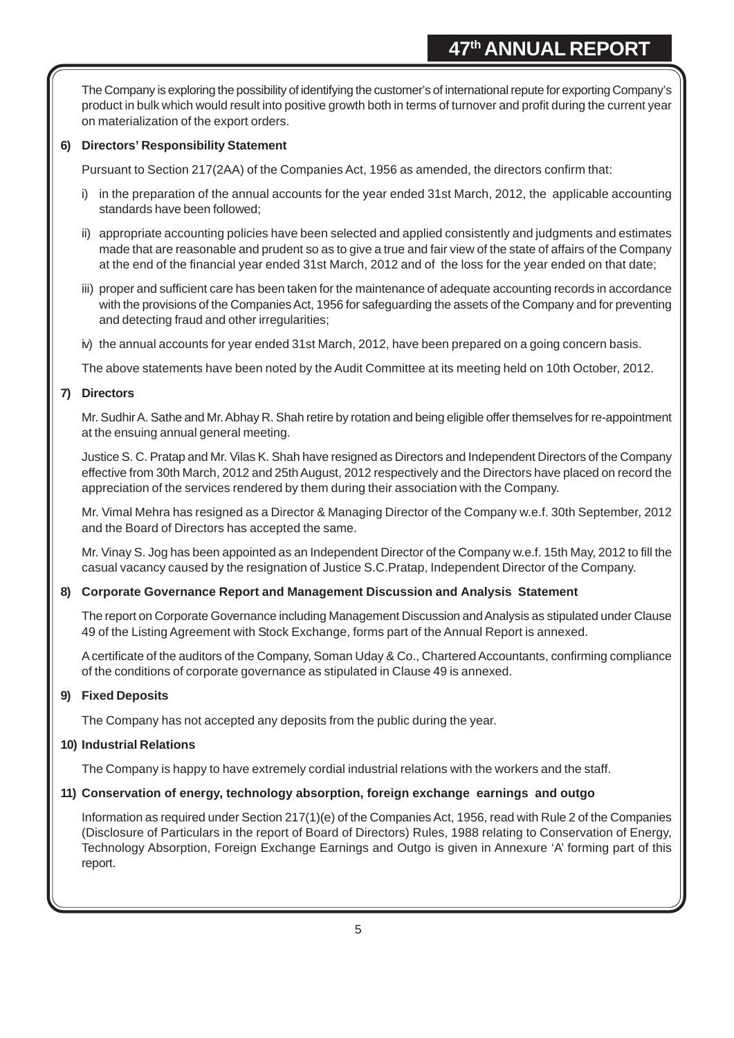The Company is exploring the possibility of identifying the customer's of international repute for exporting Company's product in bulk which would result into positive growth both in terms of turnover and profit during the current year on materialization of the export orders.

**6) Directors' Responsibility Statement**

Pursuant to Section 217(2AA) of the Companies Act, 1956 as amended, the directors confirm that:

i) in the preparation of the annual accounts for the year ended 31st March, 2012, the applicable accounting standards have been followed;

ii) appropriate accounting policies have been selected and applied consistently and judgments and estimates made that are reasonable and prudent so as to give a true and fair view of the state of affairs of the Company at the end of the financial year ended 31st March, 2012 and of the loss for the year ended on that date;

iii) proper and sufficient care has been taken for the maintenance of adequate accounting records in accordance with the provisions of the Companies Act, 1956 for safeguarding the assets of the Company and for preventing and detecting fraud and other irregularities;

iv) the annual accounts for year ended 31st March, 2012, have been prepared on a going concern basis.

The above statements have been noted by the Audit Committee at its meeting held on 10th October, 2012.

**7) Directors**

Mr. Sudhir A. Sathe and Mr. Abhay R. Shah retire by rotation and being eligible offer themselves for re-appointment at the ensuing annual general meeting.

Justice S. C. Pratap and Mr. Vilas K. Shah have resigned as Directors and Independent Directors of the Company effective from 30th March, 2012 and 25th August, 2012 respectively and the Directors have placed on record the appreciation of the services rendered by them during their association with the Company.

Mr. Vimal Mehra has resigned as a Director & Managing Director of the Company w.e.f. 30th September, 2012 and the Board of Directors has accepted the same.

Mr. Vinay S. Jog has been appointed as an Independent Director of the Company w.e.f. 15th May, 2012 to fill the casual vacancy caused by the resignation of Justice S.C.Pratap, Independent Director of the Company.

**8) Corporate Governance Report and Management Discussion and Analysis Statement**

The report on Corporate Governance including Management Discussion and Analysis as stipulated under Clause 49 of the Listing Agreement with Stock Exchange, forms part of the Annual Report is annexed.

A certificate of the auditors of the Company, Soman Uday & Co., Chartered Accountants, confirming compliance of the conditions of corporate governance as stipulated in Clause 49 is annexed.

**9) Fixed Deposits**

The Company has not accepted any deposits from the public during the year.

**10) Industrial Relations**

The Company is happy to have extremely cordial industrial relations with the workers and the staff.

**11) Conservation of energy, technology absorption, foreign exchange earnings and outgo**

Information as required under Section 217(1)(e) of the Companies Act, 1956, read with Rule 2 of the Companies (Disclosure of Particulars in the report of Board of Directors) Rules, 1988 relating to Conservation of Energy, Technology Absorption, Foreign Exchange Earnings and Outgo is given in Annexure 'A' forming part of this report.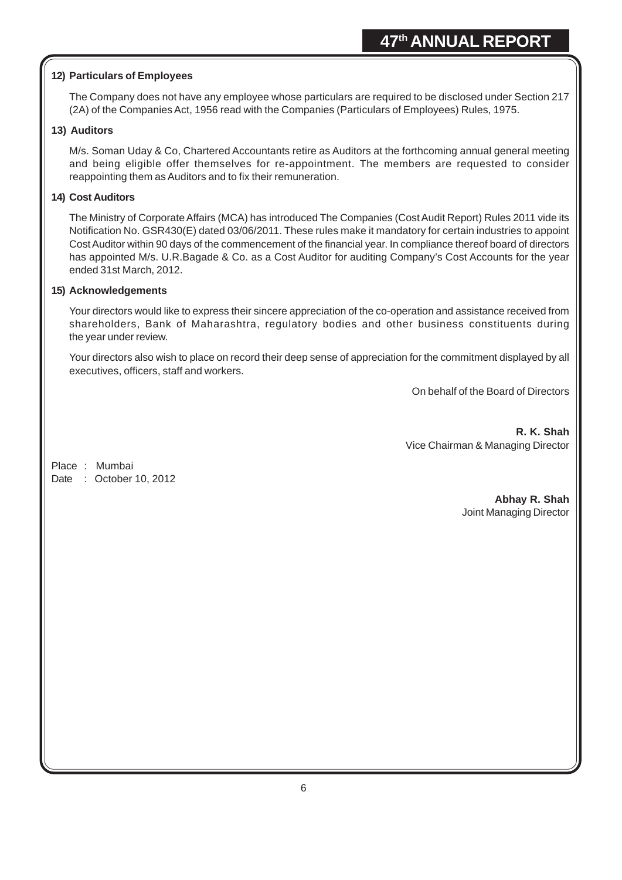**12) Particulars of Employees**

The Company does not have any employee whose particulars are required to be disclosed under Section 217 (2A) of the Companies Act, 1956 read with the Companies (Particulars of Employees) Rules, 1975.

**13) Auditors**

M/s. Soman Uday & Co, Chartered Accountants retire as Auditors at the forthcoming annual general meeting and being eligible offer themselves for re-appointment. The members are requested to consider reappointing them as Auditors and to fix their remuneration.

**14) Cost Auditors**

The Ministry of Corporate Affairs (MCA) has introduced The Companies (Cost Audit Report) Rules 2011 vide its Notification No. GSR430(E) dated 03/06/2011. These rules make it mandatory for certain industries to appoint Cost Auditor within 90 days of the commencement of the financial year. In compliance thereof board of directors has appointed M/s. U.R.Bagade & Co. as a Cost Auditor for auditing Company's Cost Accounts for the year ended 31st March, 2012.

**15) Acknowledgements**

Your directors would like to express their sincere appreciation of the co-operation and assistance received from shareholders, Bank of Maharashtra, regulatory bodies and other business constituents during the year under review.

Your directors also wish to place on record their deep sense of appreciation for the commitment displayed by all executives, officers, staff and workers.

On behalf of the Board of Directors

**R. K. Shah**
Vice Chairman & Managing Director

Place : Mumbai
Date : October 10, 2012

**Abhay R. Shah**
Joint Managing Director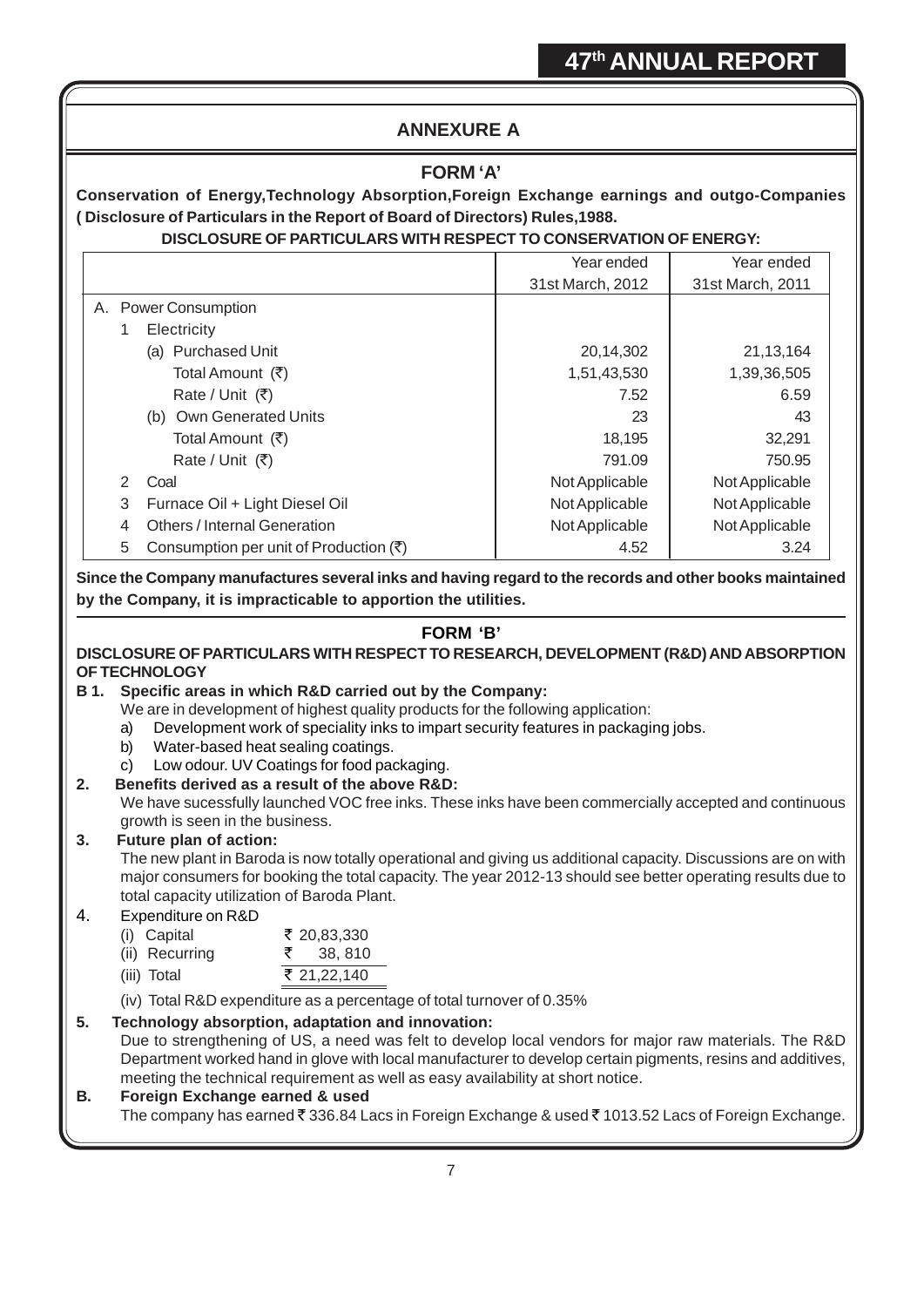## ANNEXURE A

### FORM 'A'

**Conservation of Energy,Technology Absorption,Foreign Exchange earnings and outgo-Companies ( Disclosure of Particulars in the Report of Board of Directors) Rules,1988.**

**DISCLOSURE OF PARTICULARS WITH RESPECT TO CONSERVATION OF ENERGY:**

| | Year ended 31st March, 2012 | Year ended 31st March, 2011 |
|---|---|---|
| A. Power Consumption | | |
| 1 Electricity | | |
| (a) Purchased Unit | 20,14,302 | 21,13,164 |
| Total Amount (₹) | 1,51,43,530 | 1,39,36,505 |
| Rate / Unit (₹) | 7.52 | 6.59 |
| (b) Own Generated Units | 23 | 43 |
| Total Amount (₹) | 18,195 | 32,291 |
| Rate / Unit (₹) | 791.09 | 750.95 |
| 2 Coal | Not Applicable | Not Applicable |
| 3 Furnace Oil + Light Diesel Oil | Not Applicable | Not Applicable |
| 4 Others / Internal Generation | Not Applicable | Not Applicable |
| 5 Consumption per unit of Production (₹) | 4.52 | 3.24 |

**Since the Company manufactures several inks and having regard to the records and other books maintained by the Company, it is impracticable to apportion the utilities.**

### FORM 'B'

**DISCLOSURE OF PARTICULARS WITH RESPECT TO RESEARCH, DEVELOPMENT (R&D) AND ABSORPTION OF TECHNOLOGY**

**B 1. Specific areas in which R&D carried out by the Company:**

We are in development of highest quality products for the following application:

a) Development work of speciality inks to impart security features in packaging jobs.

b) Water-based heat sealing coatings.

c) Low odour. UV Coatings for food packaging.

**2. Benefits derived as a result of the above R&D:**

We have sucessfully launched VOC free inks. These inks have been commercially accepted and continuous growth is seen in the business.

**3. Future plan of action:**

The new plant in Baroda is now totally operational and giving us additional capacity. Discussions are on with major consumers for booking the total capacity. The year 2012-13 should see better operating results due to total capacity utilization of Baroda Plant.

4. Expenditure on R&D

| | |
|---|---|
| (i) Capital | ₹ 20,83,330 |
| (ii) Recurring | ₹ 38, 810 |
| (iii) Total | ₹ 21,22,140 |

(iv) Total R&D expenditure as a percentage of total turnover of 0.35%

**5. Technology absorption, adaptation and innovation:**

Due to strengthening of US, a need was felt to develop local vendors for major raw materials. The R&D Department worked hand in glove with local manufacturer to develop certain pigments, resins and additives, meeting the technical requirement as well as easy availability at short notice.

**B. Foreign Exchange earned & used**

The company has earned ₹ 336.84 Lacs in Foreign Exchange & used ₹ 1013.52 Lacs of Foreign Exchange.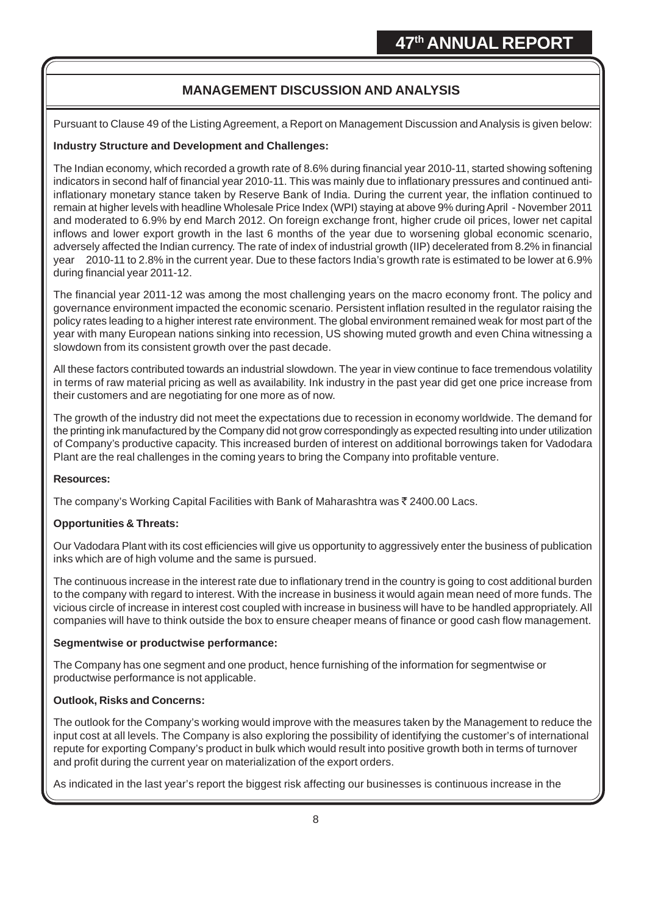## MANAGEMENT DISCUSSION AND ANALYSIS

Pursuant to Clause 49 of the Listing Agreement, a Report on Management Discussion and Analysis is given below:

**Industry Structure and Development and Challenges:**

The Indian economy, which recorded a growth rate of 8.6% during financial year 2010-11, started showing softening indicators in second half of financial year 2010-11. This was mainly due to inflationary pressures and continued anti-inflationary monetary stance taken by Reserve Bank of India. During the current year, the inflation continued to remain at higher levels with headline Wholesale Price Index (WPI) staying at above 9% during April - November 2011 and moderated to 6.9% by end March 2012. On foreign exchange front, higher crude oil prices, lower net capital inflows and lower export growth in the last 6 months of the year due to worsening global economic scenario, adversely affected the Indian currency. The rate of index of industrial growth (IIP) decelerated from 8.2% in financial year 2010-11 to 2.8% in the current year. Due to these factors India's growth rate is estimated to be lower at 6.9% during financial year 2011-12.

The financial year 2011-12 was among the most challenging years on the macro economy front. The policy and governance environment impacted the economic scenario. Persistent inflation resulted in the regulator raising the policy rates leading to a higher interest rate environment. The global environment remained weak for most part of the year with many European nations sinking into recession, US showing muted growth and even China witnessing a slowdown from its consistent growth over the past decade.

All these factors contributed towards an industrial slowdown. The year in view continue to face tremendous volatility in terms of raw material pricing as well as availability. Ink industry in the past year did get one price increase from their customers and are negotiating for one more as of now.

The growth of the industry did not meet the expectations due to recession in economy worldwide. The demand for the printing ink manufactured by the Company did not grow correspondingly as expected resulting into under utilization of Company's productive capacity. This increased burden of interest on additional borrowings taken for Vadodara Plant are the real challenges in the coming years to bring the Company into profitable venture.

**Resources:**

The company's Working Capital Facilities with Bank of Maharashtra was ₹ 2400.00 Lacs.

**Opportunities & Threats:**

Our Vadodara Plant with its cost efficiencies will give us opportunity to aggressively enter the business of publication inks which are of high volume and the same is pursued.

The continuous increase in the interest rate due to inflationary trend in the country is going to cost additional burden to the company with regard to interest. With the increase in business it would again mean need of more funds. The vicious circle of increase in interest cost coupled with increase in business will have to be handled appropriately. All companies will have to think outside the box to ensure cheaper means of finance or good cash flow management.

**Segmentwise or productwise performance:**

The Company has one segment and one product, hence furnishing of the information for segmentwise or productwise performance is not applicable.

**Outlook, Risks and Concerns:**

The outlook for the Company's working would improve with the measures taken by the Management to reduce the input cost at all levels. The Company is also exploring the possibility of identifying the customer's of international repute for exporting Company's product in bulk which would result into positive growth both in terms of turnover and profit during the current year on materialization of the export orders.

As indicated in the last year's report the biggest risk affecting our businesses is continuous increase in the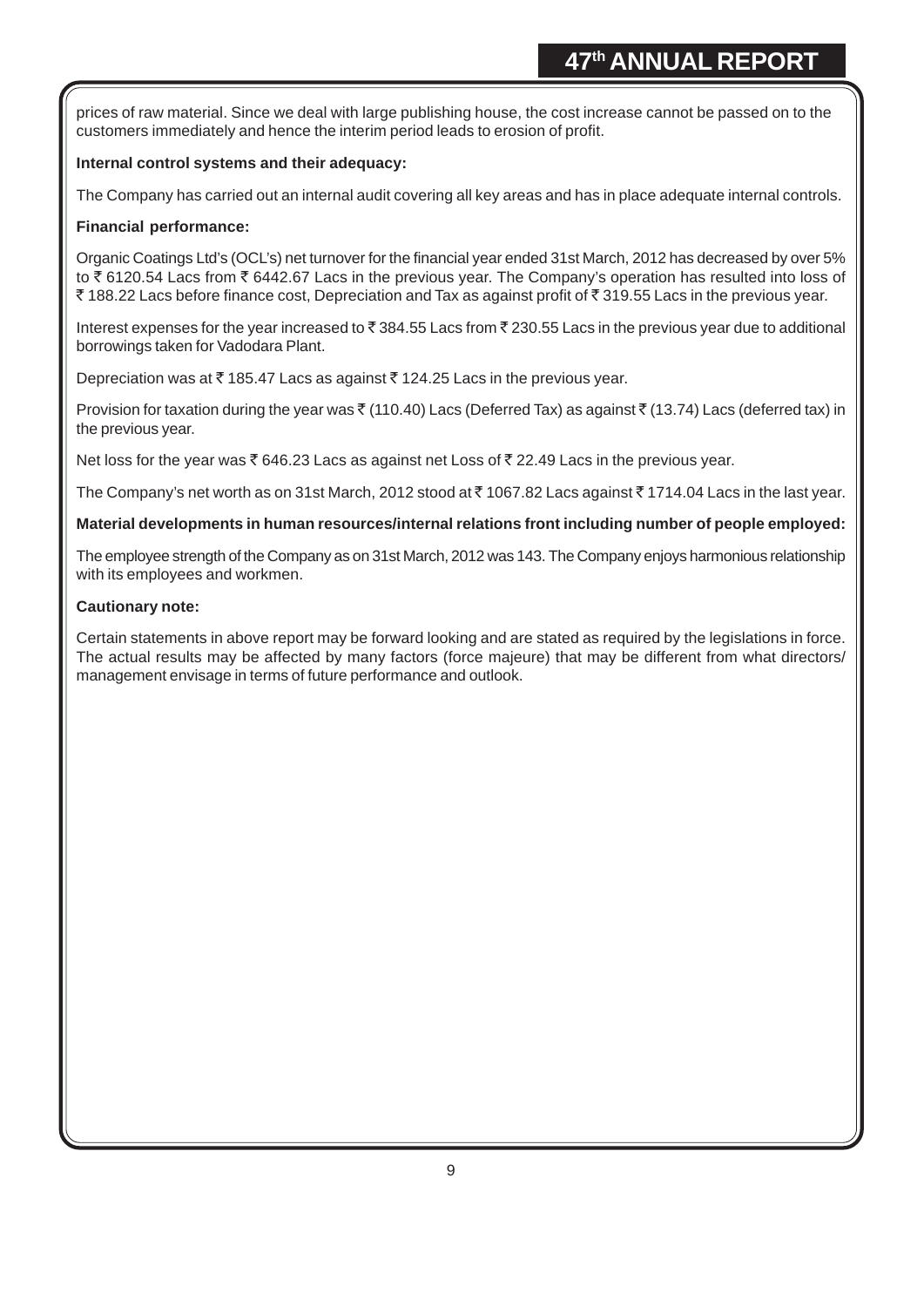prices of raw material. Since we deal with large publishing house, the cost increase cannot be passed on to the customers immediately and hence the interim period leads to erosion of profit.

**Internal control systems and their adequacy:**

The Company has carried out an internal audit covering all key areas and has in place adequate internal controls.

**Financial performance:**

Organic Coatings Ltd's (OCL's) net turnover for the financial year ended 31st March, 2012 has decreased by over 5% to ₹ 6120.54 Lacs from ₹ 6442.67 Lacs in the previous year. The Company's operation has resulted into loss of ₹ 188.22 Lacs before finance cost, Depreciation and Tax as against profit of ₹ 319.55 Lacs in the previous year.

Interest expenses for the year increased to ₹ 384.55 Lacs from ₹ 230.55 Lacs in the previous year due to additional borrowings taken for Vadodara Plant.

Depreciation was at ₹ 185.47 Lacs as against ₹ 124.25 Lacs in the previous year.

Provision for taxation during the year was ₹ (110.40) Lacs (Deferred Tax) as against ₹ (13.74) Lacs (deferred tax) in the previous year.

Net loss for the year was ₹ 646.23 Lacs as against net Loss of ₹ 22.49 Lacs in the previous year.

The Company's net worth as on 31st March, 2012 stood at ₹ 1067.82 Lacs against ₹ 1714.04 Lacs in the last year.

**Material developments in human resources/internal relations front including number of people employed:**

The employee strength of the Company as on 31st March, 2012 was 143. The Company enjoys harmonious relationship with its employees and workmen.

**Cautionary note:**

Certain statements in above report may be forward looking and are stated as required by the legislations in force. The actual results may be affected by many factors (force majeure) that may be different from what directors/ management envisage in terms of future performance and outlook.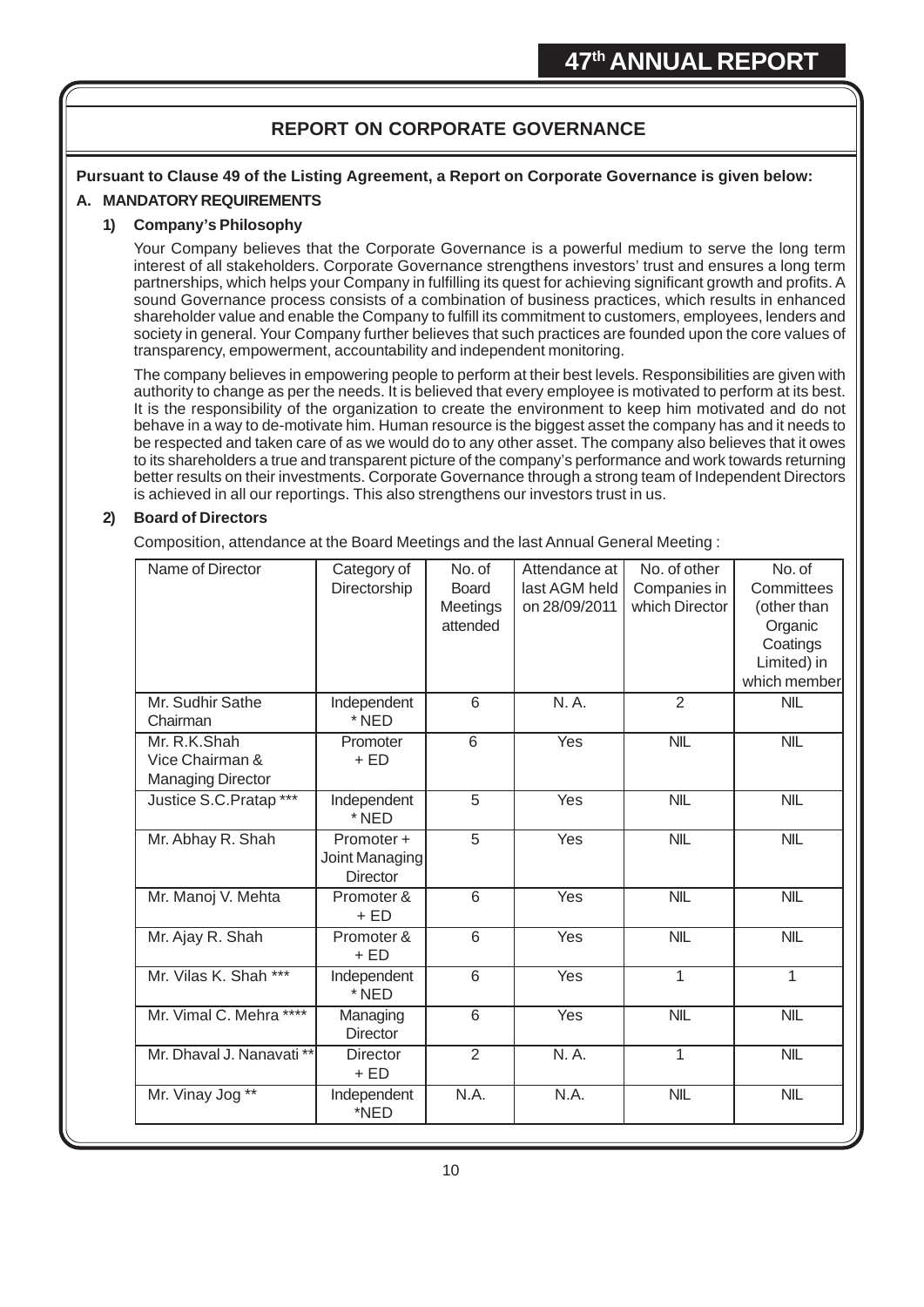## REPORT ON CORPORATE GOVERNANCE

**Pursuant to Clause 49 of the Listing Agreement, a Report on Corporate Governance is given below:**

### A. MANDATORY REQUIREMENTS

#### 1) Company's Philosophy

Your Company believes that the Corporate Governance is a powerful medium to serve the long term interest of all stakeholders. Corporate Governance strengthens investors' trust and ensures a long term partnerships, which helps your Company in fulfilling its quest for achieving significant growth and profits. A sound Governance process consists of a combination of business practices, which results in enhanced shareholder value and enable the Company to fulfill its commitment to customers, employees, lenders and society in general. Your Company further believes that such practices are founded upon the core values of transparency, empowerment, accountability and independent monitoring.

The company believes in empowering people to perform at their best levels. Responsibilities are given with authority to change as per the needs. It is believed that every employee is motivated to perform at its best. It is the responsibility of the organization to create the environment to keep him motivated and do not behave in a way to de-motivate him. Human resource is the biggest asset the company has and it needs to be respected and taken care of as we would do to any other asset. The company also believes that it owes to its shareholders a true and transparent picture of the company's performance and work towards returning better results on their investments. Corporate Governance through a strong team of Independent Directors is achieved in all our reportings. This also strengthens our investors trust in us.

#### 2) Board of Directors

Composition, attendance at the Board Meetings and the last Annual General Meeting :

| Name of Director | Category of Directorship | No. of Board Meetings attended | Attendance at last AGM held on 28/09/2011 | No. of other Companies in which Director | No. of Committees (other than Organic Coatings Limited) in which member |
|---|---|---|---|---|---|
| Mr. Sudhir Sathe Chairman | Independent * NED | 6 | N. A. | 2 | NIL |
| Mr. R.K.Shah Vice Chairman & Managing Director | Promoter + ED | 6 | Yes | NIL | NIL |
| Justice S.C.Pratap *** | Independent * NED | 5 | Yes | NIL | NIL |
| Mr. Abhay R. Shah | Promoter + Joint Managing Director | 5 | Yes | NIL | NIL |
| Mr. Manoj V. Mehta | Promoter & + ED | 6 | Yes | NIL | NIL |
| Mr. Ajay R. Shah | Promoter & + ED | 6 | Yes | NIL | NIL |
| Mr. Vilas K. Shah *** | Independent * NED | 6 | Yes | 1 | 1 |
| Mr. Vimal C. Mehra **** | Managing Director | 6 | Yes | NIL | NIL |
| Mr. Dhaval J. Nanavati ** | Director + ED | 2 | N. A. | 1 | NIL |
| Mr. Vinay Jog ** | Independent *NED | N.A. | N.A. | NIL | NIL |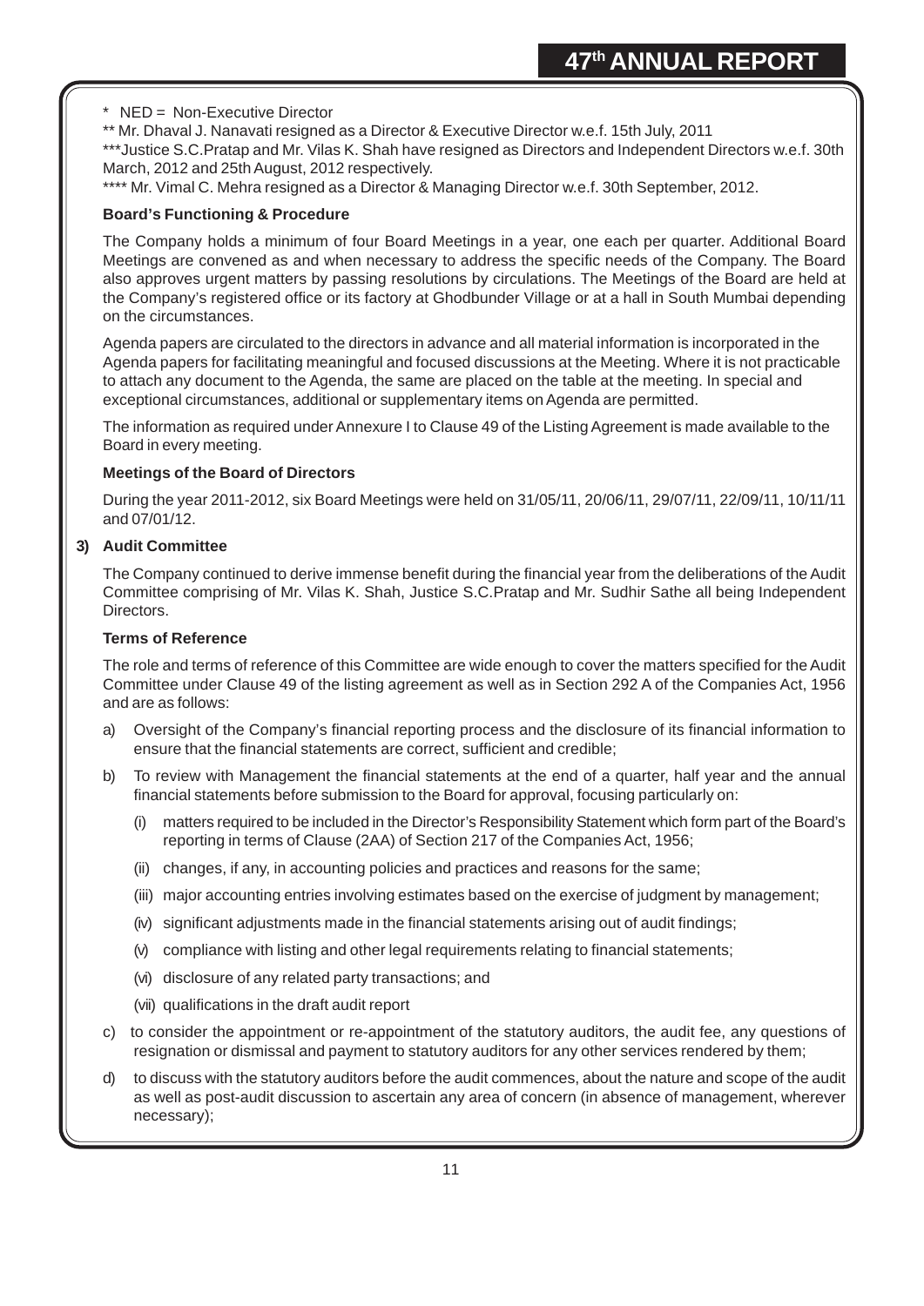\* NED = Non-Executive Director

\*\* Mr. Dhaval J. Nanavati resigned as a Director & Executive Director w.e.f. 15th July, 2011

\*\*\*Justice S.C.Pratap and Mr. Vilas K. Shah have resigned as Directors and Independent Directors w.e.f. 30th March, 2012 and 25th August, 2012 respectively.

\*\*\*\* Mr. Vimal C. Mehra resigned as a Director & Managing Director w.e.f. 30th September, 2012.

**Board's Functioning & Procedure**

The Company holds a minimum of four Board Meetings in a year, one each per quarter. Additional Board Meetings are convened as and when necessary to address the specific needs of the Company. The Board also approves urgent matters by passing resolutions by circulations. The Meetings of the Board are held at the Company's registered office or its factory at Ghodbunder Village or at a hall in South Mumbai depending on the circumstances.

Agenda papers are circulated to the directors in advance and all material information is incorporated in the Agenda papers for facilitating meaningful and focused discussions at the Meeting. Where it is not practicable to attach any document to the Agenda, the same are placed on the table at the meeting. In special and exceptional circumstances, additional or supplementary items on Agenda are permitted.

The information as required under Annexure I to Clause 49 of the Listing Agreement is made available to the Board in every meeting.

**Meetings of the Board of Directors**

During the year 2011-2012, six Board Meetings were held on 31/05/11, 20/06/11, 29/07/11, 22/09/11, 10/11/11 and 07/01/12.

**3) Audit Committee**

The Company continued to derive immense benefit during the financial year from the deliberations of the Audit Committee comprising of Mr. Vilas K. Shah, Justice S.C.Pratap and Mr. Sudhir Sathe all being Independent Directors.

**Terms of Reference**

The role and terms of reference of this Committee are wide enough to cover the matters specified for the Audit Committee under Clause 49 of the listing agreement as well as in Section 292 A of the Companies Act, 1956 and are as follows:

a) Oversight of the Company's financial reporting process and the disclosure of its financial information to ensure that the financial statements are correct, sufficient and credible;

b) To review with Management the financial statements at the end of a quarter, half year and the annual financial statements before submission to the Board for approval, focusing particularly on:

   (i) matters required to be included in the Director's Responsibility Statement which form part of the Board's reporting in terms of Clause (2AA) of Section 217 of the Companies Act, 1956;

   (ii) changes, if any, in accounting policies and practices and reasons for the same;

   (iii) major accounting entries involving estimates based on the exercise of judgment by management;

   (iv) significant adjustments made in the financial statements arising out of audit findings;

   (v) compliance with listing and other legal requirements relating to financial statements;

   (vi) disclosure of any related party transactions; and

   (vii) qualifications in the draft audit report

c) to consider the appointment or re-appointment of the statutory auditors, the audit fee, any questions of resignation or dismissal and payment to statutory auditors for any other services rendered by them;

d) to discuss with the statutory auditors before the audit commences, about the nature and scope of the audit as well as post-audit discussion to ascertain any area of concern (in absence of management, wherever necessary);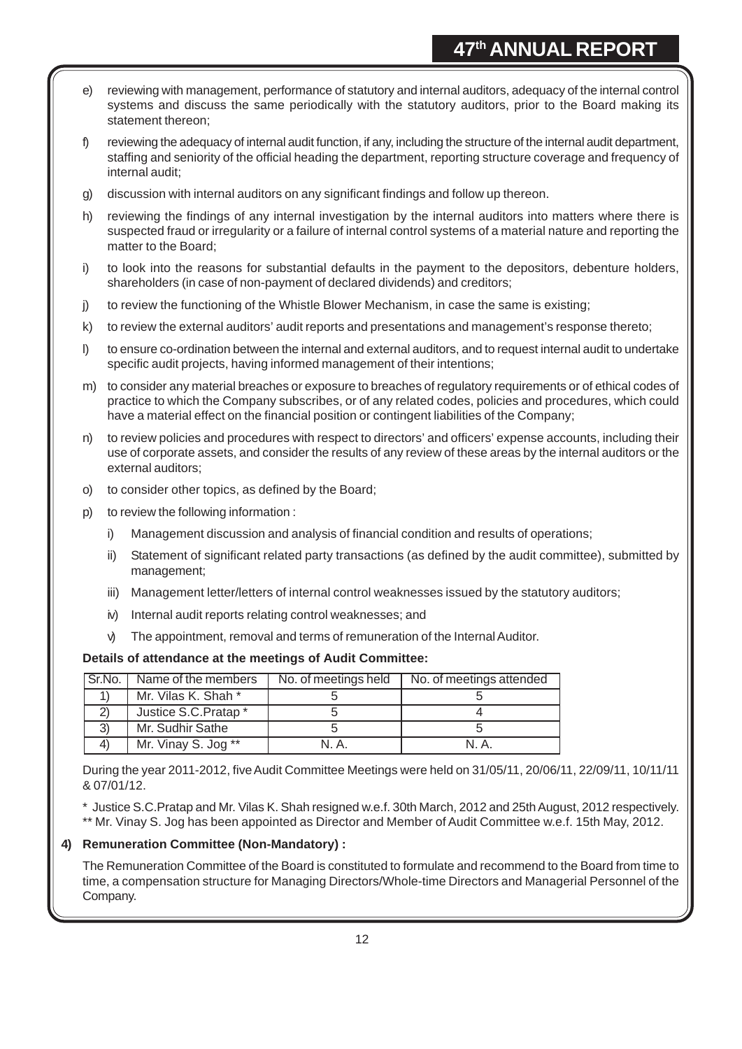e) reviewing with management, performance of statutory and internal auditors, adequacy of the internal control systems and discuss the same periodically with the statutory auditors, prior to the Board making its statement thereon;

f) reviewing the adequacy of internal audit function, if any, including the structure of the internal audit department, staffing and seniority of the official heading the department, reporting structure coverage and frequency of internal audit;

g) discussion with internal auditors on any significant findings and follow up thereon.

h) reviewing the findings of any internal investigation by the internal auditors into matters where there is suspected fraud or irregularity or a failure of internal control systems of a material nature and reporting the matter to the Board;

i) to look into the reasons for substantial defaults in the payment to the depositors, debenture holders, shareholders (in case of non-payment of declared dividends) and creditors;

j) to review the functioning of the Whistle Blower Mechanism, in case the same is existing;

k) to review the external auditors' audit reports and presentations and management's response thereto;

l) to ensure co-ordination between the internal and external auditors, and to request internal audit to undertake specific audit projects, having informed management of their intentions;

m) to consider any material breaches or exposure to breaches of regulatory requirements or of ethical codes of practice to which the Company subscribes, or of any related codes, policies and procedures, which could have a material effect on the financial position or contingent liabilities of the Company;

n) to review policies and procedures with respect to directors' and officers' expense accounts, including their use of corporate assets, and consider the results of any review of these areas by the internal auditors or the external auditors;

o) to consider other topics, as defined by the Board;

p) to review the following information :

   i) Management discussion and analysis of financial condition and results of operations;

   ii) Statement of significant related party transactions (as defined by the audit committee), submitted by management;

   iii) Management letter/letters of internal control weaknesses issued by the statutory auditors;

   iv) Internal audit reports relating control weaknesses; and

   v) The appointment, removal and terms of remuneration of the Internal Auditor.

**Details of attendance at the meetings of Audit Committee:**

| Sr.No. | Name of the members | No. of meetings held | No. of meetings attended |
|---|---|---|---|
| 1) | Mr. Vilas K. Shah * | 5 | 5 |
| 2) | Justice S.C.Pratap * | 5 | 4 |
| 3) | Mr. Sudhir Sathe | 5 | 5 |
| 4) | Mr. Vinay S. Jog ** | N. A. | N. A. |

During the year 2011-2012, five Audit Committee Meetings were held on 31/05/11, 20/06/11, 22/09/11, 10/11/11 & 07/01/12.

* Justice S.C.Pratap and Mr. Vilas K. Shah resigned w.e.f. 30th March, 2012 and 25th August, 2012 respectively.
** Mr. Vinay S. Jog has been appointed as Director and Member of Audit Committee w.e.f. 15th May, 2012.

**4) Remuneration Committee (Non-Mandatory) :**

The Remuneration Committee of the Board is constituted to formulate and recommend to the Board from time to time, a compensation structure for Managing Directors/Whole-time Directors and Managerial Personnel of the Company.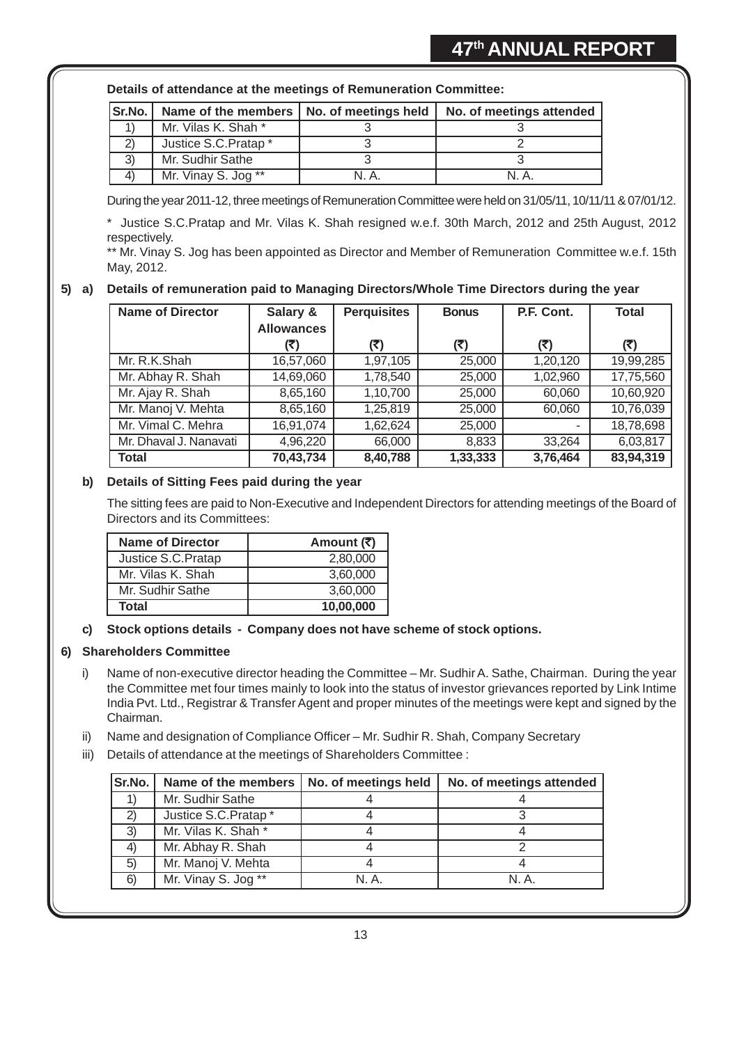**Details of attendance at the meetings of Remuneration Committee:**

| Sr.No. | Name of the members | No. of meetings held | No. of meetings attended |
|---|---|---|---|
| 1) | Mr. Vilas K. Shah * | 3 | 3 |
| 2) | Justice S.C.Pratap * | 3 | 2 |
| 3) | Mr. Sudhir Sathe | 3 | 3 |
| 4) | Mr. Vinay S. Jog ** | N. A. | N. A. |

During the year 2011-12, three meetings of Remuneration Committee were held on 31/05/11, 10/11/11 & 07/01/12.

* Justice S.C.Pratap and Mr. Vilas K. Shah resigned w.e.f. 30th March, 2012 and 25th August, 2012 respectively.

** Mr. Vinay S. Jog has been appointed as Director and Member of Remuneration Committee w.e.f. 15th May, 2012.

**5) a) Details of remuneration paid to Managing Directors/Whole Time Directors during the year**

| Name of Director | Salary & Allowances (₹) | Perquisites (₹) | Bonus (₹) | P.F. Cont. (₹) | Total (₹) |
|---|---|---|---|---|---|
| Mr. R.K.Shah | 16,57,060 | 1,97,105 | 25,000 | 1,20,120 | 19,99,285 |
| Mr. Abhay R. Shah | 14,69,060 | 1,78,540 | 25,000 | 1,02,960 | 17,75,560 |
| Mr. Ajay R. Shah | 8,65,160 | 1,10,700 | 25,000 | 60,060 | 10,60,920 |
| Mr. Manoj V. Mehta | 8,65,160 | 1,25,819 | 25,000 | 60,060 | 10,76,039 |
| Mr. Vimal C. Mehra | 16,91,074 | 1,62,624 | 25,000 | - | 18,78,698 |
| Mr. Dhaval J. Nanavati | 4,96,220 | 66,000 | 8,833 | 33,264 | 6,03,817 |
| **Total** | **70,43,734** | **8,40,788** | **1,33,333** | **3,76,464** | **83,94,319** |

**b) Details of Sitting Fees paid during the year**

The sitting fees are paid to Non-Executive and Independent Directors for attending meetings of the Board of Directors and its Committees:

| Name of Director | Amount (₹) |
|---|---|
| Justice S.C.Pratap | 2,80,000 |
| Mr. Vilas K. Shah | 3,60,000 |
| Mr. Sudhir Sathe | 3,60,000 |
| **Total** | **10,00,000** |

**c) Stock options details - Company does not have scheme of stock options.**

**6) Shareholders Committee**

i) Name of non-executive director heading the Committee – Mr. Sudhir A. Sathe, Chairman. During the year the Committee met four times mainly to look into the status of investor grievances reported by Link Intime India Pvt. Ltd., Registrar & Transfer Agent and proper minutes of the meetings were kept and signed by the Chairman.

ii) Name and designation of Compliance Officer – Mr. Sudhir R. Shah, Company Secretary

iii) Details of attendance at the meetings of Shareholders Committee :

| Sr.No. | Name of the members | No. of meetings held | No. of meetings attended |
|---|---|---|---|
| 1) | Mr. Sudhir Sathe | 4 | 4 |
| 2) | Justice S.C.Pratap * | 4 | 3 |
| 3) | Mr. Vilas K. Shah * | 4 | 4 |
| 4) | Mr. Abhay R. Shah | 4 | 2 |
| 5) | Mr. Manoj V. Mehta | 4 | 4 |
| 6) | Mr. Vinay S. Jog ** | N. A. | N. A. |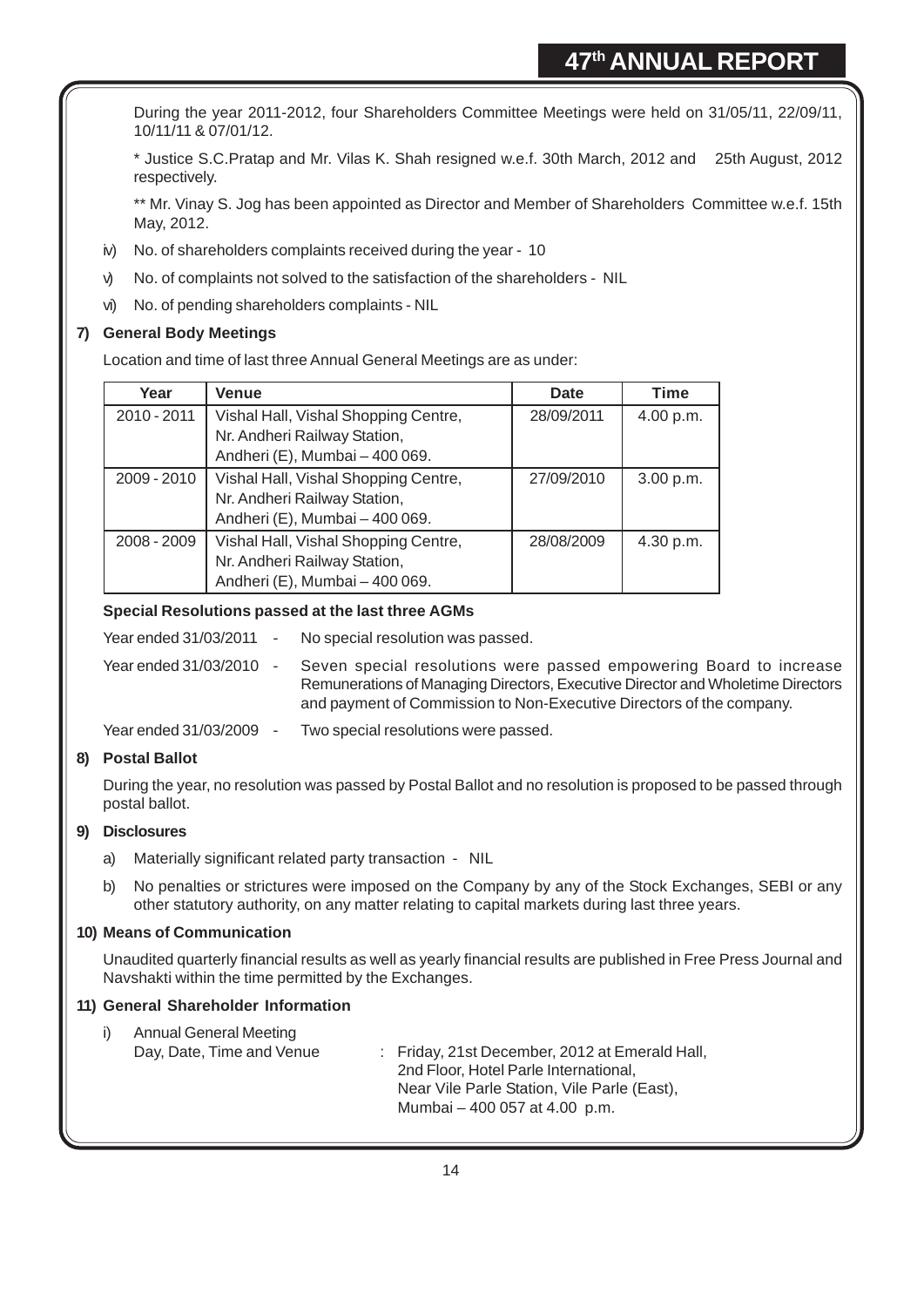During the year 2011-2012, four Shareholders Committee Meetings were held on 31/05/11, 22/09/11, 10/11/11 & 07/01/12.

* Justice S.C.Pratap and Mr. Vilas K. Shah resigned w.e.f. 30th March, 2012 and 25th August, 2012 respectively.

** Mr. Vinay S. Jog has been appointed as Director and Member of Shareholders Committee w.e.f. 15th May, 2012.

iv) No. of shareholders complaints received during the year - 10

v) No. of complaints not solved to the satisfaction of the shareholders - NIL

vi) No. of pending shareholders complaints - NIL

**7) General Body Meetings**

Location and time of last three Annual General Meetings are as under:

| Year | Venue | Date | Time |
|---|---|---|---|
| 2010 - 2011 | Vishal Hall, Vishal Shopping Centre, Nr. Andheri Railway Station, Andheri (E), Mumbai – 400 069. | 28/09/2011 | 4.00 p.m. |
| 2009 - 2010 | Vishal Hall, Vishal Shopping Centre, Nr. Andheri Railway Station, Andheri (E), Mumbai – 400 069. | 27/09/2010 | 3.00 p.m. |
| 2008 - 2009 | Vishal Hall, Vishal Shopping Centre, Nr. Andheri Railway Station, Andheri (E), Mumbai – 400 069. | 28/08/2009 | 4.30 p.m. |

**Special Resolutions passed at the last three AGMs**

Year ended 31/03/2011 - No special resolution was passed.

Year ended 31/03/2010 - Seven special resolutions were passed empowering Board to increase Remunerations of Managing Directors, Executive Director and Wholetime Directors and payment of Commission to Non-Executive Directors of the company.

Year ended 31/03/2009 - Two special resolutions were passed.

**8) Postal Ballot**

During the year, no resolution was passed by Postal Ballot and no resolution is proposed to be passed through postal ballot.

**9) Disclosures**

a) Materially significant related party transaction - NIL

b) No penalties or strictures were imposed on the Company by any of the Stock Exchanges, SEBI or any other statutory authority, on any matter relating to capital markets during last three years.

**10) Means of Communication**

Unaudited quarterly financial results as well as yearly financial results are published in Free Press Journal and Navshakti within the time permitted by the Exchanges.

**11) General Shareholder Information**

i) Annual General Meeting
Day, Date, Time and Venue : Friday, 21st December, 2012 at Emerald Hall, 2nd Floor, Hotel Parle International, Near Vile Parle Station, Vile Parle (East), Mumbai – 400 057 at 4.00 p.m.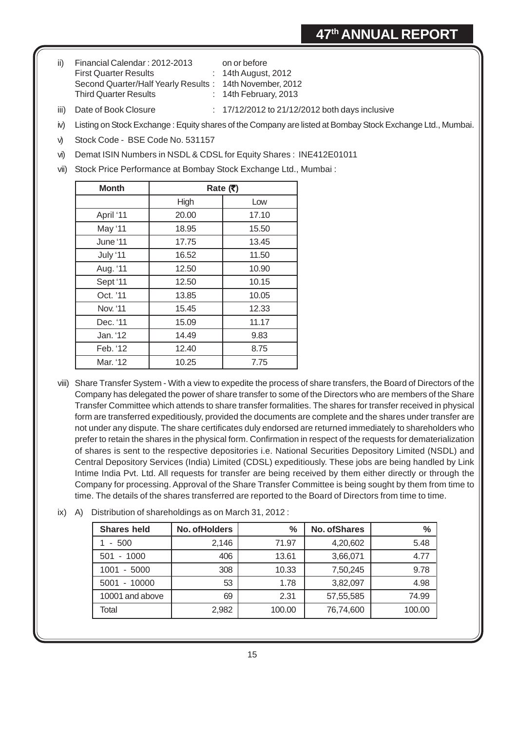ii) Financial Calendar : 2012-2013 on or before

First Quarter Results : 14th August, 2012

Second Quarter/Half Yearly Results : 14th November, 2012

Third Quarter Results : 14th February, 2013

iii) Date of Book Closure : 17/12/2012 to 21/12/2012 both days inclusive

iv) Listing on Stock Exchange : Equity shares of the Company are listed at Bombay Stock Exchange Ltd., Mumbai.

v) Stock Code - BSE Code No. 531157

vi) Demat ISIN Numbers in NSDL & CDSL for Equity Shares : INE412E01011

vii) Stock Price Performance at Bombay Stock Exchange Ltd., Mumbai :

| Month | Rate (₹) | |
|---|---|---|
| | High | Low |
| April '11 | 20.00 | 17.10 |
| May '11 | 18.95 | 15.50 |
| June '11 | 17.75 | 13.45 |
| July '11 | 16.52 | 11.50 |
| Aug. '11 | 12.50 | 10.90 |
| Sept '11 | 12.50 | 10.15 |
| Oct. '11 | 13.85 | 10.05 |
| Nov. '11 | 15.45 | 12.33 |
| Dec. '11 | 15.09 | 11.17 |
| Jan. '12 | 14.49 | 9.83 |
| Feb. '12 | 12.40 | 8.75 |
| Mar. '12 | 10.25 | 7.75 |

viii) Share Transfer System - With a view to expedite the process of share transfers, the Board of Directors of the Company has delegated the power of share transfer to some of the Directors who are members of the Share Transfer Committee which attends to share transfer formalities. The shares for transfer received in physical form are transferred expeditiously, provided the documents are complete and the shares under transfer are not under any dispute. The share certificates duly endorsed are returned immediately to shareholders who prefer to retain the shares in the physical form. Confirmation in respect of the requests for dematerialization of shares is sent to the respective depositories i.e. National Securities Depository Limited (NSDL) and Central Depository Services (India) Limited (CDSL) expeditiously. These jobs are being handled by Link Intime India Pvt. Ltd. All requests for transfer are being received by them either directly or through the Company for processing. Approval of the Share Transfer Committee is being sought by them from time to time. The details of the shares transferred are reported to the Board of Directors from time to time.

ix) A) Distribution of shareholdings as on March 31, 2012 :

| Shares held | No. ofHolders | % | No. ofShares | % |
|---|---|---|---|---|
| 1 - 500 | 2,146 | 71.97 | 4,20,602 | 5.48 |
| 501 - 1000 | 406 | 13.61 | 3,66,071 | 4.77 |
| 1001 - 5000 | 308 | 10.33 | 7,50,245 | 9.78 |
| 5001 - 10000 | 53 | 1.78 | 3,82,097 | 4.98 |
| 10001 and above | 69 | 2.31 | 57,55,585 | 74.99 |
| Total | 2,982 | 100.00 | 76,74,600 | 100.00 |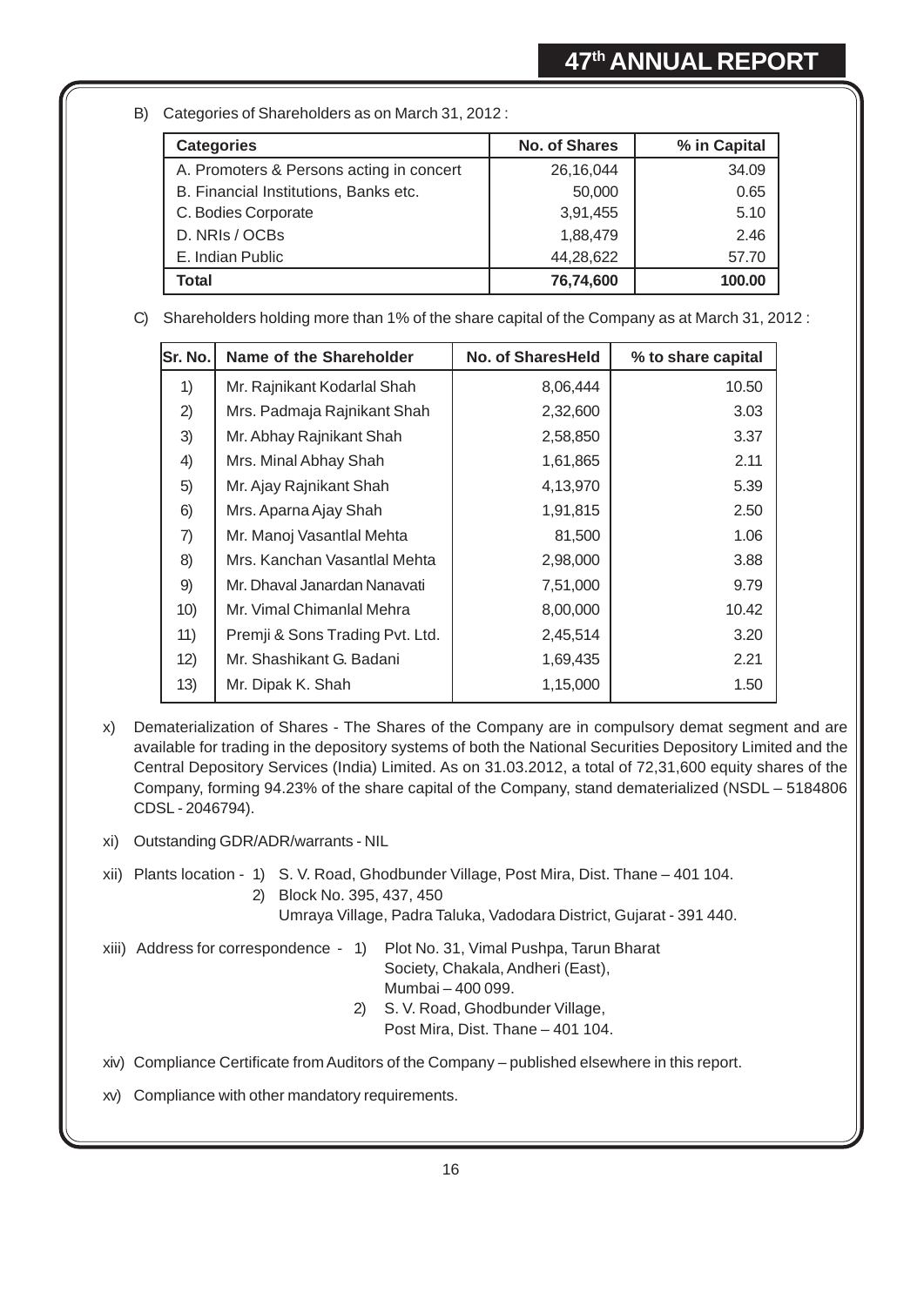B) Categories of Shareholders as on March 31, 2012 :

| Categories | No. of Shares | % in Capital |
|---|---|---|
| A. Promoters & Persons acting in concert | 26,16,044 | 34.09 |
| B. Financial Institutions, Banks etc. | 50,000 | 0.65 |
| C. Bodies Corporate | 3,91,455 | 5.10 |
| D. NRIs / OCBs | 1,88,479 | 2.46 |
| E. Indian Public | 44,28,622 | 57.70 |
| **Total** | **76,74,600** | **100.00** |

C) Shareholders holding more than 1% of the share capital of the Company as at March 31, 2012 :

| Sr. No. | Name of the Shareholder | No. of SharesHeld | % to share capital |
|---|---|---|---|
| 1) | Mr. Rajnikant Kodarlal Shah | 8,06,444 | 10.50 |
| 2) | Mrs. Padmaja Rajnikant Shah | 2,32,600 | 3.03 |
| 3) | Mr. Abhay Rajnikant Shah | 2,58,850 | 3.37 |
| 4) | Mrs. Minal Abhay Shah | 1,61,865 | 2.11 |
| 5) | Mr. Ajay Rajnikant Shah | 4,13,970 | 5.39 |
| 6) | Mrs. Aparna Ajay Shah | 1,91,815 | 2.50 |
| 7) | Mr. Manoj Vasantlal Mehta | 81,500 | 1.06 |
| 8) | Mrs. Kanchan Vasantlal Mehta | 2,98,000 | 3.88 |
| 9) | Mr. Dhaval Janardan Nanavati | 7,51,000 | 9.79 |
| 10) | Mr. Vimal Chimanlal Mehra | 8,00,000 | 10.42 |
| 11) | Premji & Sons Trading Pvt. Ltd. | 2,45,514 | 3.20 |
| 12) | Mr. Shashikant G. Badani | 1,69,435 | 2.21 |
| 13) | Mr. Dipak K. Shah | 1,15,000 | 1.50 |

x) Dematerialization of Shares - The Shares of the Company are in compulsory demat segment and are available for trading in the depository systems of both the National Securities Depository Limited and the Central Depository Services (India) Limited. As on 31.03.2012, a total of 72,31,600 equity shares of the Company, forming 94.23% of the share capital of the Company, stand dematerialized (NSDL – 5184806 CDSL - 2046794).

xi) Outstanding GDR/ADR/warrants - NIL

xii) Plants location - 1) S. V. Road, Ghodbunder Village, Post Mira, Dist. Thane – 401 104.
2) Block No. 395, 437, 450
Umraya Village, Padra Taluka, Vadodara District, Gujarat - 391 440.

xiii) Address for correspondence - 1) Plot No. 31, Vimal Pushpa, Tarun Bharat Society, Chakala, Andheri (East), Mumbai – 400 099.
2) S. V. Road, Ghodbunder Village, Post Mira, Dist. Thane – 401 104.

xiv) Compliance Certificate from Auditors of the Company – published elsewhere in this report.

xv) Compliance with other mandatory requirements.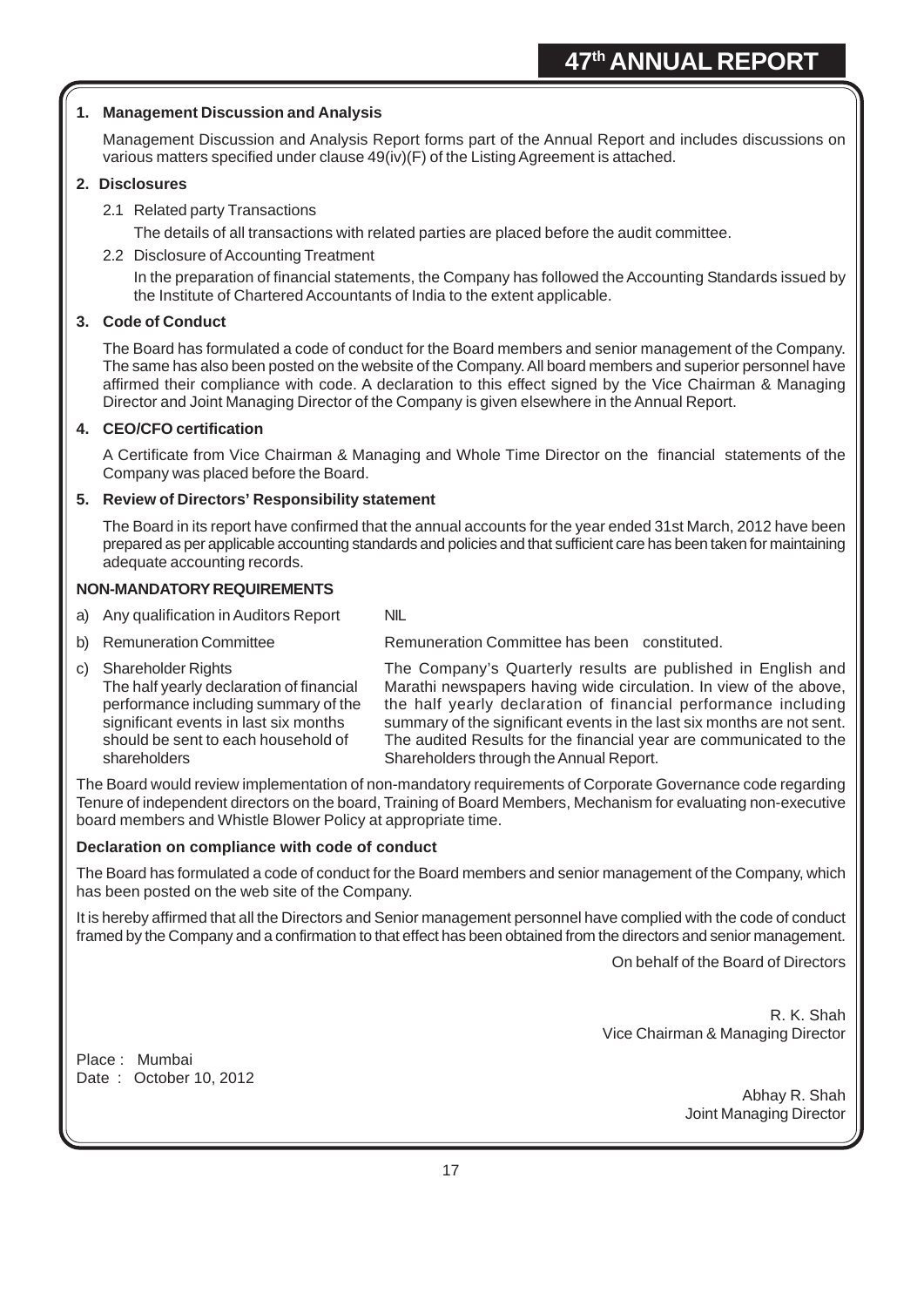### 1. Management Discussion and Analysis

Management Discussion and Analysis Report forms part of the Annual Report and includes discussions on various matters specified under clause 49(iv)(F) of the Listing Agreement is attached.

### 2. Disclosures

2.1 Related party Transactions

The details of all transactions with related parties are placed before the audit committee.

2.2 Disclosure of Accounting Treatment

In the preparation of financial statements, the Company has followed the Accounting Standards issued by the Institute of Chartered Accountants of India to the extent applicable.

### 3. Code of Conduct

The Board has formulated a code of conduct for the Board members and senior management of the Company. The same has also been posted on the website of the Company. All board members and superior personnel have affirmed their compliance with code. A declaration to this effect signed by the Vice Chairman & Managing Director and Joint Managing Director of the Company is given elsewhere in the Annual Report.

### 4. CEO/CFO certification

A Certificate from Vice Chairman & Managing and Whole Time Director on the financial statements of the Company was placed before the Board.

### 5. Review of Directors' Responsibility statement

The Board in its report have confirmed that the annual accounts for the year ended 31st March, 2012 have been prepared as per applicable accounting standards and policies and that sufficient care has been taken for maintaining adequate accounting records.

### NON-MANDATORY REQUIREMENTS

| | | |
|---|---|---|
| a) | Any qualification in Auditors Report | NIL |
| b) | Remuneration Committee | Remuneration Committee has been constituted. |
| c) | Shareholder Rights<br>The half yearly declaration of financial performance including summary of the significant events in last six months should be sent to each household of shareholders | The Company's Quarterly results are published in English and Marathi newspapers having wide circulation. In view of the above, the half yearly declaration of financial performance including summary of the significant events in the last six months are not sent. The audited Results for the financial year are communicated to the Shareholders through the Annual Report. |

The Board would review implementation of non-mandatory requirements of Corporate Governance code regarding Tenure of independent directors on the board, Training of Board Members, Mechanism for evaluating non-executive board members and Whistle Blower Policy at appropriate time.

### Declaration on compliance with code of conduct

The Board has formulated a code of conduct for the Board members and senior management of the Company, which has been posted on the web site of the Company.

It is hereby affirmed that all the Directors and Senior management personnel have complied with the code of conduct framed by the Company and a confirmation to that effect has been obtained from the directors and senior management.

On behalf of the Board of Directors

R. K. Shah
Vice Chairman & Managing Director

Place : Mumbai
Date : October 10, 2012

Abhay R. Shah
Joint Managing Director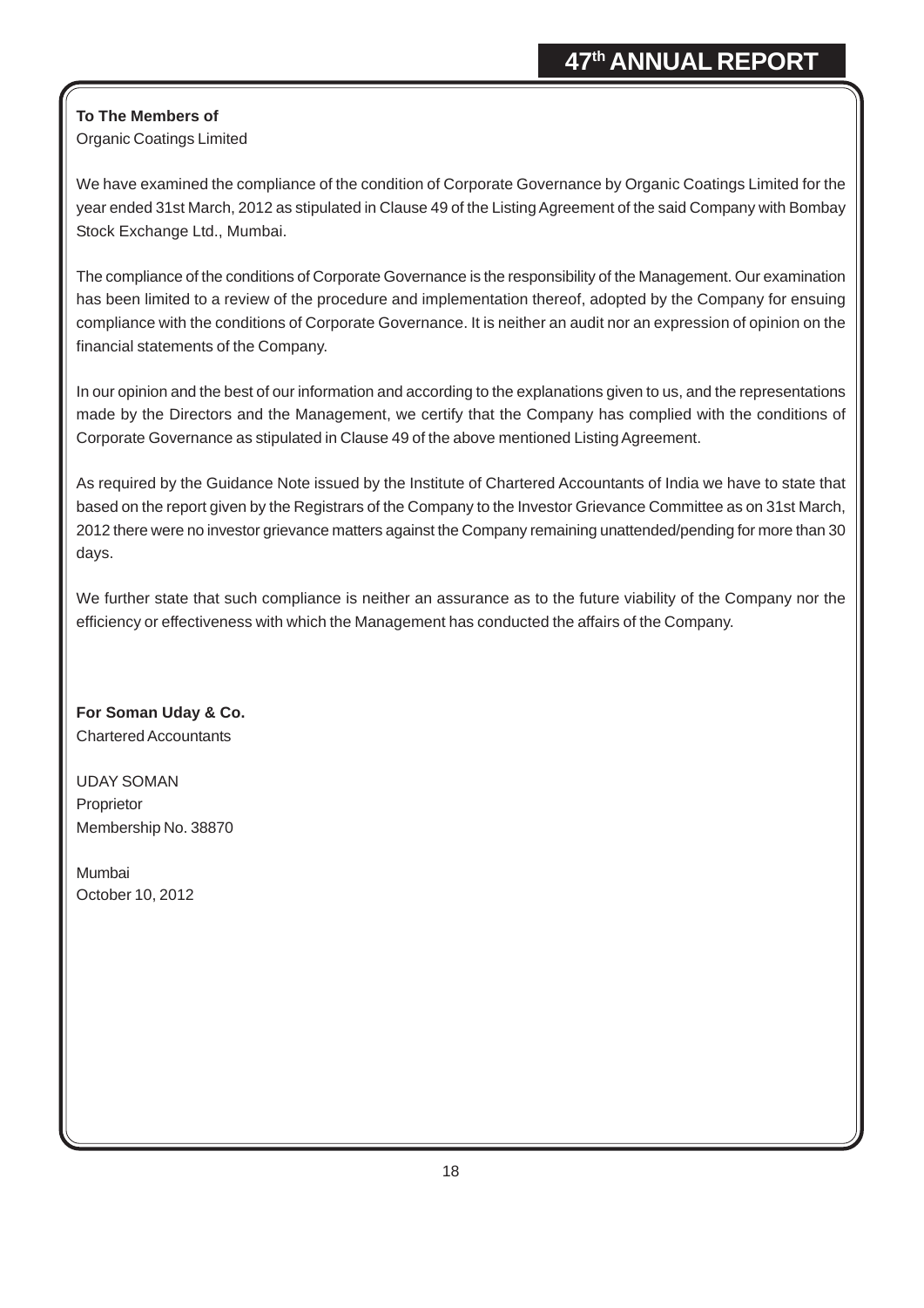**To The Members of**
Organic Coatings Limited

We have examined the compliance of the condition of Corporate Governance by Organic Coatings Limited for the year ended 31st March, 2012 as stipulated in Clause 49 of the Listing Agreement of the said Company with Bombay Stock Exchange Ltd., Mumbai.

The compliance of the conditions of Corporate Governance is the responsibility of the Management. Our examination has been limited to a review of the procedure and implementation thereof, adopted by the Company for ensuing compliance with the conditions of Corporate Governance. It is neither an audit nor an expression of opinion on the financial statements of the Company.

In our opinion and the best of our information and according to the explanations given to us, and the representations made by the Directors and the Management, we certify that the Company has complied with the conditions of Corporate Governance as stipulated in Clause 49 of the above mentioned Listing Agreement.

As required by the Guidance Note issued by the Institute of Chartered Accountants of India we have to state that based on the report given by the Registrars of the Company to the Investor Grievance Committee as on 31st March, 2012 there were no investor grievance matters against the Company remaining unattended/pending for more than 30 days.

We further state that such compliance is neither an assurance as to the future viability of the Company nor the efficiency or effectiveness with which the Management has conducted the affairs of the Company.

**For Soman Uday & Co.**
Chartered Accountants

UDAY SOMAN
Proprietor
Membership No. 38870

Mumbai
October 10, 2012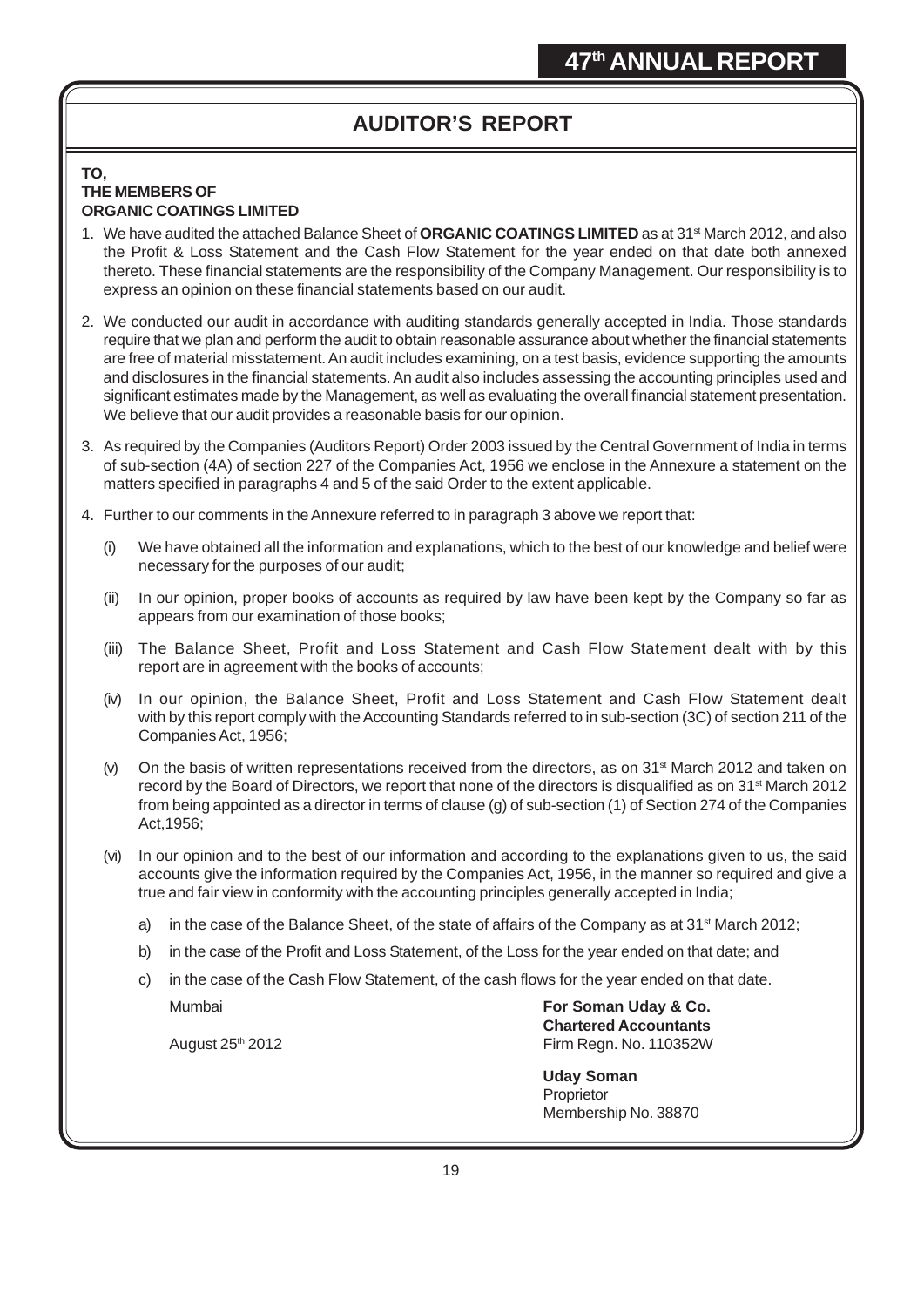# AUDITOR'S REPORT

**TO,**
**THE MEMBERS OF**
**ORGANIC COATINGS LIMITED**

1. We have audited the attached Balance Sheet of **ORGANIC COATINGS LIMITED** as at 31st March 2012, and also the Profit & Loss Statement and the Cash Flow Statement for the year ended on that date both annexed thereto. These financial statements are the responsibility of the Company Management. Our responsibility is to express an opinion on these financial statements based on our audit.

2. We conducted our audit in accordance with auditing standards generally accepted in India. Those standards require that we plan and perform the audit to obtain reasonable assurance about whether the financial statements are free of material misstatement. An audit includes examining, on a test basis, evidence supporting the amounts and disclosures in the financial statements. An audit also includes assessing the accounting principles used and significant estimates made by the Management, as well as evaluating the overall financial statement presentation. We believe that our audit provides a reasonable basis for our opinion.

3. As required by the Companies (Auditors Report) Order 2003 issued by the Central Government of India in terms of sub-section (4A) of section 227 of the Companies Act, 1956 we enclose in the Annexure a statement on the matters specified in paragraphs 4 and 5 of the said Order to the extent applicable.

4. Further to our comments in the Annexure referred to in paragraph 3 above we report that:

   (i) We have obtained all the information and explanations, which to the best of our knowledge and belief were necessary for the purposes of our audit;

   (ii) In our opinion, proper books of accounts as required by law have been kept by the Company so far as appears from our examination of those books;

   (iii) The Balance Sheet, Profit and Loss Statement and Cash Flow Statement dealt with by this report are in agreement with the books of accounts;

   (iv) In our opinion, the Balance Sheet, Profit and Loss Statement and Cash Flow Statement dealt with by this report comply with the Accounting Standards referred to in sub-section (3C) of section 211 of the Companies Act, 1956;

   (v) On the basis of written representations received from the directors, as on 31st March 2012 and taken on record by the Board of Directors, we report that none of the directors is disqualified as on 31st March 2012 from being appointed as a director in terms of clause (g) of sub-section (1) of Section 274 of the Companies Act,1956;

   (vi) In our opinion and to the best of our information and according to the explanations given to us, the said accounts give the information required by the Companies Act, 1956, in the manner so required and give a true and fair view in conformity with the accounting principles generally accepted in India;

      a) in the case of the Balance Sheet, of the state of affairs of the Company as at 31st March 2012;

      b) in the case of the Profit and Loss Statement, of the Loss for the year ended on that date; and

      c) in the case of the Cash Flow Statement, of the cash flows for the year ended on that date.

Mumbai

August 25th 2012

**For Soman Uday & Co.**
**Chartered Accountants**
Firm Regn. No. 110352W

**Uday Soman**
Proprietor
Membership No. 38870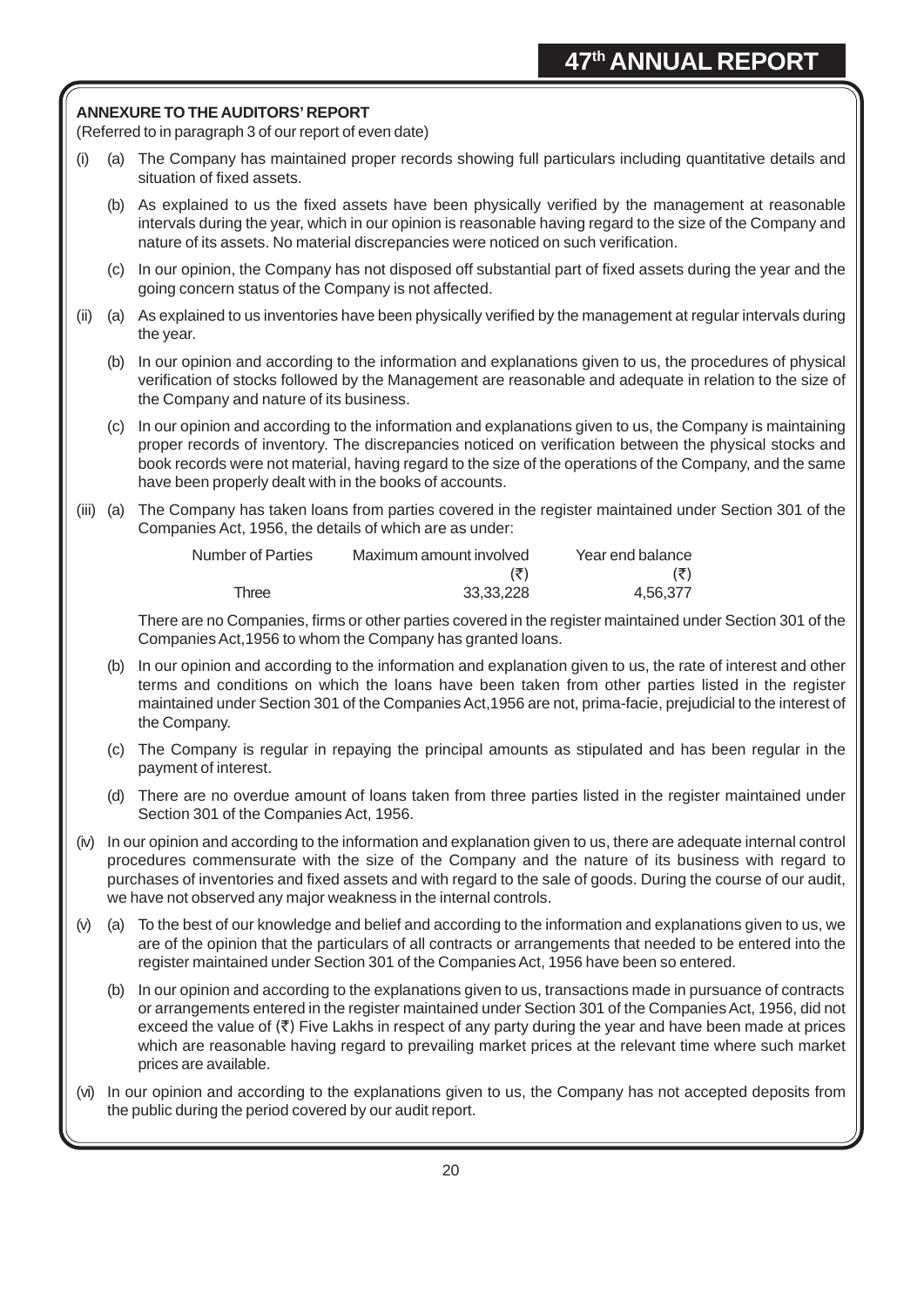## ANNEXURE TO THE AUDITORS' REPORT

(Referred to in paragraph 3 of our report of even date)

(i) (a) The Company has maintained proper records showing full particulars including quantitative details and situation of fixed assets.

(b) As explained to us the fixed assets have been physically verified by the management at reasonable intervals during the year, which in our opinion is reasonable having regard to the size of the Company and nature of its assets. No material discrepancies were noticed on such verification.

(c) In our opinion, the Company has not disposed off substantial part of fixed assets during the year and the going concern status of the Company is not affected.

(ii) (a) As explained to us inventories have been physically verified by the management at regular intervals during the year.

(b) In our opinion and according to the information and explanations given to us, the procedures of physical verification of stocks followed by the Management are reasonable and adequate in relation to the size of the Company and nature of its business.

(c) In our opinion and according to the information and explanations given to us, the Company is maintaining proper records of inventory. The discrepancies noticed on verification between the physical stocks and book records were not material, having regard to the size of the operations of the Company, and the same have been properly dealt with in the books of accounts.

(iii) (a) The Company has taken loans from parties covered in the register maintained under Section 301 of the Companies Act, 1956, the details of which are as under:

| Number of Parties | Maximum amount involved (₹) | Year end balance (₹) |
|---|---|---|
| Three | 33,33,228 | 4,56,377 |

There are no Companies, firms or other parties covered in the register maintained under Section 301 of the Companies Act,1956 to whom the Company has granted loans.

(b) In our opinion and according to the information and explanation given to us, the rate of interest and other terms and conditions on which the loans have been taken from other parties listed in the register maintained under Section 301 of the Companies Act,1956 are not, prima-facie, prejudicial to the interest of the Company.

(c) The Company is regular in repaying the principal amounts as stipulated and has been regular in the payment of interest.

(d) There are no overdue amount of loans taken from three parties listed in the register maintained under Section 301 of the Companies Act, 1956.

(iv) In our opinion and according to the information and explanation given to us, there are adequate internal control procedures commensurate with the size of the Company and the nature of its business with regard to purchases of inventories and fixed assets and with regard to the sale of goods. During the course of our audit, we have not observed any major weakness in the internal controls.

(v) (a) To the best of our knowledge and belief and according to the information and explanations given to us, we are of the opinion that the particulars of all contracts or arrangements that needed to be entered into the register maintained under Section 301 of the Companies Act, 1956 have been so entered.

(b) In our opinion and according to the explanations given to us, transactions made in pursuance of contracts or arrangements entered in the register maintained under Section 301 of the Companies Act, 1956, did not exceed the value of (₹) Five Lakhs in respect of any party during the year and have been made at prices which are reasonable having regard to prevailing market prices at the relevant time where such market prices are available.

(vi) In our opinion and according to the explanations given to us, the Company has not accepted deposits from the public during the period covered by our audit report.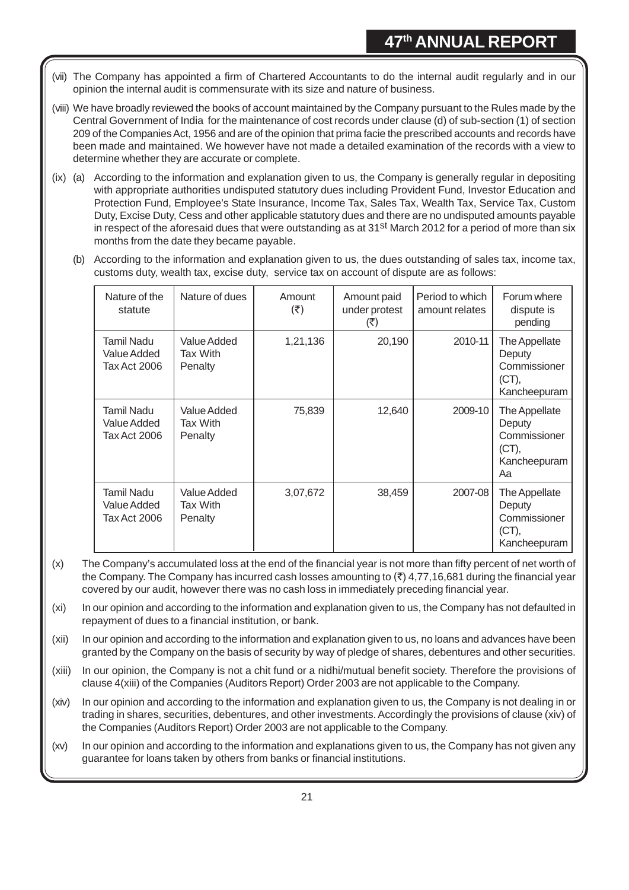(vii) The Company has appointed a firm of Chartered Accountants to do the internal audit regularly and in our opinion the internal audit is commensurate with its size and nature of business.

(viii) We have broadly reviewed the books of account maintained by the Company pursuant to the Rules made by the Central Government of India for the maintenance of cost records under clause (d) of sub-section (1) of section 209 of the Companies Act, 1956 and are of the opinion that prima facie the prescribed accounts and records have been made and maintained. We however have not made a detailed examination of the records with a view to determine whether they are accurate or complete.

(ix) (a) According to the information and explanation given to us, the Company is generally regular in depositing with appropriate authorities undisputed statutory dues including Provident Fund, Investor Education and Protection Fund, Employee's State Insurance, Income Tax, Sales Tax, Wealth Tax, Service Tax, Custom Duty, Excise Duty, Cess and other applicable statutory dues and there are no undisputed amounts payable in respect of the aforesaid dues that were outstanding as at 31st March 2012 for a period of more than six months from the date they became payable.

(b) According to the information and explanation given to us, the dues outstanding of sales tax, income tax, customs duty, wealth tax, excise duty, service tax on account of dispute are as follows:

| Nature of the statute | Nature of dues | Amount (₹) | Amount paid under protest (₹) | Period to which amount relates | Forum where dispute is pending |
|---|---|---|---|---|---|
| Tamil Nadu Value Added Tax Act 2006 | Value Added Tax With Penalty | 1,21,136 | 20,190 | 2010-11 | The Appellate Deputy Commissioner (CT), Kancheepuram |
| Tamil Nadu Value Added Tax Act 2006 | Value Added Tax With Penalty | 75,839 | 12,640 | 2009-10 | The Appellate Deputy Commissioner (CT), Kancheepuram Aa |
| Tamil Nadu Value Added Tax Act 2006 | Value Added Tax With Penalty | 3,07,672 | 38,459 | 2007-08 | The Appellate Deputy Commissioner (CT), Kancheepuram |

(x) The Company's accumulated loss at the end of the financial year is not more than fifty percent of net worth of the Company. The Company has incurred cash losses amounting to (₹) 4,77,16,681 during the financial year covered by our audit, however there was no cash loss in immediately preceding financial year.

(xi) In our opinion and according to the information and explanation given to us, the Company has not defaulted in repayment of dues to a financial institution, or bank.

(xii) In our opinion and according to the information and explanation given to us, no loans and advances have been granted by the Company on the basis of security by way of pledge of shares, debentures and other securities.

(xiii) In our opinion, the Company is not a chit fund or a nidhi/mutual benefit society. Therefore the provisions of clause 4(xiii) of the Companies (Auditors Report) Order 2003 are not applicable to the Company.

(xiv) In our opinion and according to the information and explanation given to us, the Company is not dealing in or trading in shares, securities, debentures, and other investments. Accordingly the provisions of clause (xiv) of the Companies (Auditors Report) Order 2003 are not applicable to the Company.

(xv) In our opinion and according to the information and explanations given to us, the Company has not given any guarantee for loans taken by others from banks or financial institutions.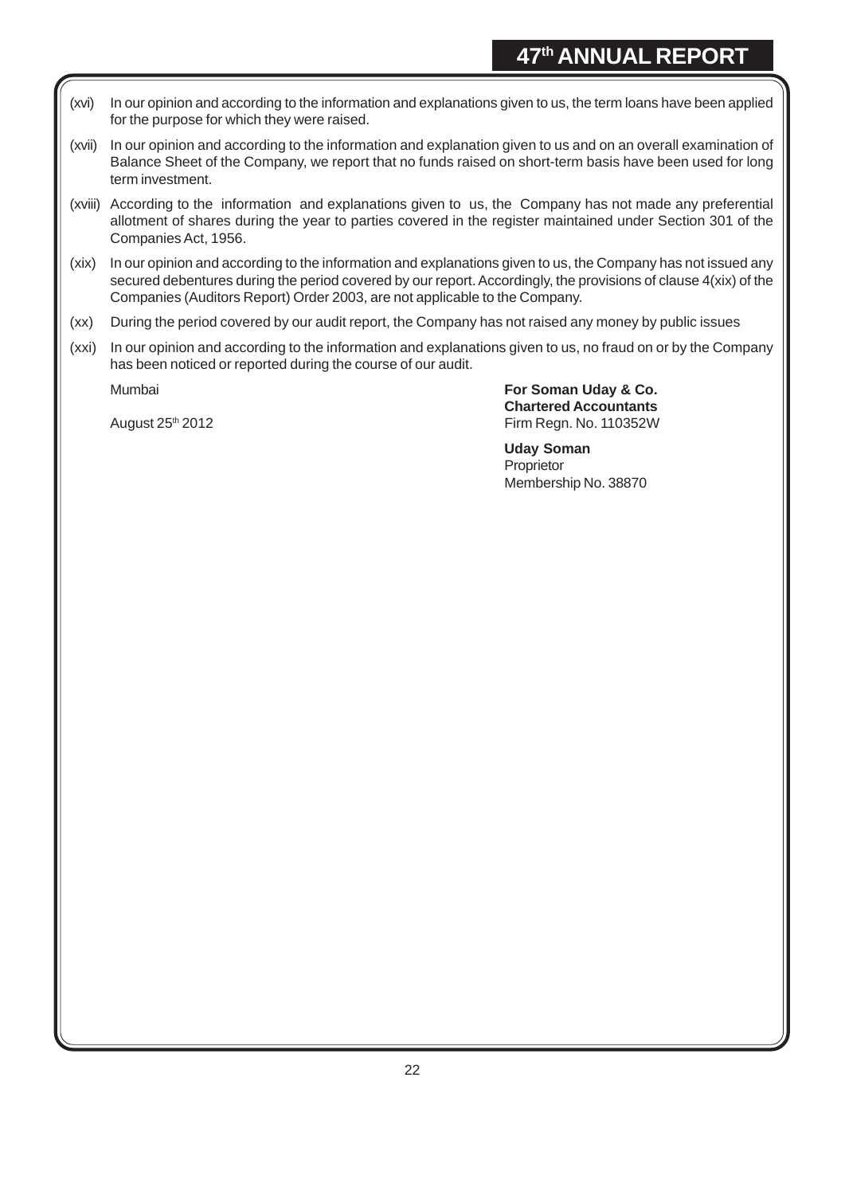(xvi) In our opinion and according to the information and explanations given to us, the term loans have been applied for the purpose for which they were raised.

(xvii) In our opinion and according to the information and explanation given to us and on an overall examination of Balance Sheet of the Company, we report that no funds raised on short-term basis have been used for long term investment.

(xviii) According to the information and explanations given to us, the Company has not made any preferential allotment of shares during the year to parties covered in the register maintained under Section 301 of the Companies Act, 1956.

(xix) In our opinion and according to the information and explanations given to us, the Company has not issued any secured debentures during the period covered by our report. Accordingly, the provisions of clause 4(xix) of the Companies (Auditors Report) Order 2003, are not applicable to the Company.

(xx) During the period covered by our audit report, the Company has not raised any money by public issues

(xxi) In our opinion and according to the information and explanations given to us, no fraud on or by the Company has been noticed or reported during the course of our audit.

Mumbai

August 25th 2012

**For Soman Uday & Co.**
**Chartered Accountants**
Firm Regn. No. 110352W

**Uday Soman**
Proprietor
Membership No. 38870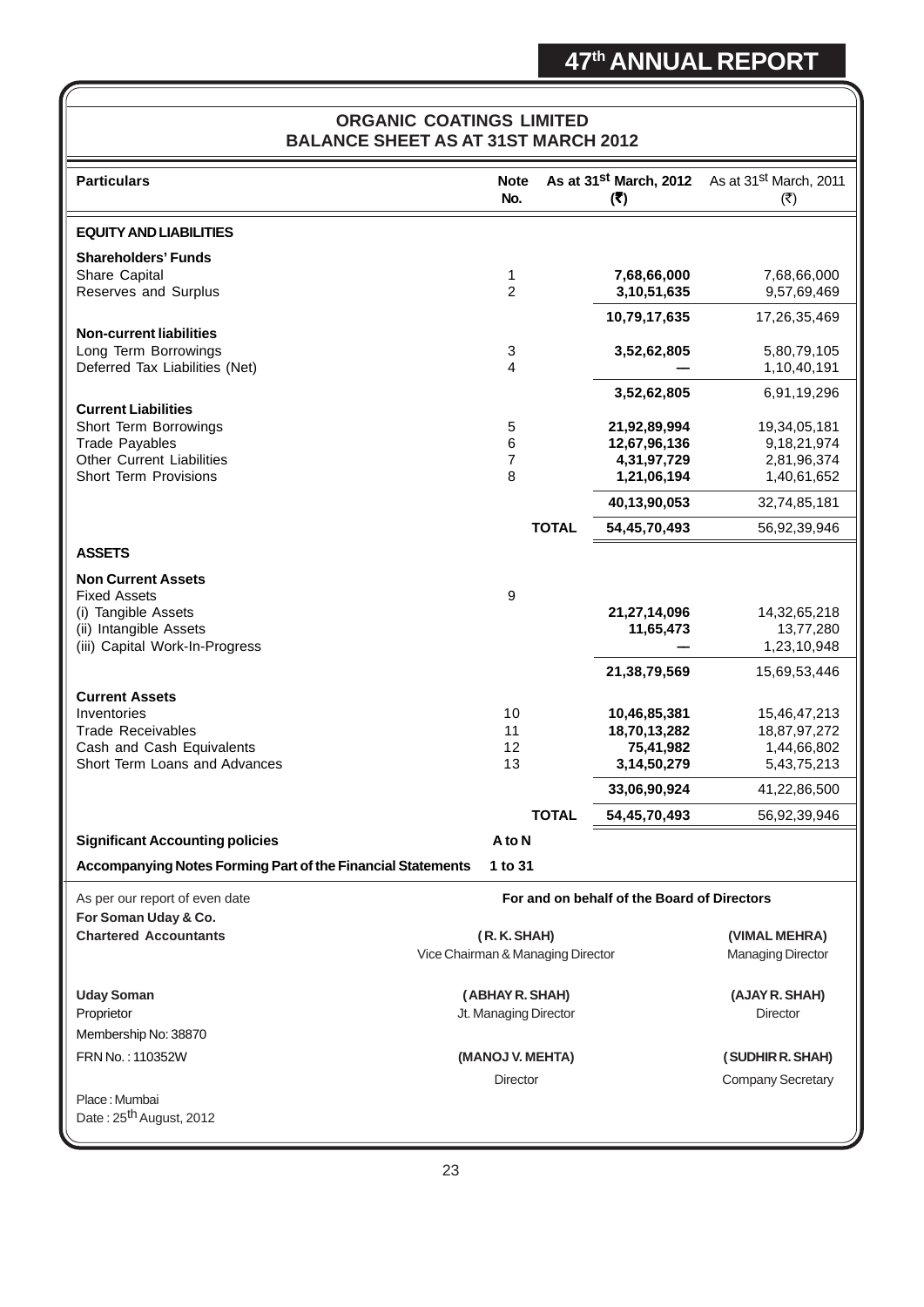# ORGANIC COATINGS LIMITED

## BALANCE SHEET AS AT 31ST MARCH 2012

| Particulars | Note No. | | As at 31st March, 2012 (₹) | As at 31st March, 2011 (₹) |
|---|---|---|---|---|
| **EQUITY AND LIABILITIES** | | | | |
| **Shareholders' Funds** | | | | |
| Share Capital | 1 | | **7,68,66,000** | 7,68,66,000 |
| Reserves and Surplus | 2 | | **3,10,51,635** | 9,57,69,469 |
| | | | **10,79,17,635** | 17,26,35,469 |
| **Non-current liabilities** | | | | |
| Long Term Borrowings | 3 | | **3,52,62,805** | 5,80,79,105 |
| Deferred Tax Liabilities (Net) | 4 | | **—** | 1,10,40,191 |
| | | | **3,52,62,805** | 6,91,19,296 |
| **Current Liabilities** | | | | |
| Short Term Borrowings | 5 | | **21,92,89,994** | 19,34,05,181 |
| Trade Payables | 6 | | **12,67,96,136** | 9,18,21,974 |
| Other Current Liabilities | 7 | | **4,31,97,729** | 2,81,96,374 |
| Short Term Provisions | 8 | | **1,21,06,194** | 1,40,61,652 |
| | | | **40,13,90,053** | 32,74,85,181 |
| | | **TOTAL** | **54,45,70,493** | 56,92,39,946 |
| **ASSETS** | | | | |
| **Non Current Assets** | | | | |
| Fixed Assets | 9 | | | |
| (i) Tangible Assets | | | **21,27,14,096** | 14,32,65,218 |
| (ii) Intangible Assets | | | **11,65,473** | 13,77,280 |
| (iii) Capital Work-In-Progress | | | **—** | 1,23,10,948 |
| | | | **21,38,79,569** | 15,69,53,446 |
| **Current Assets** | | | | |
| Inventories | 10 | | **10,46,85,381** | 15,46,47,213 |
| Trade Receivables | 11 | | **18,70,13,282** | 18,87,97,272 |
| Cash and Cash Equivalents | 12 | | **75,41,982** | 1,44,66,802 |
| Short Term Loans and Advances | 13 | | **3,14,50,279** | 5,43,75,213 |
| | | | **33,06,90,924** | 41,22,86,500 |
| | | **TOTAL** | **54,45,70,493** | 56,92,39,946 |
| **Significant Accounting policies** | **A to N** | | | |
| **Accompanying Notes Forming Part of the Financial Statements** | **1 to 31** | | | |

As per our report of even date
**For Soman Uday & Co.**
**Chartered Accountants**

**Uday Soman**
Proprietor
Membership No: 38870
FRN No. : 110352W

Place : Mumbai
Date : 25th August, 2012

**For and on behalf of the Board of Directors**

**(R. K. SHAH)**
Vice Chairman & Managing Director

**(VIMAL MEHRA)**
Managing Director

**(ABHAY R. SHAH)**
Jt. Managing Director

**(AJAY R. SHAH)**
Director

**(MANOJ V. MEHTA)**
Director

**(SUDHIR R. SHAH)**
Company Secretary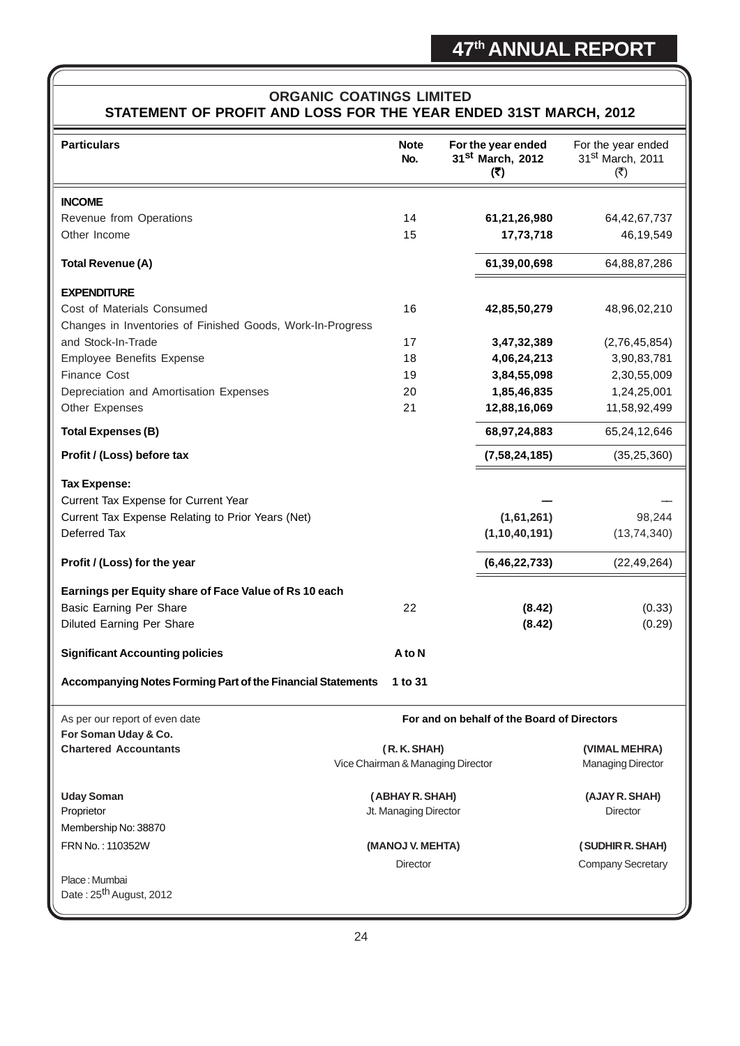## ORGANIC COATINGS LIMITED

## STATEMENT OF PROFIT AND LOSS FOR THE YEAR ENDED 31ST MARCH, 2012

| Particulars | Note No. | For the year ended 31st March, 2012 (₹) | For the year ended 31st March, 2011 (₹) |
|---|---|---|---|
| **INCOME** | | | |
| Revenue from Operations | 14 | **61,21,26,980** | 64,42,67,737 |
| Other Income | 15 | **17,73,718** | 46,19,549 |
| **Total Revenue (A)** | | **61,39,00,698** | 64,88,87,286 |
| **EXPENDITURE** | | | |
| Cost of Materials Consumed | 16 | **42,85,50,279** | 48,96,02,210 |
| Changes in Inventories of Finished Goods, Work-In-Progress and Stock-In-Trade | 17 | **3,47,32,389** | (2,76,45,854) |
| Employee Benefits Expense | 18 | **4,06,24,213** | 3,90,83,781 |
| Finance Cost | 19 | **3,84,55,098** | 2,30,55,009 |
| Depreciation and Amortisation Expenses | 20 | **1,85,46,835** | 1,24,25,001 |
| Other Expenses | 21 | **12,88,16,069** | 11,58,92,499 |
| **Total Expenses (B)** | | **68,97,24,883** | 65,24,12,646 |
| **Profit / (Loss) before tax** | | **(7,58,24,185)** | (35,25,360) |
| **Tax Expense:** | | | |
| Current Tax Expense for Current Year | | **—** | — |
| Current Tax Expense Relating to Prior Years (Net) | | **(1,61,261)** | 98,244 |
| Deferred Tax | | **(1,10,40,191)** | (13,74,340) |
| **Profit / (Loss) for the year** | | **(6,46,22,733)** | (22,49,264) |
| **Earnings per Equity share of Face Value of Rs 10 each** | | | |
| Basic Earning Per Share | 22 | **(8.42)** | (0.33) |
| Diluted Earning Per Share | | **(8.42)** | (0.29) |
| **Significant Accounting policies** | **A to N** | | |
| **Accompanying Notes Forming Part of the Financial Statements** | **1 to 31** | | |

As per our report of even date
**For Soman Uday & Co.**
**Chartered Accountants**

**Uday Soman**
Proprietor
Membership No: 38870
FRN No. : 110352W

Place : Mumbai
Date : 25th August, 2012

**For and on behalf of the Board of Directors**

**( R. K. SHAH)**
Vice Chairman & Managing Director

**(VIMAL MEHRA)**
Managing Director

**( ABHAY R. SHAH)**
Jt. Managing Director

**(AJAY R. SHAH)**
Director

**(MANOJ V. MEHTA)**
Director

**( SUDHIR R. SHAH)**
Company Secretary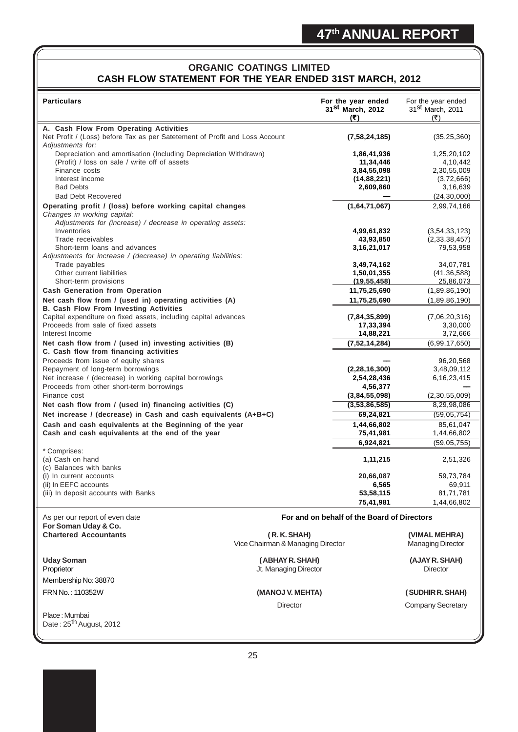## ORGANIC COATINGS LIMITED

## CASH FLOW STATEMENT FOR THE YEAR ENDED 31ST MARCH, 2012

| Particulars | For the year ended 31st March, 2012 (₹) | For the year ended 31st March, 2011 (₹) |
|---|---|---|
| **A. Cash Flow From Operating Activities** | | |
| Net Profit / (Loss) before Tax as per Satetement of Profit and Loss Account | **(7,58,24,185)** | (35,25,360) |
| *Adjustments for:* | | |
| Depreciation and amortisation (Including Depreciation Withdrawn) | **1,86,41,936** | 1,25,20,102 |
| (Profit) / loss on sale / write off of assets | **11,34,446** | 4,10,442 |
| Finance costs | **3,84,55,098** | 2,30,55,009 |
| Interest income | **(14,88,221)** | (3,72,666) |
| Bad Debts | **2,609,860** | 3,16,639 |
| Bad Debt Recovered | **—** | (24,30,000) |
| **Operating profit / (loss) before working capital changes** | **(1,64,71,067)** | 2,99,74,166 |
| *Changes in working capital:* | | |
| *Adjustments for (increase) / decrease in operating assets:* | | |
| Inventories | **4,99,61,832** | (3,54,33,123) |
| Trade receivables | **43,93,850** | (2,33,38,457) |
| Short-term loans and advances | **3,16,21,017** | 79,53,958 |
| *Adjustments for increase / (decrease) in operating liabilities:* | | |
| Trade payables | **3,49,74,162** | 34,07,781 |
| Other current liabilities | **1,50,01,355** | (41,36,588) |
| Short-term provisions | **(19,55,458)** | 25,86,073 |
| **Cash Generation from Operation** | **11,75,25,690** | (1,89,86,190) |
| **Net cash flow from / (used in) operating activities (A)** | **11,75,25,690** | (1,89,86,190) |
| **B. Cash Flow From Investing Activities** | | |
| Capital expenditure on fixed assets, including capital advances | **(7,84,35,899)** | (7,06,20,316) |
| Proceeds from sale of fixed assets | **17,33,394** | 3,30,000 |
| Interest Income | **14,88,221** | 3,72,666 |
| **Net cash flow from / (used in) investing activities (B)** | **(7,52,14,284)** | (6,99,17,650) |
| **C. Cash flow from financing activities** | | |
| Proceeds from issue of equity shares | **—** | 96,20,568 |
| Repayment of long-term borrowings | **(2,28,16,300)** | 3,48,09,112 |
| Net increase / (decrease) in working capital borrowings | **2,54,28,436** | 6,16,23,415 |
| Proceeds from other short-term borrowings | **4,56,377** | — |
| Finance cost | **(3,84,55,098)** | (2,30,55,009) |
| **Net cash flow from / (used in) financing activities (C)** | **(3,53,86,585)** | 8,29,98,086 |
| **Net increase / (decrease) in Cash and cash equivalents (A+B+C)** | **69,24,821** | (59,05,754) |
| **Cash and cash equivalents at the Beginning of the year** | **1,44,66,802** | 85,61,047 |
| **Cash and cash equivalents at the end of the year** | **75,41,981** | 1,44,66,802 |
| | **6,924,821** | (59,05,755) |
| * Comprises: | | |
| (a) Cash on hand | **1,11,215** | 2,51,326 |
| (c) Balances with banks | | |
| (i) In current accounts | **20,66,087** | 59,73,784 |
| (ii) In EEFC accounts | **6,565** | 69,911 |
| (iii) In deposit accounts with Banks | **53,58,115** | 81,71,781 |
| | **75,41,981** | 1,44,66,802 |

As per our report of even date

**For Soman Uday & Co.**
**Chartered Accountants**

**Uday Soman**
Proprietor
Membership No: 38870
FRN No. : 110352W

Place : Mumbai
Date : 25th August, 2012

**For and on behalf of the Board of Directors**

**( R. K. SHAH)**
Vice Chairman & Managing Director

**(VIMAL MEHRA)**
Managing Director

**( ABHAY R. SHAH)**
Jt. Managing Director

**(AJAY R. SHAH)**
Director

**(MANOJ V. MEHTA)**
Director

**( SUDHIR R. SHAH)**
Company Secretary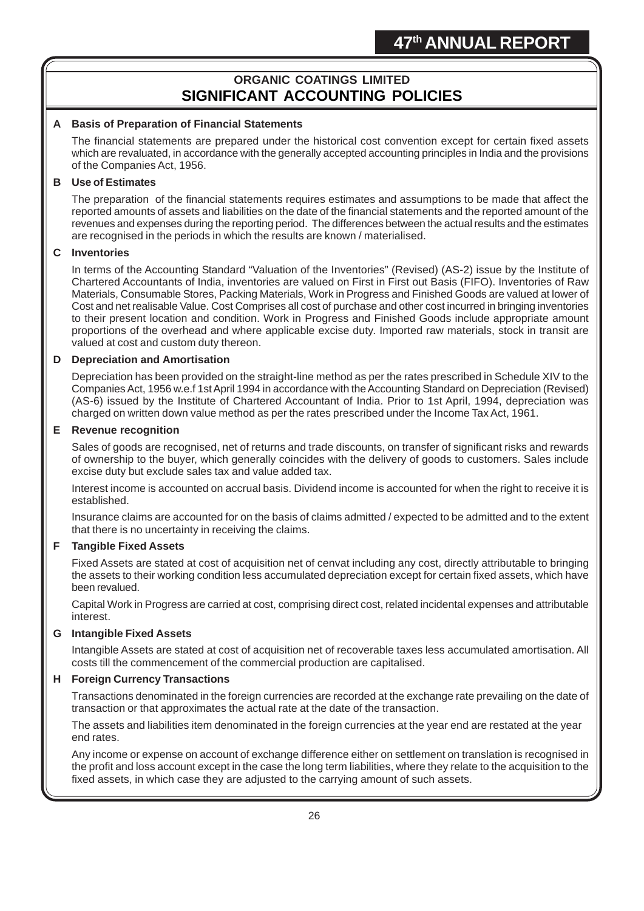# ORGANIC COATINGS LIMITED

## SIGNIFICANT ACCOUNTING POLICIES

### A Basis of Preparation of Financial Statements

The financial statements are prepared under the historical cost convention except for certain fixed assets which are revaluated, in accordance with the generally accepted accounting principles in India and the provisions of the Companies Act, 1956.

### B Use of Estimates

The preparation of the financial statements requires estimates and assumptions to be made that affect the reported amounts of assets and liabilities on the date of the financial statements and the reported amount of the revenues and expenses during the reporting period. The differences between the actual results and the estimates are recognised in the periods in which the results are known / materialised.

### C Inventories

In terms of the Accounting Standard "Valuation of the Inventories" (Revised) (AS-2) issue by the Institute of Chartered Accountants of India, inventories are valued on First in First out Basis (FIFO). Inventories of Raw Materials, Consumable Stores, Packing Materials, Work in Progress and Finished Goods are valued at lower of Cost and net realisable Value. Cost Comprises all cost of purchase and other cost incurred in bringing inventories to their present location and condition. Work in Progress and Finished Goods include appropriate amount proportions of the overhead and where applicable excise duty. Imported raw materials, stock in transit are valued at cost and custom duty thereon.

### D Depreciation and Amortisation

Depreciation has been provided on the straight-line method as per the rates prescribed in Schedule XIV to the Companies Act, 1956 w.e.f 1st April 1994 in accordance with the Accounting Standard on Depreciation (Revised) (AS-6) issued by the Institute of Chartered Accountant of India. Prior to 1st April, 1994, depreciation was charged on written down value method as per the rates prescribed under the Income Tax Act, 1961.

### E Revenue recognition

Sales of goods are recognised, net of returns and trade discounts, on transfer of significant risks and rewards of ownership to the buyer, which generally coincides with the delivery of goods to customers. Sales include excise duty but exclude sales tax and value added tax.

Interest income is accounted on accrual basis. Dividend income is accounted for when the right to receive it is established.

Insurance claims are accounted for on the basis of claims admitted / expected to be admitted and to the extent that there is no uncertainty in receiving the claims.

### F Tangible Fixed Assets

Fixed Assets are stated at cost of acquisition net of cenvat including any cost, directly attributable to bringing the assets to their working condition less accumulated depreciation except for certain fixed assets, which have been revalued.

Capital Work in Progress are carried at cost, comprising direct cost, related incidental expenses and attributable interest.

### G Intangible Fixed Assets

Intangible Assets are stated at cost of acquisition net of recoverable taxes less accumulated amortisation. All costs till the commencement of the commercial production are capitalised.

### H Foreign Currency Transactions

Transactions denominated in the foreign currencies are recorded at the exchange rate prevailing on the date of transaction or that approximates the actual rate at the date of the transaction.

The assets and liabilities item denominated in the foreign currencies at the year end are restated at the year end rates.

Any income or expense on account of exchange difference either on settlement on translation is recognised in the profit and loss account except in the case the long term liabilities, where they relate to the acquisition to the fixed assets, in which case they are adjusted to the carrying amount of such assets.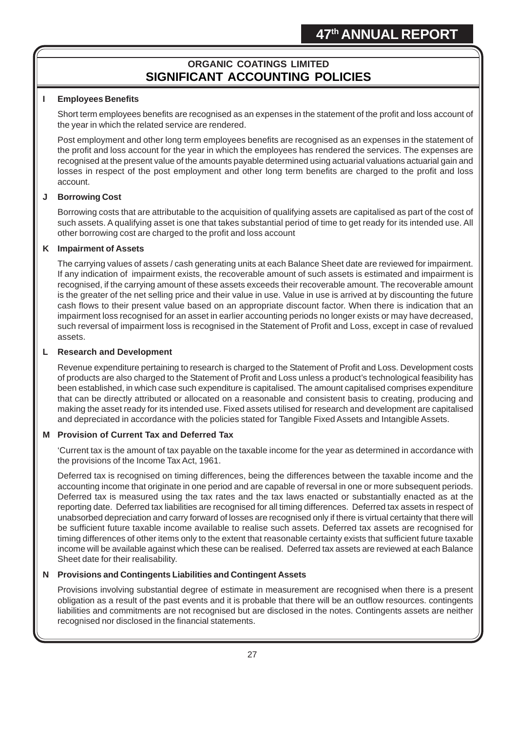## ORGANIC COATINGS LIMITED

## SIGNIFICANT ACCOUNTING POLICIES

### I Employees Benefits

Short term employees benefits are recognised as an expenses in the statement of the profit and loss account of the year in which the related service are rendered.

Post employment and other long term employees benefits are recognised as an expenses in the statement of the profit and loss account for the year in which the employees has rendered the services. The expenses are recognised at the present value of the amounts payable determined using actuarial valuations actuarial gain and losses in respect of the post employment and other long term benefits are charged to the profit and loss account.

### J Borrowing Cost

Borrowing costs that are attributable to the acquisition of qualifying assets are capitalised as part of the cost of such assets. A qualifying asset is one that takes substantial period of time to get ready for its intended use. All other borrowing cost are charged to the profit and loss account

### K Impairment of Assets

The carrying values of assets / cash generating units at each Balance Sheet date are reviewed for impairment. If any indication of impairment exists, the recoverable amount of such assets is estimated and impairment is recognised, if the carrying amount of these assets exceeds their recoverable amount. The recoverable amount is the greater of the net selling price and their value in use. Value in use is arrived at by discounting the future cash flows to their present value based on an appropriate discount factor. When there is indication that an impairment loss recognised for an asset in earlier accounting periods no longer exists or may have decreased, such reversal of impairment loss is recognised in the Statement of Profit and Loss, except in case of revalued assets.

### L Research and Development

Revenue expenditure pertaining to research is charged to the Statement of Profit and Loss. Development costs of products are also charged to the Statement of Profit and Loss unless a product's technological feasibility has been established, in which case such expenditure is capitalised. The amount capitalised comprises expenditure that can be directly attributed or allocated on a reasonable and consistent basis to creating, producing and making the asset ready for its intended use. Fixed assets utilised for research and development are capitalised and depreciated in accordance with the policies stated for Tangible Fixed Assets and Intangible Assets.

### M Provision of Current Tax and Deferred Tax

'Current tax is the amount of tax payable on the taxable income for the year as determined in accordance with the provisions of the Income Tax Act, 1961.

Deferred tax is recognised on timing differences, being the differences between the taxable income and the accounting income that originate in one period and are capable of reversal in one or more subsequent periods. Deferred tax is measured using the tax rates and the tax laws enacted or substantially enacted as at the reporting date. Deferred tax liabilities are recognised for all timing differences. Deferred tax assets in respect of unabsorbed depreciation and carry forward of losses are recognised only if there is virtual certainty that there will be sufficient future taxable income available to realise such assets. Deferred tax assets are recognised for timing differences of other items only to the extent that reasonable certainty exists that sufficient future taxable income will be available against which these can be realised. Deferred tax assets are reviewed at each Balance Sheet date for their realisability.

### N Provisions and Contingents Liabilities and Contingent Assets

Provisions involving substantial degree of estimate in measurement are recognised when there is a present obligation as a result of the past events and it is probable that there will be an outflow resources. contingents liabilities and commitments are not recognised but are disclosed in the notes. Contingents assets are neither recognised nor disclosed in the financial statements.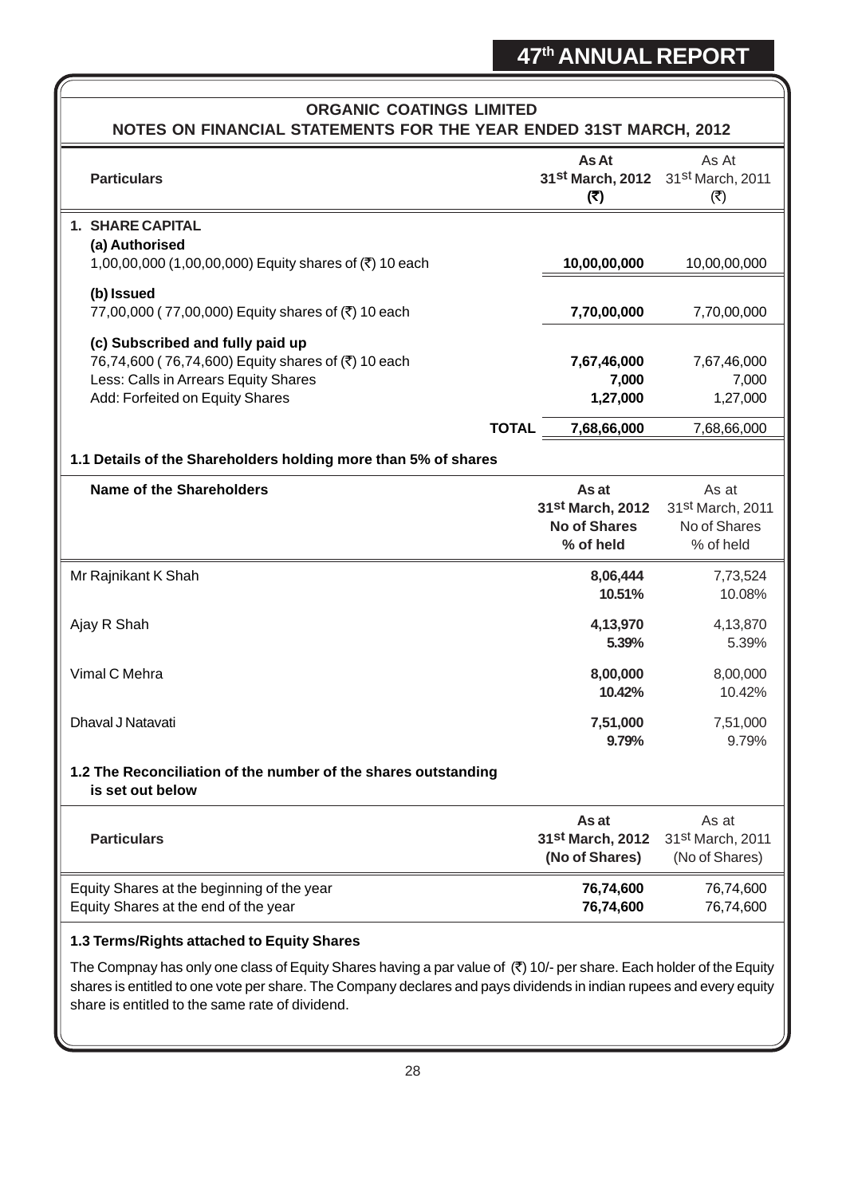## ORGANIC COATINGS LIMITED

### NOTES ON FINANCIAL STATEMENTS FOR THE YEAR ENDED 31ST MARCH, 2012

| Particulars | As At 31st March, 2012 (₹) | As At 31st March, 2011 (₹) |
|---|---|---|
| **1. SHARE CAPITAL** | | |
| **(a) Authorised** | | |
| 1,00,00,000 (1,00,00,000) Equity shares of (₹) 10 each | **10,00,00,000** | 10,00,00,000 |
| **(b) Issued** | | |
| 77,00,000 ( 77,00,000) Equity shares of (₹) 10 each | **7,70,00,000** | 7,70,00,000 |
| **(c) Subscribed and fully paid up** | | |
| 76,74,600 ( 76,74,600) Equity shares of (₹) 10 each | **7,67,46,000** | 7,67,46,000 |
| Less: Calls in Arrears Equity Shares | **7,000** | 7,000 |
| Add: Forfeited on Equity Shares | **1,27,000** | 1,27,000 |
| **TOTAL** | **7,68,66,000** | 7,68,66,000 |

**1.1 Details of the Shareholders holding more than 5% of shares**

| Name of the Shareholders | As at 31st March, 2012 No of Shares % of held | As at 31st March, 2011 No of Shares % of held |
|---|---|---|
| Mr Rajnikant K Shah | **8,06,444** | 7,73,524 |
| | **10.51%** | 10.08% |
| Ajay R Shah | **4,13,970** | 4,13,870 |
| | **5.39%** | 5.39% |
| Vimal C Mehra | **8,00,000** | 8,00,000 |
| | **10.42%** | 10.42% |
| Dhaval J Natavati | **7,51,000** | 7,51,000 |
| | **9.79%** | 9.79% |

**1.2 The Reconciliation of the number of the shares outstanding is set out below**

| Particulars | As at 31st March, 2012 (No of Shares) | As at 31st March, 2011 (No of Shares) |
|---|---|---|
| Equity Shares at the beginning of the year | **76,74,600** | 76,74,600 |
| Equity Shares at the end of the year | **76,74,600** | 76,74,600 |

**1.3 Terms/Rights attached to Equity Shares**

The Compnay has only one class of Equity Shares having a par value of (₹) 10/- per share. Each holder of the Equity shares is entitled to one vote per share. The Company declares and pays dividends in indian rupees and every equity share is entitled to the same rate of dividend.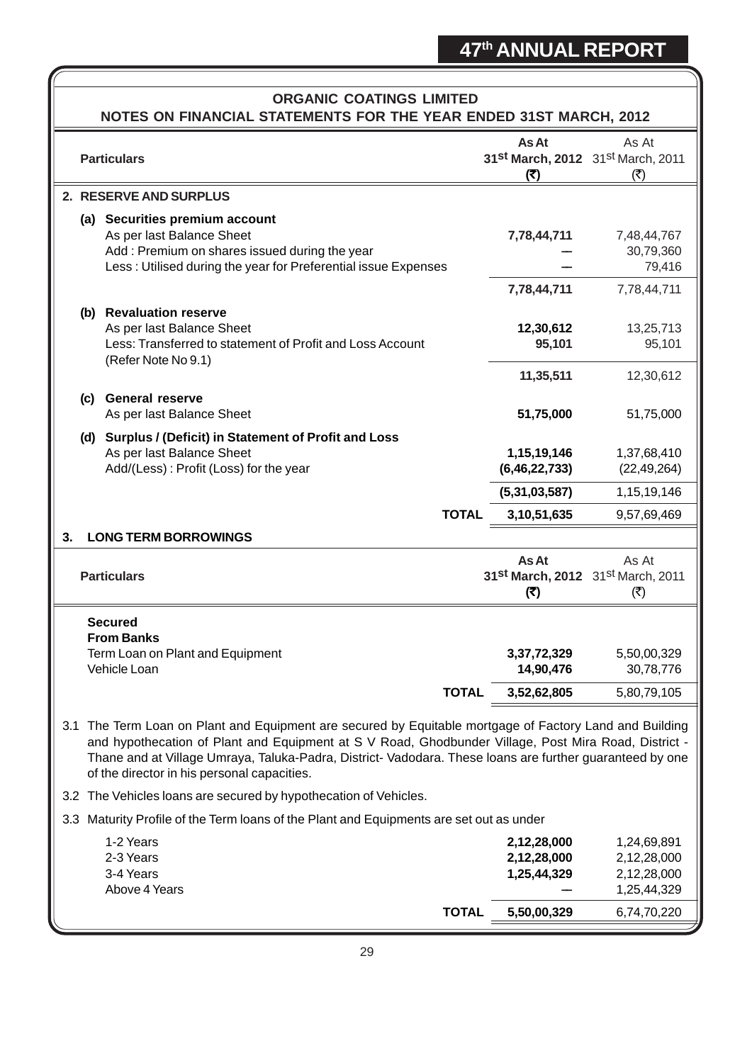## ORGANIC COATINGS LIMITED

### NOTES ON FINANCIAL STATEMENTS FOR THE YEAR ENDED 31ST MARCH, 2012

| Particulars | As At 31st March, 2012 (₹) | As At 31st March, 2011 (₹) |
|---|---|---|
| **2. RESERVE AND SURPLUS** | | |
| **(a) Securities premium account** | | |
| As per last Balance Sheet | **7,78,44,711** | 7,48,44,767 |
| Add : Premium on shares issued during the year | **—** | 30,79,360 |
| Less : Utilised during the year for Preferential issue Expenses | **—** | 79,416 |
| | **7,78,44,711** | 7,78,44,711 |
| **(b) Revaluation reserve** | | |
| As per last Balance Sheet | **12,30,612** | 13,25,713 |
| Less: Transferred to statement of Profit and Loss Account (Refer Note No 9.1) | **95,101** | 95,101 |
| | **11,35,511** | 12,30,612 |
| **(c) General reserve** | | |
| As per last Balance Sheet | **51,75,000** | 51,75,000 |
| **(d) Surplus / (Deficit) in Statement of Profit and Loss** | | |
| As per last Balance Sheet | **1,15,19,146** | 1,37,68,410 |
| Add/(Less) : Profit (Loss) for the year | **(6,46,22,733)** | (22,49,264) |
| | **(5,31,03,587)** | 1,15,19,146 |
| **TOTAL** | **3,10,51,635** | 9,57,69,469 |

### 3. LONG TERM BORROWINGS

| Particulars | As At 31st March, 2012 (₹) | As At 31st March, 2011 (₹) |
|---|---|---|
| **Secured** | | |
| **From Banks** | | |
| Term Loan on Plant and Equipment | **3,37,72,329** | 5,50,00,329 |
| Vehicle Loan | **14,90,476** | 30,78,776 |
| **TOTAL** | **3,52,62,805** | 5,80,79,105 |

3.1 The Term Loan on Plant and Equipment are secured by Equitable mortgage of Factory Land and Building and hypothecation of Plant and Equipment at S V Road, Ghodbunder Village, Post Mira Road, District - Thane and at Village Umraya, Taluka-Padra, District- Vadodara. These loans are further guaranteed by one of the director in his personal capacities.

3.2 The Vehicles loans are secured by hypothecation of Vehicles.

3.3 Maturity Profile of the Term loans of the Plant and Equipments are set out as under

| | As At 31st March, 2012 (₹) | As At 31st March, 2011 (₹) |
|---|---|---|
| 1-2 Years | **2,12,28,000** | 1,24,69,891 |
| 2-3 Years | **2,12,28,000** | 2,12,28,000 |
| 3-4 Years | **1,25,44,329** | 2,12,28,000 |
| Above 4 Years | **—** | 1,25,44,329 |
| **TOTAL** | **5,50,00,329** | 6,74,70,220 |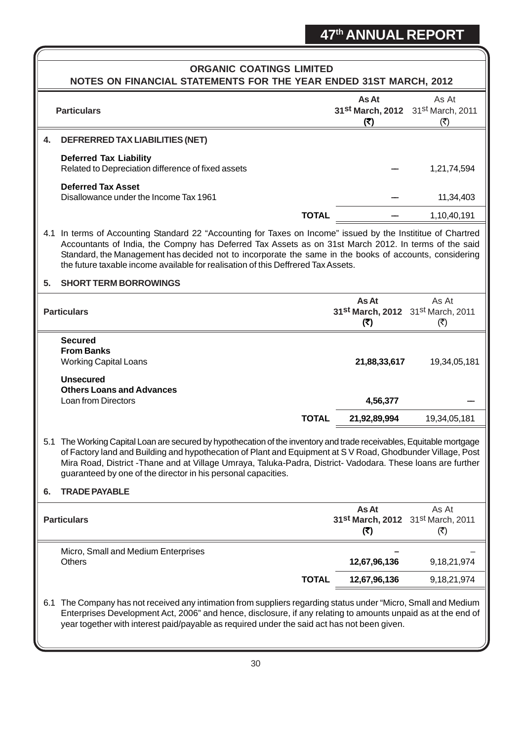## ORGANIC COATINGS LIMITED

### NOTES ON FINANCIAL STATEMENTS FOR THE YEAR ENDED 31ST MARCH, 2012

| Particulars | As At 31st March, 2012 (₹) | As At 31st March, 2011 (₹) |
|---|---|---|
| **4. DEFRERRED TAX LIABILITIES (NET)** | | |
| **Deferred Tax Liability** | | |
| Related to Depreciation difference of fixed assets | — | 1,21,74,594 |
| **Deferred Tax Asset** | | |
| Disallowance under the Income Tax 1961 | — | 11,34,403 |
| **TOTAL** | — | 1,10,40,191 |

4.1 In terms of Accounting Standard 22 "Accounting for Taxes on Income" issued by the Instititue of Chartred Accountants of India, the Compny has Deferred Tax Assets as on 31st March 2012. In terms of the said Standard, the Management has decided not to incorporate the same in the books of accounts, considering the future taxable income available for realisation of this Deffrered Tax Assets.

**5. SHORT TERM BORROWINGS**

| Particulars | As At 31st March, 2012 (₹) | As At 31st March, 2011 (₹) |
|---|---|---|
| **Secured** | | |
| **From Banks** | | |
| Working Capital Loans | **21,88,33,617** | 19,34,05,181 |
| **Unsecured** | | |
| **Others Loans and Advances** | | |
| Loan from Directors | **4,56,377** | — |
| **TOTAL** | **21,92,89,994** | 19,34,05,181 |

5.1 The Working Capital Loan are secured by hypothecation of the inventory and trade receivables, Equitable mortgage of Factory land and Building and hypothecation of Plant and Equipment at S V Road, Ghodbunder Village, Post Mira Road, District -Thane and at Village Umraya, Taluka-Padra, District- Vadodara. These loans are further guaranteed by one of the director in his personal capacities.

**6. TRADE PAYABLE**

| Particulars | As At 31st March, 2012 (₹) | As At 31st March, 2011 (₹) |
|---|---|---|
| Micro, Small and Medium Enterprises | – | – |
| Others | **12,67,96,136** | 9,18,21,974 |
| **TOTAL** | **12,67,96,136** | 9,18,21,974 |

6.1 The Company has not received any intimation from suppliers regarding status under "Micro, Small and Medium Enterprises Development Act, 2006" and hence, disclosure, if any relating to amounts unpaid as at the end of year together with interest paid/payable as required under the said act has not been given.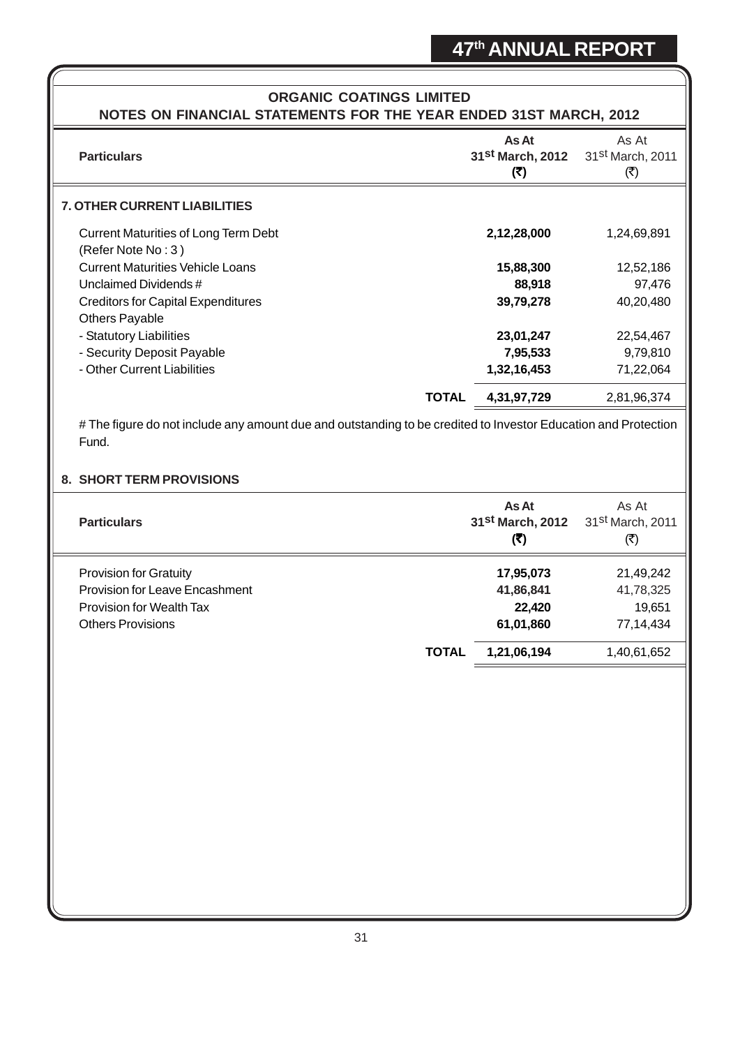## ORGANIC COATINGS LIMITED

### NOTES ON FINANCIAL STATEMENTS FOR THE YEAR ENDED 31ST MARCH, 2012

| Particulars | | As At 31st March, 2012 (₹) | As At 31st March, 2011 (₹) |
|---|---|---|---|
| **7. OTHER CURRENT LIABILITIES** | | | |
| Current Maturities of Long Term Debt (Refer Note No : 3 ) | | **2,12,28,000** | 1,24,69,891 |
| Current Maturities Vehicle Loans | | **15,88,300** | 12,52,186 |
| Unclaimed Dividends # | | **88,918** | 97,476 |
| Creditors for Capital Expenditures | | **39,79,278** | 40,20,480 |
| Others Payable | | | |
| - Statutory Liabilities | | **23,01,247** | 22,54,467 |
| - Security Deposit Payable | | **7,95,533** | 9,79,810 |
| - Other Current Liabilities | | **1,32,16,453** | 71,22,064 |
| | **TOTAL** | **4,31,97,729** | 2,81,96,374 |

# The figure do not include any amount due and outstanding to be credited to Investor Education and Protection Fund.

**8. SHORT TERM PROVISIONS**

| Particulars | | As At 31st March, 2012 (₹) | As At 31st March, 2011 (₹) |
|---|---|---|---|
| Provision for Gratuity | | **17,95,073** | 21,49,242 |
| Provision for Leave Encashment | | **41,86,841** | 41,78,325 |
| Provision for Wealth Tax | | **22,420** | 19,651 |
| Others Provisions | | **61,01,860** | 77,14,434 |
| | **TOTAL** | **1,21,06,194** | 1,40,61,652 |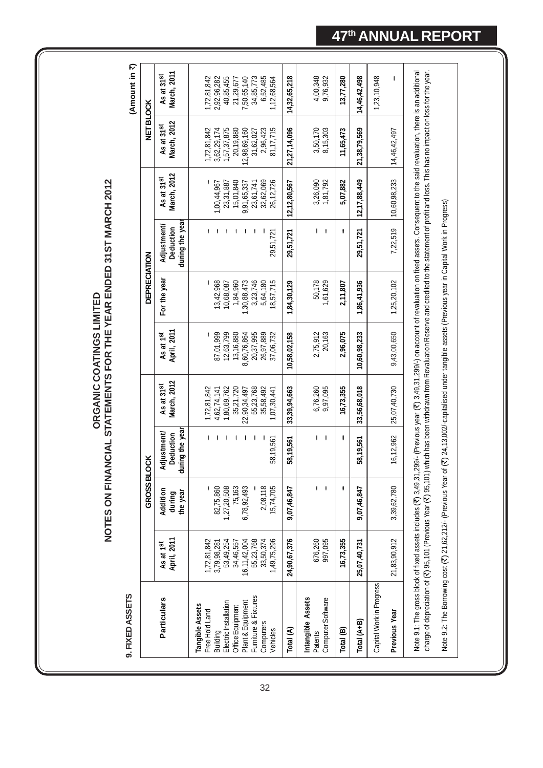# ORGANIC COATINGS LIMITED

## NOTES ON FINANCIAL STATEMENTS FOR THE YEAR ENDED 31ST MARCH 2012

### 9. FIXED ASSETS

(Amount in ₹)

| Particulars | GROSS BLOCK | | | | DEPRECIATION | | | | NET BLOCK | |
|---|---|---|---|---|---|---|---|---|---|---|
| | As at 1st April, 2011 | Addition during the year | Adjustment/ Deduction during the year | As at 31st March, 2012 | As at 1st April, 2011 | For the year | Adjustment/ Deduction during the year | As at 31st March, 2012 | As at 31st March, 2012 | As at 31st March, 2011 |
| **Tangible Assets** | | | | | | | | | | |
| Free Hold Land | 1,72,81,842 | – | – | 1,72,81,842 | – | – | – | – | 1,72,81,842 | 1,72,81,842 |
| Building | 3,79,98,281 | 82,75,860 | – | 4,62,74,141 | 87,01,999 | 13,42,968 | – | 1,00,44,967 | 3,62,29,174 | 2,92,96,282 |
| Electric Installation | 53,49,254 | 1,27,20,508 | – | 1,80,69,762 | 12,63,799 | 10,68,087 | – | 23,31,887 | 1,57,37,875 | 40,85,455 |
| Office Equipment | 34,46,557 | 75,163 | – | 35,21,720 | 13,16,880 | 1,84,960 | – | 15,01,840 | 20,19,880 | 21,29,677 |
| Plant & Equipment | 16,11,42,004 | 6,78,92,493 | – | 22,90,34,497 | 8,60,76,864 | 1,30,88,473 | – | 9,91,65,337 | 12,98,69,160 | 7,50,65,140 |
| Furniture & Fixtures | 55,23,768 | – | – | 55,23,768 | 20,37,995 | 3,23,746 | – | 23,61,741 | 31,62,027 | 34,85,773 |
| Computers | 33,50,374 | 2,08,118 | – | 35,58,492 | 26,97,889 | 5,64,180 | – | 32,62,069 | 2,96,423 | 6,52,485 |
| Vehicles | 1,49,75,296 | 15,74,705 | 58,19,561 | 1,07,30,441 | 37,06,732 | 18,57,715 | 29,51,721 | 26,12,726 | 81,17,715 | 1,12,68,564 |
| **Total (A)** | **24,90,67,376** | **9,07,46,847** | **58,19,561** | **33,39,94,663** | **10,58,02,158** | **1,84,30,129** | **29,51,721** | **12,12,80,567** | **21,27,14,096** | **14,32,65,218** |
| **Intangible Assets** | | | | | | | | | | |
| Patents | 676,260 | – | – | 6,76,260 | 2,75,912 | 50,178 | – | 3,26,090 | 3,50,170 | 4,00,348 |
| Computer Software | 997,095 | – | – | 9,97,095 | 20,163 | 1,61,629 | – | 1,81,792 | 8,15,303 | 9,76,932 |
| **Total (B)** | **16,73,355** | **–** | **–** | **16,73,355** | **2,96,075** | **2,11,807** | **–** | **5,07,882** | **11,65,473** | **13,77,280** |
| **Total (A+B)** | **25,07,40,731** | **9,07,46,847** | **58,19,561** | **33,56,68,018** | **10,60,98,233** | **1,86,41,936** | **29,51,721** | **12,17,88,449** | **21,38,79,569** | **14,46,42,498** |
| Capital Work in Progress | | | | | | | | | | 1,23,10,948 |
| **Previous Year** | 21,83,90,912 | 3,39,62,780 | 16,12,962 | 25,07,40,730 | 9,43,00,650 | 1,25,20,102 | 7,22,519 | 10,60,98,233 | 14,46,42,497 | – |

Note 9.1: The gross block of fixed assets includes (₹) 3,49,31,299/- (Previous year (₹) 3,49,31,299/-) on account of revaluation on fixed assets. Consequent to the said revaluation, there is an additional charge of depreciation of (₹) 95,101 (Previous Year (₹) 95,101) which has been withdrawn from Revaluation Reserve and credited to the statement of profit and loss. This has no impact on loss for the year.

Note 9.2: The Borrowing cost (₹) 21,62,212/- (Previous Year of (₹) 24,13,002/-capitalised under tangible assets (Previous year in Capital Work in Progress)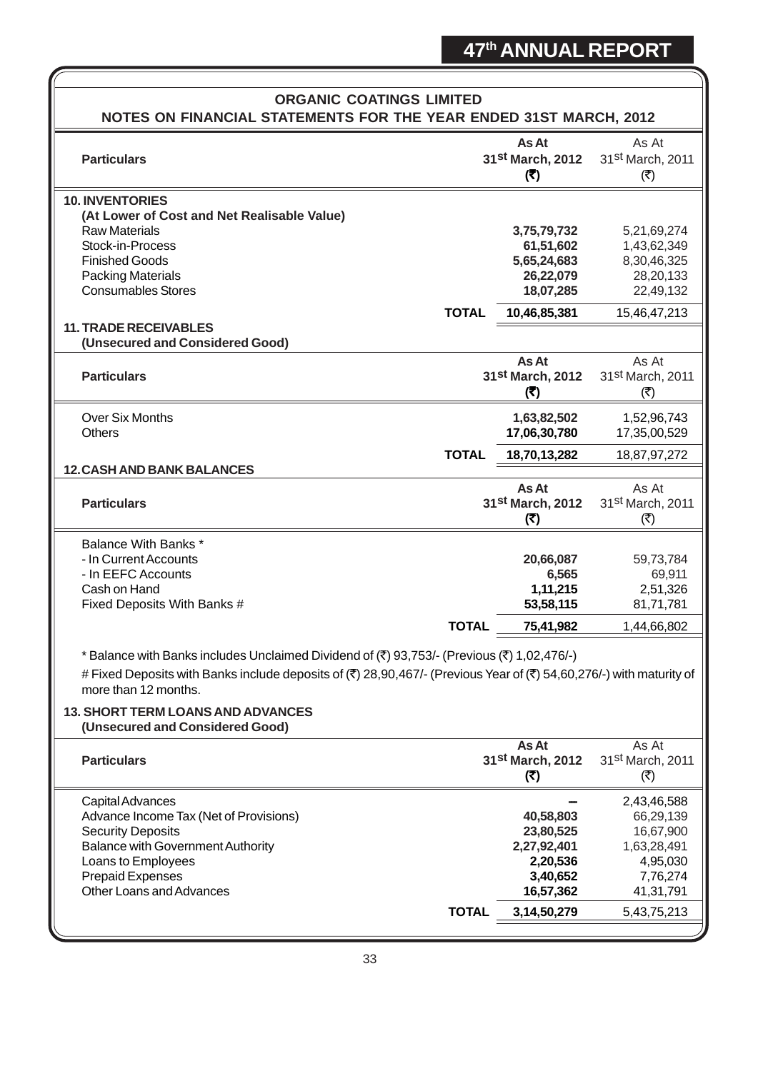## ORGANIC COATINGS LIMITED

### NOTES ON FINANCIAL STATEMENTS FOR THE YEAR ENDED 31ST MARCH, 2012

| Particulars | | As At 31st March, 2012 (₹) | As At 31st March, 2011 (₹) |
|---|---|---|---|
| **10. INVENTORIES** | | | |
| **(At Lower of Cost and Net Realisable Value)** | | | |
| Raw Materials | | **3,75,79,732** | 5,21,69,274 |
| Stock-in-Process | | **61,51,602** | 1,43,62,349 |
| Finished Goods | | **5,65,24,683** | 8,30,46,325 |
| Packing Materials | | **26,22,079** | 28,20,133 |
| Consumables Stores | | **18,07,285** | 22,49,132 |
| | **TOTAL** | **10,46,85,381** | 15,46,47,213 |

**11. TRADE RECEIVABLES**
**(Unsecured and Considered Good)**

| Particulars | | As At 31st March, 2012 (₹) | As At 31st March, 2011 (₹) |
|---|---|---|---|
| Over Six Months | | **1,63,82,502** | 1,52,96,743 |
| Others | | **17,06,30,780** | 17,35,00,529 |
| | **TOTAL** | **18,70,13,282** | 18,87,97,272 |

**12. CASH AND BANK BALANCES**

| Particulars | | As At 31st March, 2012 (₹) | As At 31st March, 2011 (₹) |
|---|---|---|---|
| Balance With Banks * | | | |
| - In Current Accounts | | **20,66,087** | 59,73,784 |
| - In EEFC Accounts | | **6,565** | 69,911 |
| Cash on Hand | | **1,11,215** | 2,51,326 |
| Fixed Deposits With Banks # | | **53,58,115** | 81,71,781 |
| | **TOTAL** | **75,41,982** | 1,44,66,802 |

* Balance with Banks includes Unclaimed Dividend of (₹) 93,753/- (Previous (₹) 1,02,476/-)

# Fixed Deposits with Banks include deposits of (₹) 28,90,467/- (Previous Year of (₹) 54,60,276/-) with maturity of more than 12 months.

**13. SHORT TERM LOANS AND ADVANCES**
**(Unsecured and Considered Good)**

| Particulars | | As At 31st March, 2012 (₹) | As At 31st March, 2011 (₹) |
|---|---|---|---|
| Capital Advances | | **–** | 2,43,46,588 |
| Advance Income Tax (Net of Provisions) | | **40,58,803** | 66,29,139 |
| Security Deposits | | **23,80,525** | 16,67,900 |
| Balance with Government Authority | | **2,27,92,401** | 1,63,28,491 |
| Loans to Employees | | **2,20,536** | 4,95,030 |
| Prepaid Expenses | | **3,40,652** | 7,76,274 |
| Other Loans and Advances | | **16,57,362** | 41,31,791 |
| | **TOTAL** | **3,14,50,279** | 5,43,75,213 |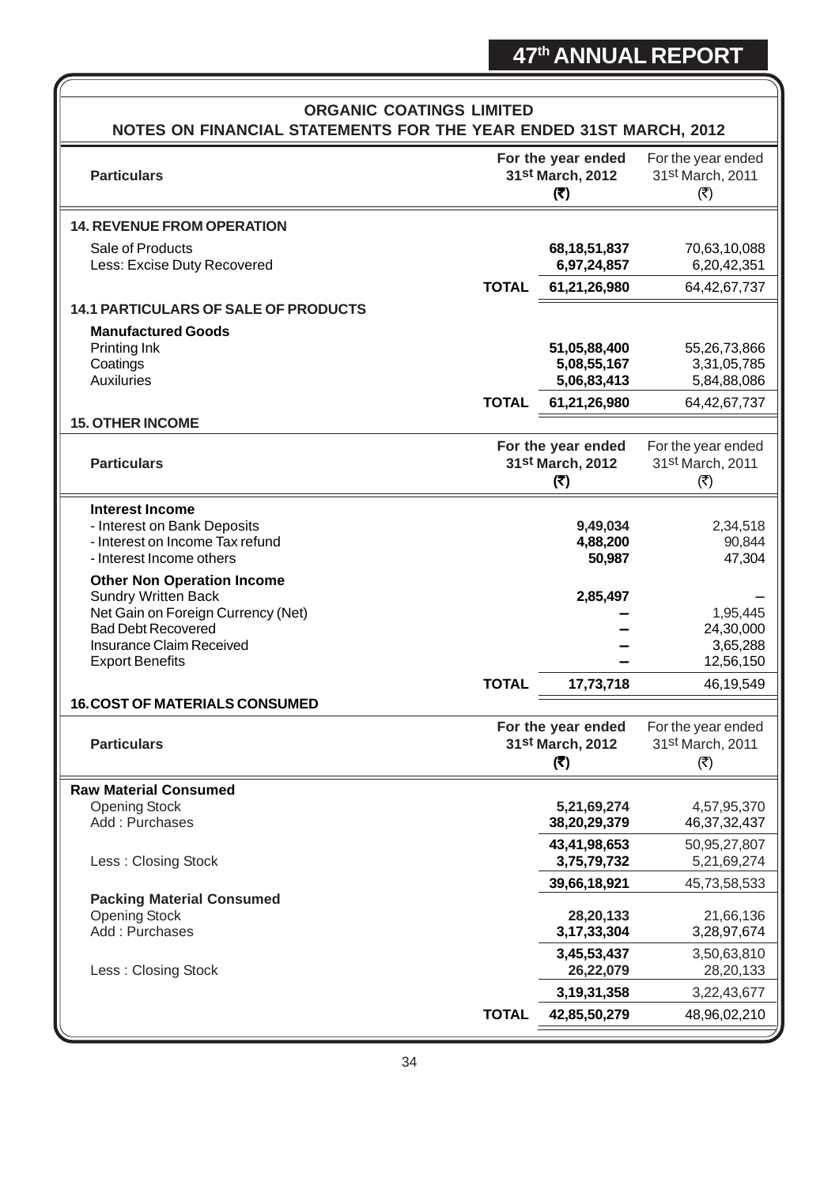## ORGANIC COATINGS LIMITED

### NOTES ON FINANCIAL STATEMENTS FOR THE YEAR ENDED 31ST MARCH, 2012

| Particulars | | For the year ended 31st March, 2012 (₹) | For the year ended 31st March, 2011 (₹) |
|---|---|---|---|
| **14. REVENUE FROM OPERATION** | | | |
| Sale of Products | | **68,18,51,837** | 70,63,10,088 |
| Less: Excise Duty Recovered | | **6,97,24,857** | 6,20,42,351 |
| | **TOTAL** | **61,21,26,980** | 64,42,67,737 |
| **14.1 PARTICULARS OF SALE OF PRODUCTS** | | | |
| **Manufactured Goods** | | | |
| Printing Ink | | **51,05,88,400** | 55,26,73,866 |
| Coatings | | **5,08,55,167** | 3,31,05,785 |
| Auxiluries | | **5,06,83,413** | 5,84,88,086 |
| | **TOTAL** | **61,21,26,980** | 64,42,67,737 |

**15. OTHER INCOME**

| Particulars | | For the year ended 31st March, 2012 (₹) | For the year ended 31st March, 2011 (₹) |
|---|---|---|---|
| **Interest Income** | | | |
| - Interest on Bank Deposits | | **9,49,034** | 2,34,518 |
| - Interest on Income Tax refund | | **4,88,200** | 90,844 |
| - Interest Income others | | **50,987** | 47,304 |
| **Other Non Operation Income** | | | |
| Sundry Written Back | | **2,85,497** | – |
| Net Gain on Foreign Currency (Net) | | **–** | 1,95,445 |
| Bad Debt Recovered | | **–** | 24,30,000 |
| Insurance Claim Received | | **–** | 3,65,288 |
| Export Benefits | | **–** | 12,56,150 |
| | **TOTAL** | **17,73,718** | 46,19,549 |

**16. COST OF MATERIALS CONSUMED**

| Particulars | | For the year ended 31st March, 2012 (₹) | For the year ended 31st March, 2011 (₹) |
|---|---|---|---|
| **Raw Material Consumed** | | | |
| Opening Stock | | **5,21,69,274** | 4,57,95,370 |
| Add : Purchases | | **38,20,29,379** | 46,37,32,437 |
| | | **43,41,98,653** | 50,95,27,807 |
| Less : Closing Stock | | **3,75,79,732** | 5,21,69,274 |
| | | **39,66,18,921** | 45,73,58,533 |
| **Packing Material Consumed** | | | |
| Opening Stock | | **28,20,133** | 21,66,136 |
| Add : Purchases | | **3,17,33,304** | 3,28,97,674 |
| | | **3,45,53,437** | 3,50,63,810 |
| Less : Closing Stock | | **26,22,079** | 28,20,133 |
| | | **3,19,31,358** | 3,22,43,677 |
| | **TOTAL** | **42,85,50,279** | 48,96,02,210 |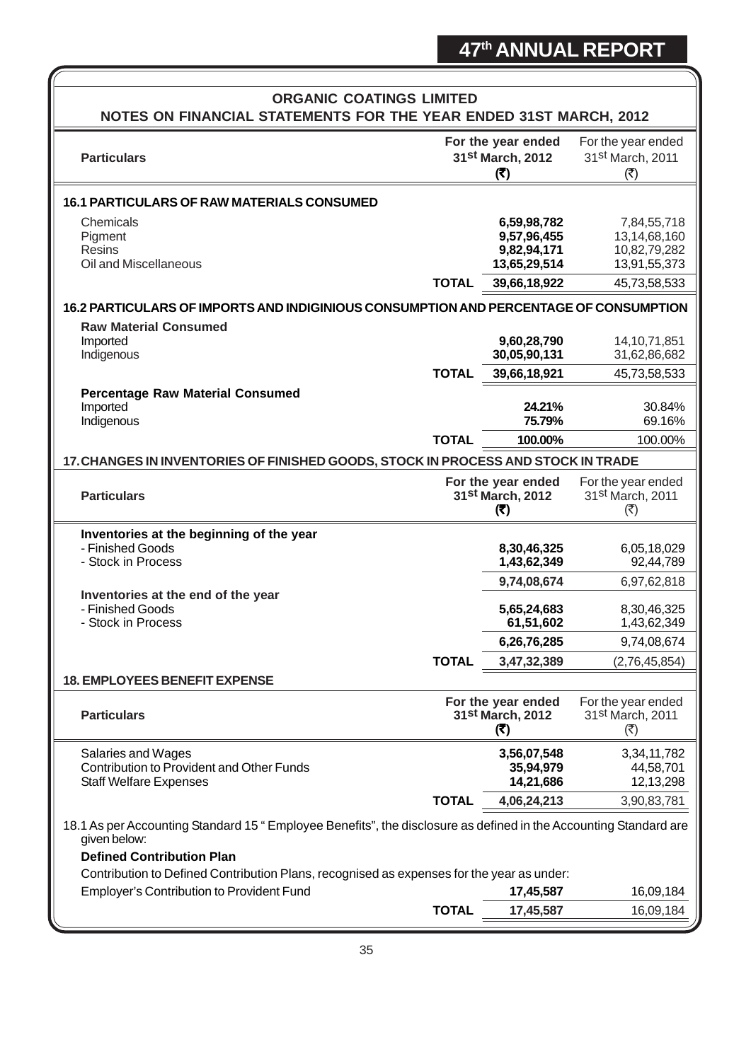## ORGANIC COATINGS LIMITED

### NOTES ON FINANCIAL STATEMENTS FOR THE YEAR ENDED 31ST MARCH, 2012

| Particulars | | For the year ended 31st March, 2012 (₹) | For the year ended 31st March, 2011 (₹) |
|---|---|---|---|
| **16.1 PARTICULARS OF RAW MATERIALS CONSUMED** | | | |
| Chemicals | | **6,59,98,782** | 7,84,55,718 |
| Pigment | | **9,57,96,455** | 13,14,68,160 |
| Resins | | **9,82,94,171** | 10,82,79,282 |
| Oil and Miscellaneous | | **13,65,29,514** | 13,91,55,373 |
| | **TOTAL** | **39,66,18,922** | 45,73,58,533 |
| **16.2 PARTICULARS OF IMPORTS AND INDIGINIOUS CONSUMPTION AND PERCENTAGE OF CONSUMPTION** | | | |
| **Raw Material Consumed** | | | |
| Imported | | **9,60,28,790** | 14,10,71,851 |
| Indigenous | | **30,05,90,131** | 31,62,86,682 |
| | **TOTAL** | **39,66,18,921** | 45,73,58,533 |
| **Percentage Raw Material Consumed** | | | |
| Imported | | **24.21%** | 30.84% |
| Indigenous | | **75.79%** | 69.16% |
| | **TOTAL** | **100.00%** | 100.00% |

**17. CHANGES IN INVENTORIES OF FINISHED GOODS, STOCK IN PROCESS AND STOCK IN TRADE**

| Particulars | | For the year ended 31st March, 2012 (₹) | For the year ended 31st March, 2011 (₹) |
|---|---|---|---|
| **Inventories at the beginning of the year** | | | |
| - Finished Goods | | **8,30,46,325** | 6,05,18,029 |
| - Stock in Process | | **1,43,62,349** | 92,44,789 |
| | | **9,74,08,674** | 6,97,62,818 |
| **Inventories at the end of the year** | | | |
| - Finished Goods | | **5,65,24,683** | 8,30,46,325 |
| - Stock in Process | | **61,51,602** | 1,43,62,349 |
| | | **6,26,76,285** | 9,74,08,674 |
| | **TOTAL** | **3,47,32,389** | (2,76,45,854) |

**18. EMPLOYEES BENEFIT EXPENSE**

| Particulars | | For the year ended 31st March, 2012 (₹) | For the year ended 31st March, 2011 (₹) |
|---|---|---|---|
| Salaries and Wages | | **3,56,07,548** | 3,34,11,782 |
| Contribution to Provident and Other Funds | | **35,94,979** | 44,58,701 |
| Staff Welfare Expenses | | **14,21,686** | 12,13,298 |
| | **TOTAL** | **4,06,24,213** | 3,90,83,781 |

18.1 As per Accounting Standard 15 " Employee Benefits", the disclosure as defined in the Accounting Standard are given below:

**Defined Contribution Plan**

Contribution to Defined Contribution Plans, recognised as expenses for the year as under:

| | | | |
|---|---|---|---|
| Employer's Contribution to Provident Fund | | **17,45,587** | 16,09,184 |
| | **TOTAL** | **17,45,587** | 16,09,184 |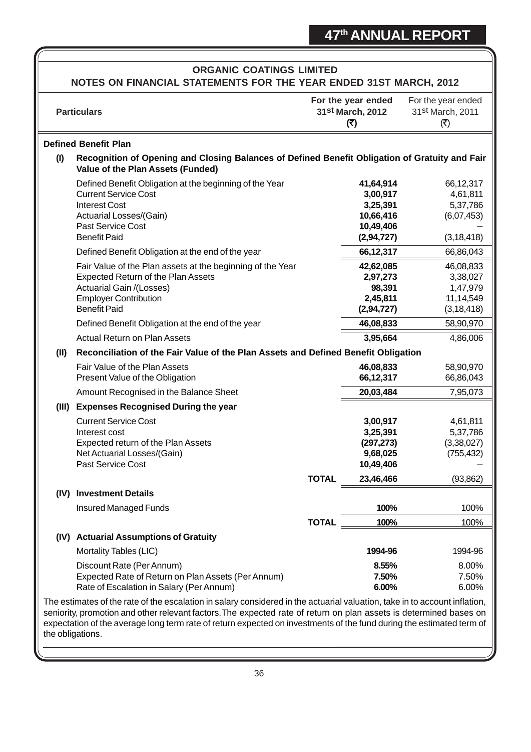## ORGANIC COATINGS LIMITED

### NOTES ON FINANCIAL STATEMENTS FOR THE YEAR ENDED 31ST MARCH, 2012

| | Particulars | | For the year ended 31st March, 2012 (₹) | For the year ended 31st March, 2011 (₹) |
|---|---|---|---|---|
| | **Defined Benefit Plan** | | | |
| **(I)** | **Recognition of Opening and Closing Balances of Defined Benefit Obligation of Gratuity and Fair Value of the Plan Assets (Funded)** | | | |
| | Defined Benefit Obligation at the beginning of the Year | | **41,64,914** | 66,12,317 |
| | Current Service Cost | | **3,00,917** | 4,61,811 |
| | Interest Cost | | **3,25,391** | 5,37,786 |
| | Actuarial Losses/(Gain) | | **10,66,416** | (6,07,453) |
| | Past Service Cost | | **10,49,406** | – |
| | Benefit Paid | | **(2,94,727)** | (3,18,418) |
| | Defined Benefit Obligation at the end of the year | | **66,12,317** | 66,86,043 |
| | Fair Value of the Plan assets at the beginning of the Year | | **42,62,085** | 46,08,833 |
| | Expected Return of the Plan Assets | | **2,97,273** | 3,38,027 |
| | Actuarial Gain /(Losses) | | **98,391** | 1,47,979 |
| | Employer Contribution | | **2,45,811** | 11,14,549 |
| | Benefit Paid | | **(2,94,727)** | (3,18,418) |
| | Defined Benefit Obligation at the end of the year | | **46,08,833** | 58,90,970 |
| | Actual Return on Plan Assets | | **3,95,664** | 4,86,006 |
| **(II)** | **Reconciliation of the Fair Value of the Plan Assets and Defined Benefit Obligation** | | | |
| | Fair Value of the Plan Assets | | **46,08,833** | 58,90,970 |
| | Present Value of the Obligation | | **66,12,317** | 66,86,043 |
| | Amount Recognised in the Balance Sheet | | **20,03,484** | 7,95,073 |
| **(III)** | **Expenses Recognised During the year** | | | |
| | Current Service Cost | | **3,00,917** | 4,61,811 |
| | Interest cost | | **3,25,391** | 5,37,786 |
| | Expected return of the Plan Assets | | **(297,273)** | (3,38,027) |
| | Net Actuarial Losses/(Gain) | | **9,68,025** | (755,432) |
| | Past Service Cost | | **10,49,406** | – |
| | | **TOTAL** | **23,46,466** | (93,862) |
| **(IV)** | **Investment Details** | | | |
| | Insured Managed Funds | | **100%** | 100% |
| | | **TOTAL** | **100%** | 100% |
| **(IV)** | **Actuarial Assumptions of Gratuity** | | | |
| | Mortality Tables (LIC) | | **1994-96** | 1994-96 |
| | Discount Rate (Per Annum) | | **8.55%** | 8.00% |
| | Expected Rate of Return on Plan Assets (Per Annum) | | **7.50%** | 7.50% |
| | Rate of Escalation in Salary (Per Annum) | | **6.00%** | 6.00% |

The estimates of the rate of the escalation in salary considered in the actuarial valuation, take in to account inflation, seniority, promotion and other relevant factors.The expected rate of return on plan assets is determined bases on expectation of the average long term rate of return expected on investments of the fund during the estimated term of the obligations.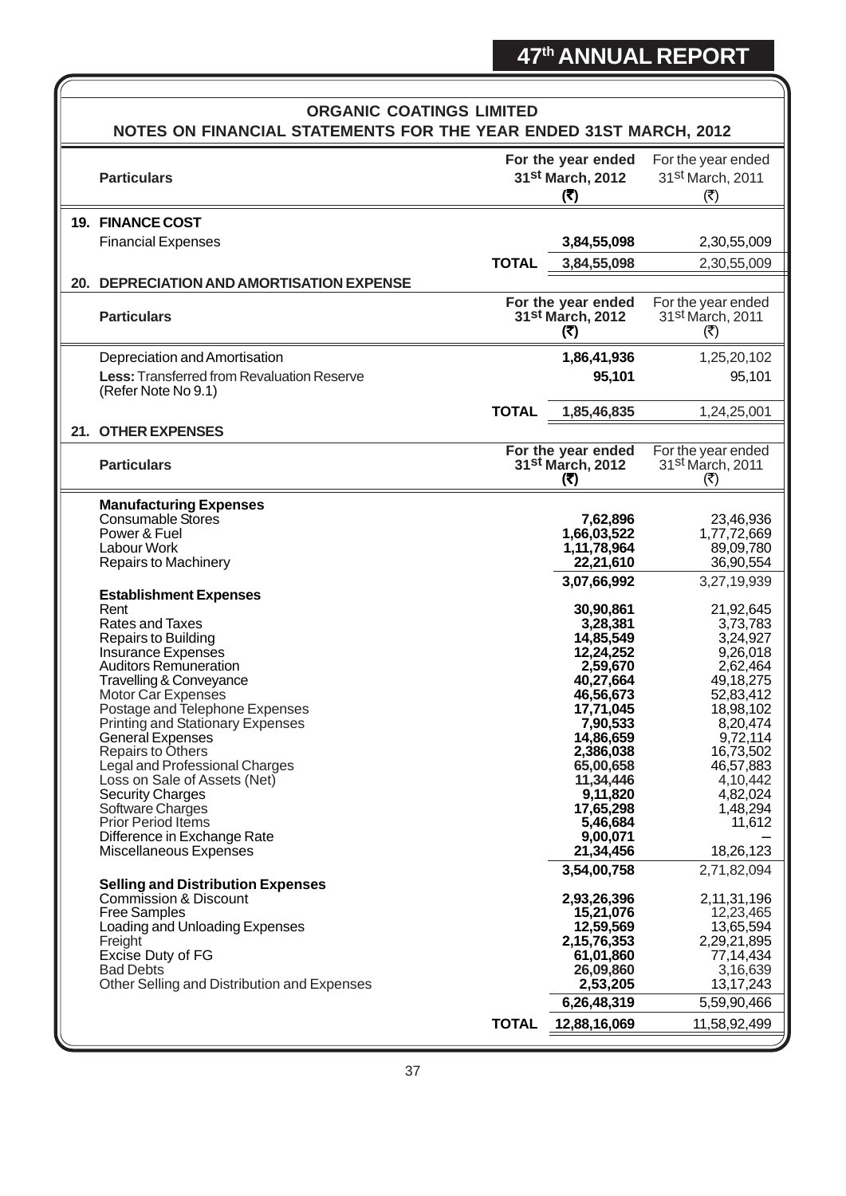## ORGANIC COATINGS LIMITED

### NOTES ON FINANCIAL STATEMENTS FOR THE YEAR ENDED 31ST MARCH, 2012

| Particulars | | For the year ended 31st March, 2012 (₹) | For the year ended 31st March, 2011 (₹) |
|---|---|---|---|
| **19. FINANCE COST** | | | |
| Financial Expenses | | **3,84,55,098** | 2,30,55,009 |
| | **TOTAL** | **3,84,55,098** | 2,30,55,009 |

| Particulars | | For the year ended 31st March, 2012 (₹) | For the year ended 31st March, 2011 (₹) |
|---|---|---|---|
| **20. DEPRECIATION AND AMORTISATION EXPENSE** | | | |
| Depreciation and Amortisation | | **1,86,41,936** | 1,25,20,102 |
| **Less:** Transferred from Revaluation Reserve (Refer Note No 9.1) | | **95,101** | 95,101 |
| | **TOTAL** | **1,85,46,835** | 1,24,25,001 |

| Particulars | | For the year ended 31st March, 2012 (₹) | For the year ended 31st March, 2011 (₹) |
|---|---|---|---|
| **21. OTHER EXPENSES** | | | |
| **Manufacturing Expenses** | | | |
| Consumable Stores | | **7,62,896** | 23,46,936 |
| Power & Fuel | | **1,66,03,522** | 1,77,72,669 |
| Labour Work | | **1,11,78,964** | 89,09,780 |
| Repairs to Machinery | | **22,21,610** | 36,90,554 |
| | | **3,07,66,992** | 3,27,19,939 |
| **Establishment Expenses** | | | |
| Rent | | **30,90,861** | 21,92,645 |
| Rates and Taxes | | **3,28,381** | 3,73,783 |
| Repairs to Building | | **14,85,549** | 3,24,927 |
| Insurance Expenses | | **12,24,252** | 9,26,018 |
| Auditors Remuneration | | **2,59,670** | 2,62,464 |
| Travelling & Conveyance | | **40,27,664** | 49,18,275 |
| Motor Car Expenses | | **46,56,673** | 52,83,412 |
| Postage and Telephone Expenses | | **17,71,045** | 18,98,102 |
| Printing and Stationary Expenses | | **7,90,533** | 8,20,474 |
| General Expenses | | **14,86,659** | 9,72,114 |
| Repairs to Others | | **2,386,038** | 16,73,502 |
| Legal and Professional Charges | | **65,00,658** | 46,57,883 |
| Loss on Sale of Assets (Net) | | **11,34,446** | 4,10,442 |
| Security Charges | | **9,11,820** | 4,82,024 |
| Software Charges | | **17,65,298** | 1,48,294 |
| Prior Period Items | | **5,46,684** | 11,612 |
| Difference in Exchange Rate | | **9,00,071** | – |
| Miscellaneous Expenses | | **21,34,456** | 18,26,123 |
| | | **3,54,00,758** | 2,71,82,094 |
| **Selling and Distribution Expenses** | | | |
| Commission & Discount | | **2,93,26,396** | 2,11,31,196 |
| Free Samples | | **15,21,076** | 12,23,465 |
| Loading and Unloading Expenses | | **12,59,569** | 13,65,594 |
| Freight | | **2,15,76,353** | 2,29,21,895 |
| Excise Duty of FG | | **61,01,860** | 77,14,434 |
| Bad Debts | | **26,09,860** | 3,16,639 |
| Other Selling and Distribution and Expenses | | **2,53,205** | 13,17,243 |
| | | **6,26,48,319** | 5,59,90,466 |
| | **TOTAL** | **12,88,16,069** | 11,58,92,499 |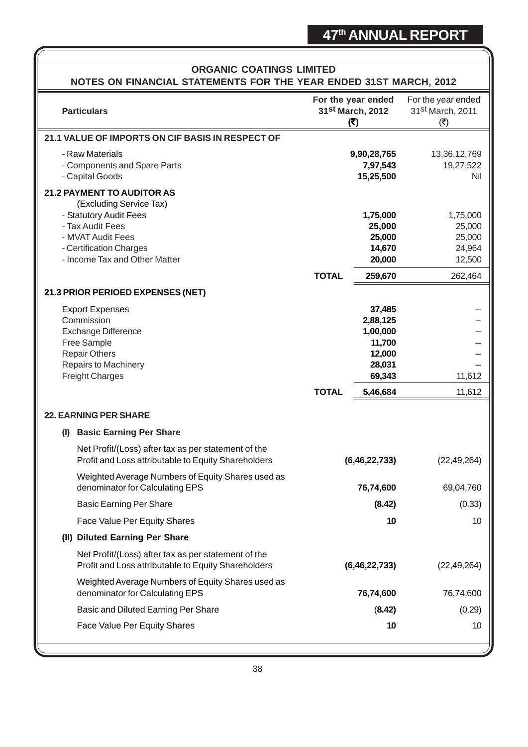## ORGANIC COATINGS LIMITED

### NOTES ON FINANCIAL STATEMENTS FOR THE YEAR ENDED 31ST MARCH, 2012

| Particulars | | For the year ended 31st March, 2012 (₹) | For the year ended 31st March, 2011 (₹) |
|---|---|---|---|
| **21.1 VALUE OF IMPORTS ON CIF BASIS IN RESPECT OF** | | | |
| - Raw Materials | | **9,90,28,765** | 13,36,12,769 |
| - Components and Spare Parts | | **7,97,543** | 19,27,522 |
| - Capital Goods | | **15,25,500** | Nil |
| **21.2 PAYMENT TO AUDITOR AS** (Excluding Service Tax) | | | |
| - Statutory Audit Fees | | **1,75,000** | 1,75,000 |
| - Tax Audit Fees | | **25,000** | 25,000 |
| - MVAT Audit Fees | | **25,000** | 25,000 |
| - Certification Charges | | **14,670** | 24,964 |
| - Income Tax and Other Matter | | **20,000** | 12,500 |
| | **TOTAL** | **259,670** | 262,464 |
| **21.3 PRIOR PERIOED EXPENSES (NET)** | | | |
| Export Expenses | | **37,485** | – |
| Commission | | **2,88,125** | – |
| Exchange Difference | | **1,00,000** | – |
| Free Sample | | **11,700** | – |
| Repair Others | | **12,000** | – |
| Repairs to Machinery | | **28,031** | – |
| Freight Charges | | **69,343** | 11,612 |
| | **TOTAL** | **5,46,684** | 11,612 |
| **22. EARNING PER SHARE** | | | |
| **(I) Basic Earning Per Share** | | | |
| Net Profit/(Loss) after tax as per statement of the Profit and Loss attributable to Equity Shareholders | | **(6,46,22,733)** | (22,49,264) |
| Weighted Average Numbers of Equity Shares used as denominator for Calculating EPS | | **76,74,600** | 69,04,760 |
| Basic Earning Per Share | | **(8.42)** | (0.33) |
| Face Value Per Equity Shares | | **10** | 10 |
| **(II) Diluted Earning Per Share** | | | |
| Net Profit/(Loss) after tax as per statement of the Profit and Loss attributable to Equity Shareholders | | **(6,46,22,733)** | (22,49,264) |
| Weighted Average Numbers of Equity Shares used as denominator for Calculating EPS | | **76,74,600** | 76,74,600 |
| Basic and Diluted Earning Per Share | | **(8.42)** | (0.29) |
| Face Value Per Equity Shares | | **10** | 10 |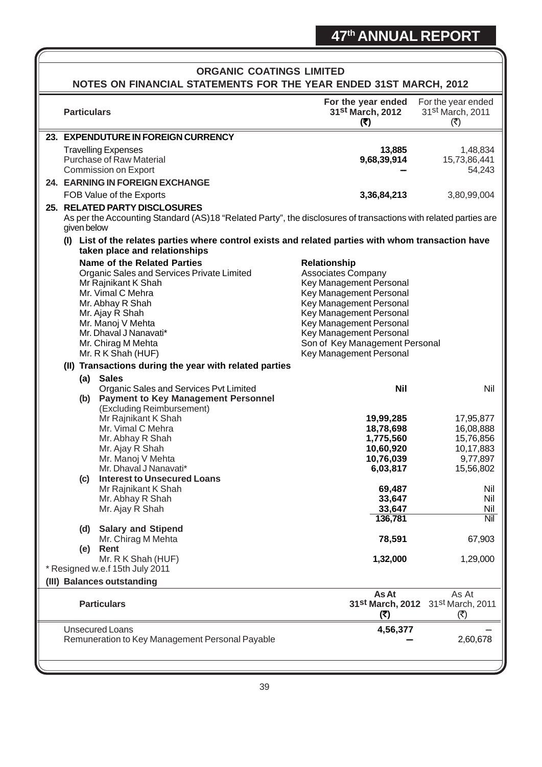## ORGANIC COATINGS LIMITED

### NOTES ON FINANCIAL STATEMENTS FOR THE YEAR ENDED 31ST MARCH, 2012

| Particulars | For the year ended 31st March, 2012 (₹) | For the year ended 31st March, 2011 (₹) |
|---|---|---|
| **23. EXPENDUTURE IN FOREIGN CURRENCY** | | |
| Travelling Expenses | **13,885** | 1,48,834 |
| Purchase of Raw Material | **9,68,39,914** | 15,73,86,441 |
| Commission on Export | **–** | 54,243 |
| **24. EARNING IN FOREIGN EXCHANGE** | | |
| FOB Value of the Exports | **3,36,84,213** | 3,80,99,004 |

**25. RELATED PARTY DISCLOSURES**

As per the Accounting Standard (AS)18 "Related Party", the disclosures of transactions with related parties are given below

**(I) List of the relates parties where control exists and related parties with whom transaction have taken place and relationships**

| Name of the Related Parties | Relationship |
|---|---|
| Organic Sales and Services Private Limited | Associates Company |
| Mr Rajnikant K Shah | Key Management Personal |
| Mr. Vimal C Mehra | Key Management Personal |
| Mr. Abhay R Shah | Key Management Personal |
| Mr. Ajay R Shah | Key Management Personal |
| Mr. Manoj V Mehta | Key Management Personal |
| Mr. Dhaval J Nanavati* | Key Management Personal |
| Mr. Chirag M Mehta | Son of Key Management Personal |
| Mr. R K Shah (HUF) | Key Management Personal |

**(II) Transactions during the year with related parties**

| Particulars | For the year ended 31st March, 2012 (₹) | For the year ended 31st March, 2011 (₹) |
|---|---|---|
| **(a) Sales** | | |
| Organic Sales and Services Pvt Limited | **Nil** | Nil |
| **(b) Payment to Key Management Personnel** (Excluding Reimbursement) | | |
| Mr Rajnikant K Shah | **19,99,285** | 17,95,877 |
| Mr. Vimal C Mehra | **18,78,698** | 16,08,888 |
| Mr. Abhay R Shah | **1,775,560** | 15,76,856 |
| Mr. Ajay R Shah | **10,60,920** | 10,17,883 |
| Mr. Manoj V Mehta | **10,76,039** | 9,77,897 |
| Mr. Dhaval J Nanavati* | **6,03,817** | 15,56,802 |
| **(c) Interest to Unsecured Loans** | | |
| Mr Rajnikant K Shah | **69,487** | Nil |
| Mr. Abhay R Shah | **33,647** | Nil |
| Mr. Ajay R Shah | **33,647** | Nil |
| | **136,781** | Nil |
| **(d) Salary and Stipend** | | |
| Mr. Chirag M Mehta | **78,591** | 67,903 |
| **(e) Rent** | | |
| Mr. R K Shah (HUF) | **1,32,000** | 1,29,000 |

* Resigned w.e.f 15th July 2011

**(III) Balances outstanding**

| Particulars | As At 31st March, 2012 (₹) | As At 31st March, 2011 (₹) |
|---|---|---|
| Unsecured Loans | **4,56,377** | – |
| Remuneration to Key Management Personal Payable | **–** | 2,60,678 |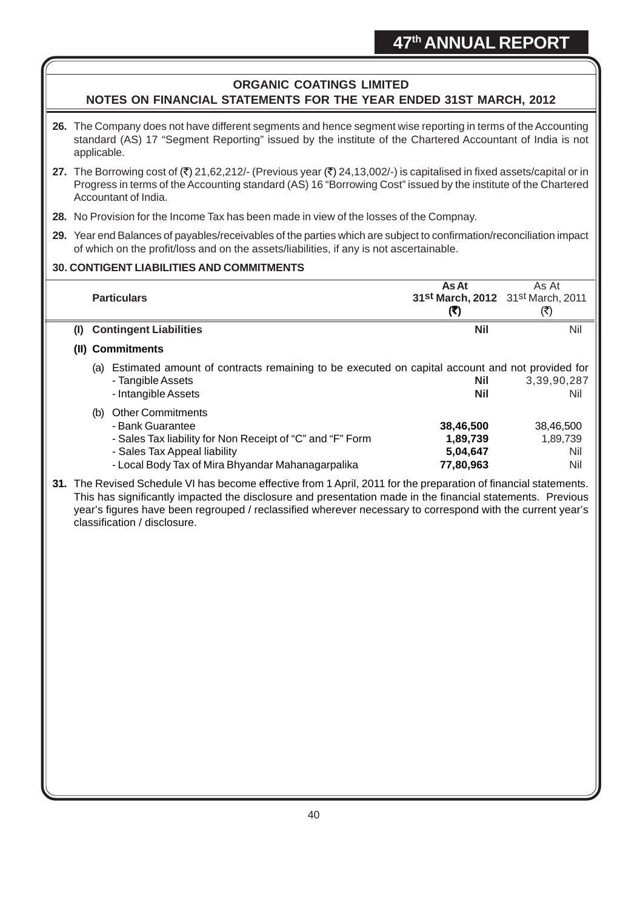## ORGANIC COATINGS LIMITED

### NOTES ON FINANCIAL STATEMENTS FOR THE YEAR ENDED 31ST MARCH, 2012

**26.** The Company does not have different segments and hence segment wise reporting in terms of the Accounting standard (AS) 17 "Segment Reporting" issued by the institute of the Chartered Accountant of India is not applicable.

**27.** The Borrowing cost of (₹) 21,62,212/- (Previous year (₹) 24,13,002/-) is capitalised in fixed assets/capital or in Progress in terms of the Accounting standard (AS) 16 "Borrowing Cost" issued by the institute of the Chartered Accountant of India.

**28.** No Provision for the Income Tax has been made in view of the losses of the Compnay.

**29.** Year end Balances of payables/receivables of the parties which are subject to confirmation/reconciliation impact of which on the profit/loss and on the assets/liabilities, if any is not ascertainable.

**30. CONTIGENT LIABILITIES AND COMMITMENTS**

| Particulars | As At 31st March, 2012 (₹) | As At 31st March, 2011 (₹) |
|---|---|---|
| **(I) Contingent Liabilities** | **Nil** | Nil |
| **(II) Commitments** | | |
| (a) Estimated amount of contracts remaining to be executed on capital account and not provided for | | |
| - Tangible Assets | **Nil** | 3,39,90,287 |
| - Intangible Assets | **Nil** | Nil |
| (b) Other Commitments | | |
| - Bank Guarantee | **38,46,500** | 38,46,500 |
| - Sales Tax liability for Non Receipt of "C" and "F" Form | **1,89,739** | 1,89,739 |
| - Sales Tax Appeal liability | **5,04,647** | Nil |
| - Local Body Tax of Mira Bhyandar Mahanagarpalika | **77,80,963** | Nil |

**31.** The Revised Schedule VI has become effective from 1 April, 2011 for the preparation of financial statements. This has significantly impacted the disclosure and presentation made in the financial statements. Previous year's figures have been regrouped / reclassified wherever necessary to correspond with the current year's classification / disclosure.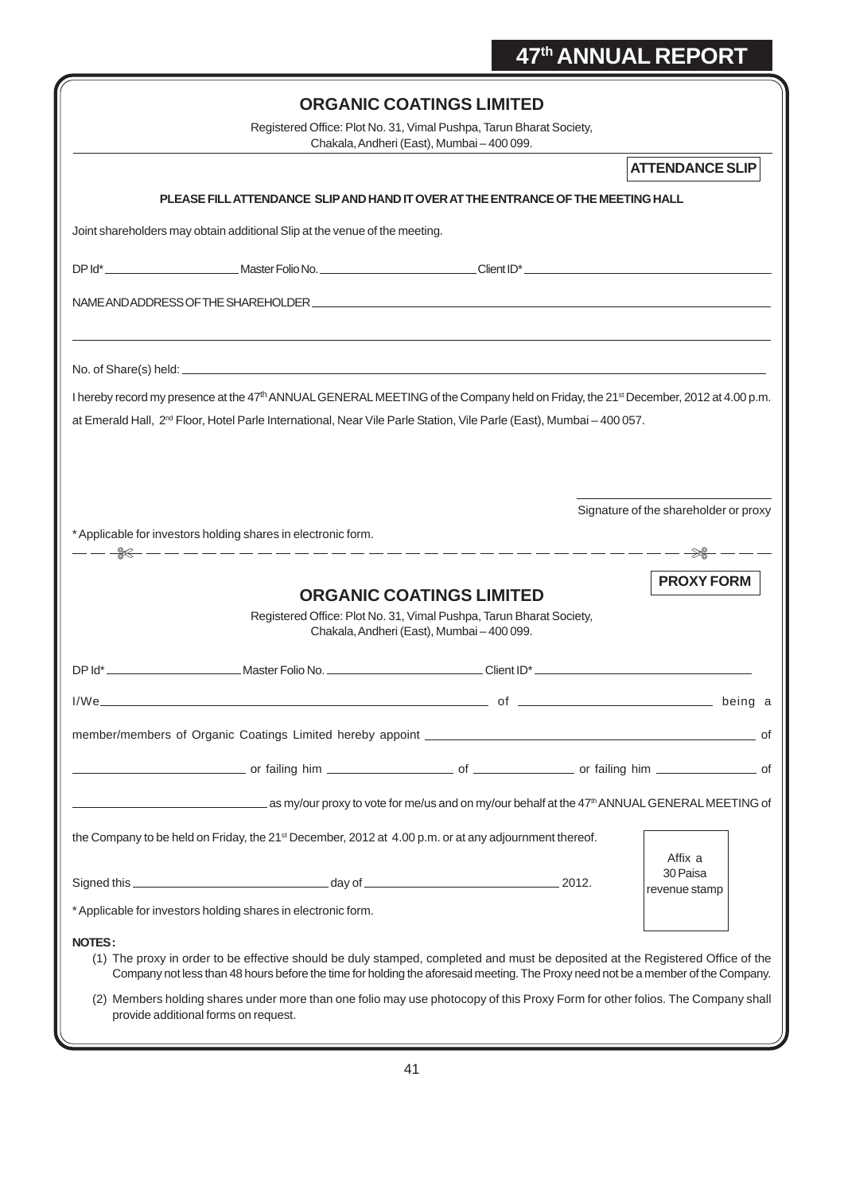## ORGANIC COATINGS LIMITED

Registered Office: Plot No. 31, Vimal Pushpa, Tarun Bharat Society,
Chakala, Andheri (East), Mumbai – 400 099.

**ATTENDANCE SLIP**

**PLEASE FILL ATTENDANCE SLIP AND HAND IT OVER AT THE ENTRANCE OF THE MEETING HALL**

Joint shareholders may obtain additional Slip at the venue of the meeting.

DP Id* ____________________ Master Folio No. ______________________ Client ID* ______________________________

NAME AND ADDRESS OF THE SHAREHOLDER ____________________________________________________________

______________________________________________________________________________________________

No. of Share(s) held: _____________________________________________________________________________

I hereby record my presence at the 47th ANNUAL GENERAL MEETING of the Company held on Friday, the 21st December, 2012 at 4.00 p.m. at Emerald Hall, 2nd Floor, Hotel Parle International, Near Vile Parle Station, Vile Parle (East), Mumbai – 400 057.

______________________________

Signature of the shareholder or proxy

* Applicable for investors holding shares in electronic form.

---

**PROXY FORM**

## ORGANIC COATINGS LIMITED

Registered Office: Plot No. 31, Vimal Pushpa, Tarun Bharat Society,
Chakala, Andheri (East), Mumbai – 400 099.

DP Id* ____________________ Master Folio No. ______________________ Client ID* ______________________________

I/We ________________________________________________________ of ___________________________ being a member/members of Organic Coatings Limited hereby appoint ______________________________________________ of ________________________ or failing him __________________ of ______________ or failing him ______________ of ____________________________ as my/our proxy to vote for me/us and on my/our behalf at the 47th ANNUAL GENERAL MEETING of the Company to be held on Friday, the 21st December, 2012 at 4.00 p.m. or at any adjournment thereof.

Signed this ____________________________ day of ____________________________ 2012.

Affix a 30 Paisa revenue stamp

* Applicable for investors holding shares in electronic form.

**NOTES:**

(1) The proxy in order to be effective should be duly stamped, completed and must be deposited at the Registered Office of the Company not less than 48 hours before the time for holding the aforesaid meeting. The Proxy need not be a member of the Company.

(2) Members holding shares under more than one folio may use photocopy of this Proxy Form for other folios. The Company shall provide additional forms on request.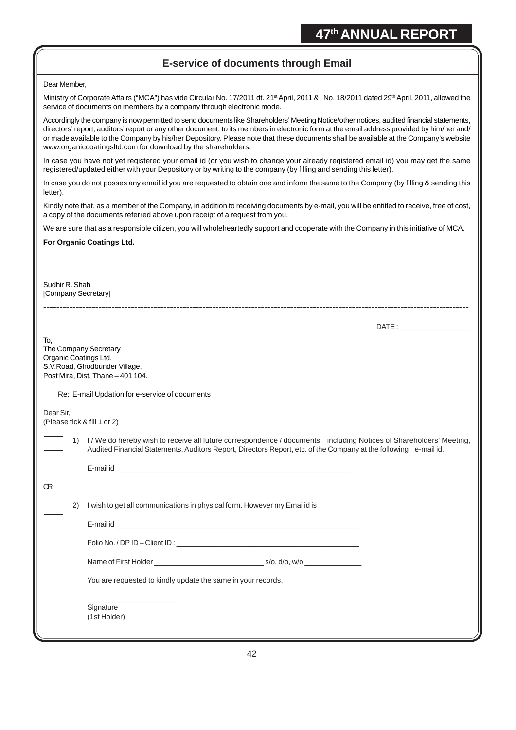## E-service of documents through Email

Dear Member,

Ministry of Corporate Affairs ("MCA") has vide Circular No. 17/2011 dt. 21st April, 2011 & No. 18/2011 dated 29th April, 2011, allowed the service of documents on members by a company through electronic mode.

Accordingly the company is now permitted to send documents like Shareholders' Meeting Notice/other notices, audited financial statements, directors' report, auditors' report or any other document, to its members in electronic form at the email address provided by him/her and/ or made available to the Company by his/her Depository. Please note that these documents shall be available at the Company's website www.organiccoatingsltd.com for download by the shareholders.

In case you have not yet registered your email id (or you wish to change your already registered email id) you may get the same registered/updated either with your Depository or by writing to the company (by filling and sending this letter).

In case you do not posses any email id you are requested to obtain one and inform the same to the Company (by filling & sending this letter).

Kindly note that, as a member of the Company, in addition to receiving documents by e-mail, you will be entitled to receive, free of cost, a copy of the documents referred above upon receipt of a request from you.

We are sure that as a responsible citizen, you will wholeheartedly support and cooperate with the Company in this initiative of MCA.

**For Organic Coatings Ltd.**

Sudhir R. Shah
[Company Secretary]

---

DATE : ________________

To,
The Company Secretary
Organic Coatings Ltd.
S.V.Road, Ghodbunder Village,
Post Mira, Dist. Thane – 401 104.

Re: E-mail Updation for e-service of documents

Dear Sir,
(Please tick & fill 1 or 2)

☐ 1) I / We do hereby wish to receive all future correspondence / documents including Notices of Shareholders' Meeting, Audited Financial Statements, Auditors Report, Directors Report, etc. of the Company at the following e-mail id.

E-mail id ______________________________

OR

☐ 2) I wish to get all communications in physical form. However my Emai id is

E-mail id ______________________________

Folio No. / DP ID – Client ID : ______________________________

Name of First Holder ______________________ s/o, d/o, w/o ____________

You are requested to kindly update the same in your records.

______________________
Signature
(1st Holder)